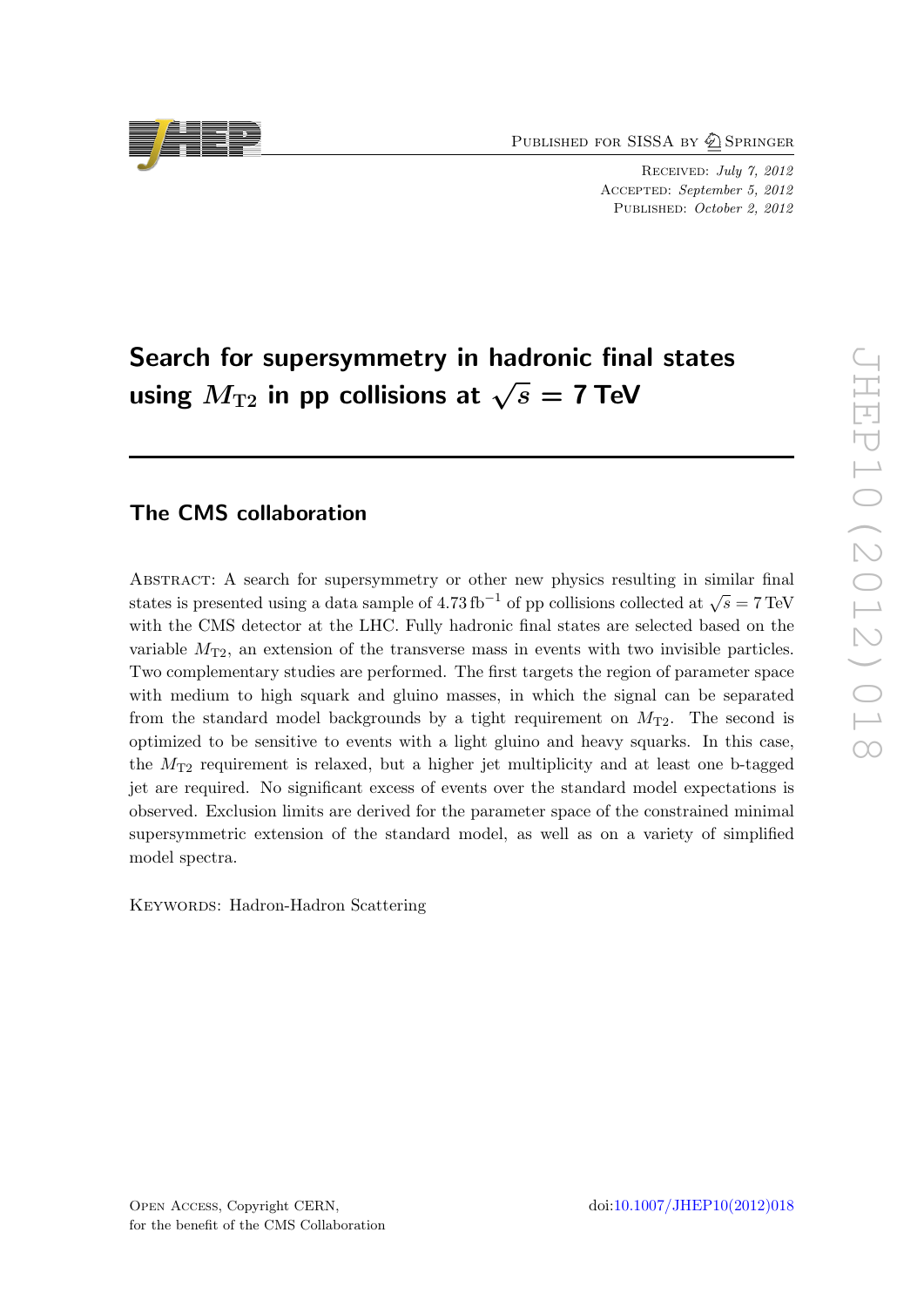Published for SISSA by Springer

Received: *July 7, 2012*
Accepted: *September 5, 2012*
Published: *October 2, 2012*

# Search for supersymmetry in hadronic final states using $M_{\mathrm{T2}}$ in pp collisions at $\sqrt{s} = 7$ TeV

## The CMS collaboration

Abstract: A search for supersymmetry or other new physics resulting in similar final states is presented using a data sample of $4.73\,\mathrm{fb}^{-1}$ of pp collisions collected at $\sqrt{s} = 7\,\mathrm{TeV}$ with the CMS detector at the LHC. Fully hadronic final states are selected based on the variable $M_{\mathrm{T2}}$, an extension of the transverse mass in events with two invisible particles. Two complementary studies are performed. The first targets the region of parameter space with medium to high squark and gluino masses, in which the signal can be separated from the standard model backgrounds by a tight requirement on $M_{\mathrm{T2}}$. The second is optimized to be sensitive to events with a light gluino and heavy squarks. In this case, the $M_{\mathrm{T2}}$ requirement is relaxed, but a higher jet multiplicity and at least one b-tagged jet are required. No significant excess of events over the standard model expectations is observed. Exclusion limits are derived for the parameter space of the constrained minimal supersymmetric extension of the standard model, as well as on a variety of simplified model spectra.

Keywords: Hadron-Hadron Scattering

Open Access, Copyright CERN,
for the benefit of the CMS Collaboration

doi:10.1007/JHEP10(2012)018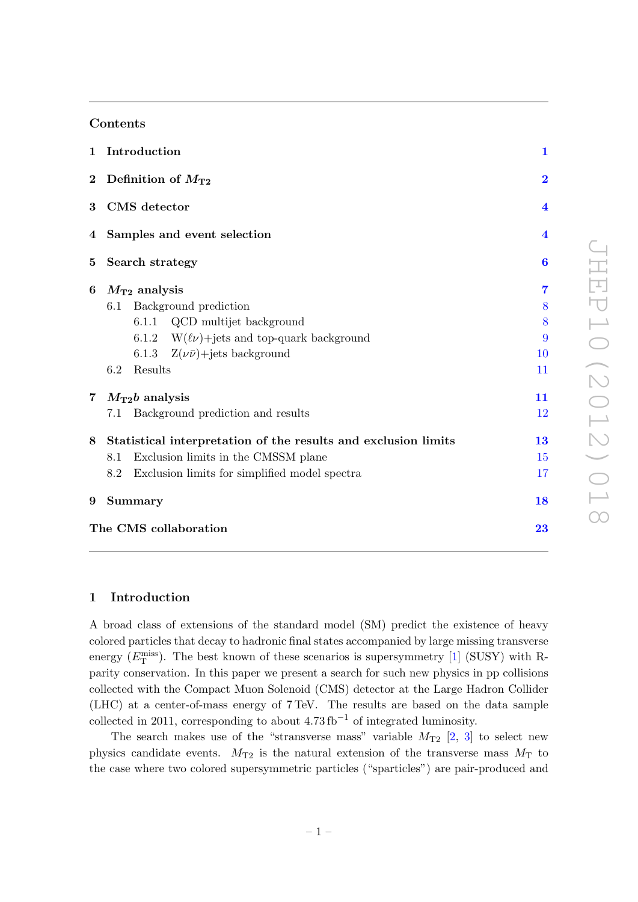## Contents

| | | |
|---|---|---|
| **1** | **Introduction** | **1** |
| **2** | **Definition of $M_{\mathrm{T2}}$** | **2** |
| **3** | **CMS detector** | **4** |
| **4** | **Samples and event selection** | **4** |
| **5** | **Search strategy** | **6** |
| **6** | **$M_{\mathrm{T2}}$ analysis** | **7** |
| 6.1 | Background prediction | 8 |
| 6.1.1 | QCD multijet background | 8 |
| 6.1.2 | $\mathrm{W}(\ell\nu)$+jets and top-quark background | 9 |
| 6.1.3 | $\mathrm{Z}(\nu\bar{\nu})$+jets background | 10 |
| 6.2 | Results | 11 |
| **7** | **$M_{\mathrm{T2}}b$ analysis** | **11** |
| 7.1 | Background prediction and results | 12 |
| **8** | **Statistical interpretation of the results and exclusion limits** | **13** |
| 8.1 | Exclusion limits in the CMSSM plane | 15 |
| 8.2 | Exclusion limits for simplified model spectra | 17 |
| **9** | **Summary** | **18** |
| | **The CMS collaboration** | **23** |

## 1 Introduction

A broad class of extensions of the standard model (SM) predict the existence of heavy colored particles that decay to hadronic final states accompanied by large missing transverse energy ($E_{\mathrm{T}}^{\mathrm{miss}}$). The best known of these scenarios is supersymmetry [1] (SUSY) with R-parity conservation. In this paper we present a search for such new physics in pp collisions collected with the Compact Muon Solenoid (CMS) detector at the Large Hadron Collider (LHC) at a center-of-mass energy of 7 TeV. The results are based on the data sample collected in 2011, corresponding to about 4.73 $\mathrm{fb}^{-1}$ of integrated luminosity.

The search makes use of the "stransverse mass" variable $M_{\mathrm{T2}}$ [2, 3] to select new physics candidate events. $M_{\mathrm{T2}}$ is the natural extension of the transverse mass $M_{\mathrm{T}}$ to the case where two colored supersymmetric particles ("sparticles") are pair-produced and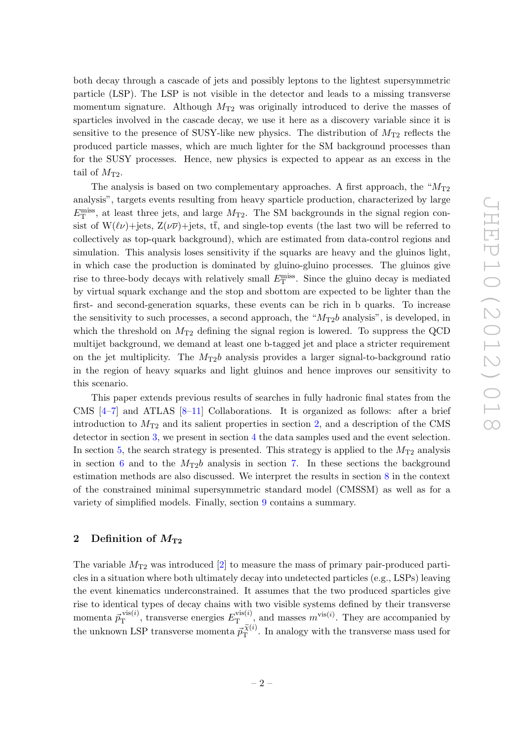both decay through a cascade of jets and possibly leptons to the lightest supersymmetric particle (LSP). The LSP is not visible in the detector and leads to a missing transverse momentum signature. Although $M_{\mathrm{T2}}$ was originally introduced to derive the masses of sparticles involved in the cascade decay, we use it here as a discovery variable since it is sensitive to the presence of SUSY-like new physics. The distribution of $M_{\mathrm{T2}}$ reflects the produced particle masses, which are much lighter for the SM background processes than for the SUSY processes. Hence, new physics is expected to appear as an excess in the tail of $M_{\mathrm{T2}}$.

The analysis is based on two complementary approaches. A first approach, the "$M_{\mathrm{T2}}$ analysis", targets events resulting from heavy sparticle production, characterized by large $E_{\mathrm{T}}^{\mathrm{miss}}$, at least three jets, and large $M_{\mathrm{T2}}$. The SM backgrounds in the signal region consist of $\mathrm{W}(\ell\nu)$+jets, $\mathrm{Z}(\nu\overline{\nu})$+jets, $\mathrm{t}\overline{\mathrm{t}}$, and single-top events (the last two will be referred to collectively as top-quark background), which are estimated from data-control regions and simulation. This analysis loses sensitivity if the squarks are heavy and the gluinos light, in which case the production is dominated by gluino-gluino processes. The gluinos give rise to three-body decays with relatively small $E_{\mathrm{T}}^{\mathrm{miss}}$. Since the gluino decay is mediated by virtual squark exchange and the stop and sbottom are expected to be lighter than the first- and second-generation squarks, these events can be rich in b quarks. To increase the sensitivity to such processes, a second approach, the "$M_{\mathrm{T2}}b$ analysis", is developed, in which the threshold on $M_{\mathrm{T2}}$ defining the signal region is lowered. To suppress the QCD multijet background, we demand at least one b-tagged jet and place a stricter requirement on the jet multiplicity. The $M_{\mathrm{T2}}b$ analysis provides a larger signal-to-background ratio in the region of heavy squarks and light gluinos and hence improves our sensitivity to this scenario.

This paper extends previous results of searches in fully hadronic final states from the CMS [4–7] and ATLAS [8–11] Collaborations. It is organized as follows: after a brief introduction to $M_{\mathrm{T2}}$ and its salient properties in section 2, and a description of the CMS detector in section 3, we present in section 4 the data samples used and the event selection. In section 5, the search strategy is presented. This strategy is applied to the $M_{\mathrm{T2}}$ analysis in section 6 and to the $M_{\mathrm{T2}}b$ analysis in section 7. In these sections the background estimation methods are also discussed. We interpret the results in section 8 in the context of the constrained minimal supersymmetric standard model (CMSSM) as well as for a variety of simplified models. Finally, section 9 contains a summary.

## 2 Definition of $M_{\mathrm{T2}}$

The variable $M_{\mathrm{T2}}$ was introduced [2] to measure the mass of primary pair-produced particles in a situation where both ultimately decay into undetected particles (e.g., LSPs) leaving the event kinematics underconstrained. It assumes that the two produced sparticles give rise to identical types of decay chains with two visible systems defined by their transverse momenta $\vec{p}_{\mathrm{T}}^{\,\mathrm{vis}(i)}$, transverse energies $E_{\mathrm{T}}^{\mathrm{vis}(i)}$, and masses $m^{\mathrm{vis}(i)}$. They are accompanied by the unknown LSP transverse momenta $\vec{p}_{\mathrm{T}}^{\,\widetilde{\chi}(i)}$. In analogy with the transverse mass used for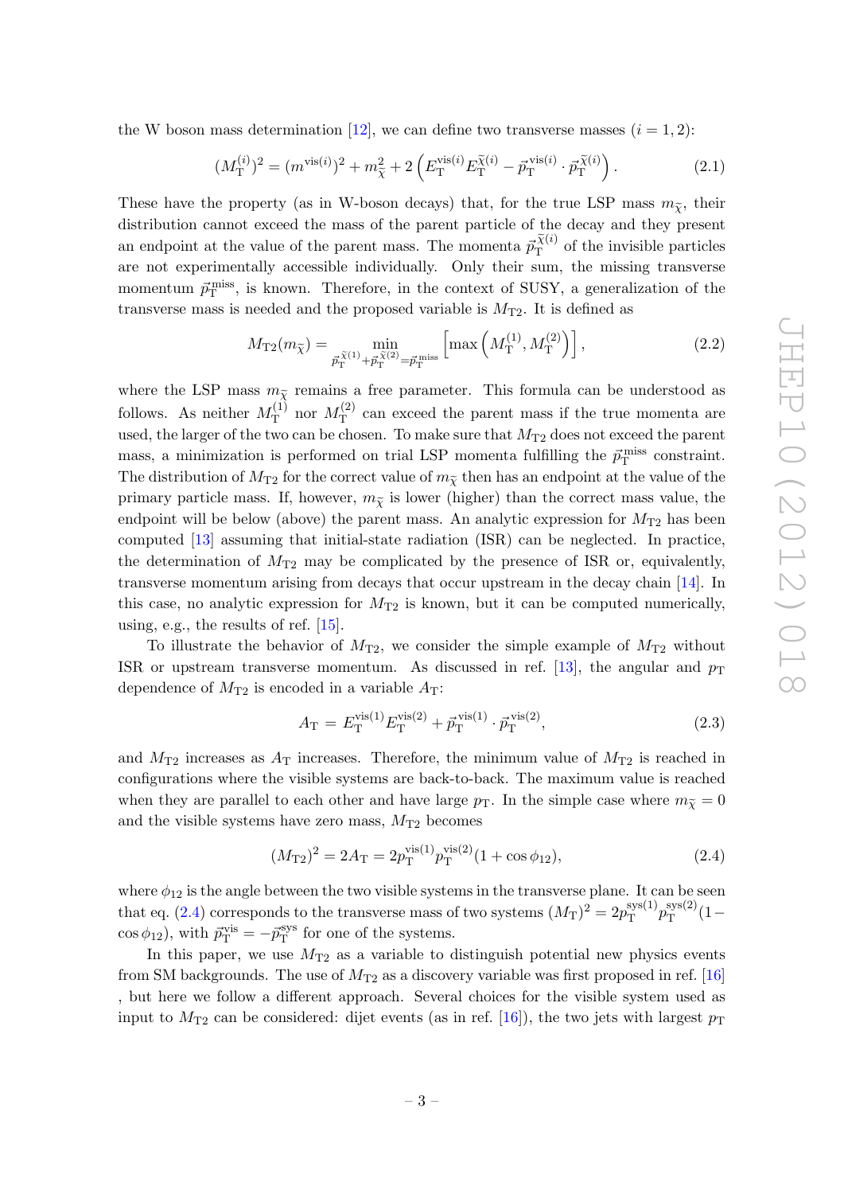the W boson mass determination [12], we can define two transverse masses ($i = 1, 2$):

$$(M_{\rm T}^{(i)})^2 = (m^{{\rm vis}(i)})^2 + m_{\widetilde{\chi}}^2 + 2\left(E_{\rm T}^{{\rm vis}(i)} E_{\rm T}^{\widetilde{\chi}(i)} - \vec{p}_{\rm T}^{\,{\rm vis}(i)} \cdot \vec{p}_{\rm T}^{\,\widetilde{\chi}(i)}\right). \tag{2.1}$$

These have the property (as in W-boson decays) that, for the true LSP mass $m_{\widetilde{\chi}}$, their distribution cannot exceed the mass of the parent particle of the decay and they present an endpoint at the value of the parent mass. The momenta $\vec{p}_{\rm T}^{\,\widetilde{\chi}(i)}$ of the invisible particles are not experimentally accessible individually. Only their sum, the missing transverse momentum $\vec{p}_{\rm T}^{\,\rm miss}$, is known. Therefore, in the context of SUSY, a generalization of the transverse mass is needed and the proposed variable is $M_{\rm T2}$. It is defined as

$$M_{\rm T2}(m_{\widetilde{\chi}}) = \min_{\vec{p}_{\rm T}^{\,\widetilde{\chi}(1)} + \vec{p}_{\rm T}^{\,\widetilde{\chi}(2)} = \vec{p}_{\rm T}^{\,\rm miss}} \left[\max\left(M_{\rm T}^{(1)}, M_{\rm T}^{(2)}\right)\right], \tag{2.2}$$

where the LSP mass $m_{\widetilde{\chi}}$ remains a free parameter. This formula can be understood as follows. As neither $M_{\rm T}^{(1)}$ nor $M_{\rm T}^{(2)}$ can exceed the parent mass if the true momenta are used, the larger of the two can be chosen. To make sure that $M_{\rm T2}$ does not exceed the parent mass, a minimization is performed on trial LSP momenta fulfilling the $\vec{p}_{\rm T}^{\,\rm miss}$ constraint. The distribution of $M_{\rm T2}$ for the correct value of $m_{\widetilde{\chi}}$ then has an endpoint at the value of the primary particle mass. If, however, $m_{\widetilde{\chi}}$ is lower (higher) than the correct mass value, the endpoint will be below (above) the parent mass. An analytic expression for $M_{\rm T2}$ has been computed [13] assuming that initial-state radiation (ISR) can be neglected. In practice, the determination of $M_{\rm T2}$ may be complicated by the presence of ISR or, equivalently, transverse momentum arising from decays that occur upstream in the decay chain [14]. In this case, no analytic expression for $M_{\rm T2}$ is known, but it can be computed numerically, using, e.g., the results of ref. [15].

To illustrate the behavior of $M_{\rm T2}$, we consider the simple example of $M_{\rm T2}$ without ISR or upstream transverse momentum. As discussed in ref. [13], the angular and $p_{\rm T}$ dependence of $M_{\rm T2}$ is encoded in a variable $A_{\rm T}$:

$$A_{\rm T} = E_{\rm T}^{{\rm vis}(1)} E_{\rm T}^{{\rm vis}(2)} + \vec{p}_{\rm T}^{\,{\rm vis}(1)} \cdot \vec{p}_{\rm T}^{\,{\rm vis}(2)}, \tag{2.3}$$

and $M_{\rm T2}$ increases as $A_{\rm T}$ increases. Therefore, the minimum value of $M_{\rm T2}$ is reached in configurations where the visible systems are back-to-back. The maximum value is reached when they are parallel to each other and have large $p_{\rm T}$. In the simple case where $m_{\widetilde{\chi}} = 0$ and the visible systems have zero mass, $M_{\rm T2}$ becomes

$$(M_{\rm T2})^2 = 2A_{\rm T} = 2p_{\rm T}^{{\rm vis}(1)} p_{\rm T}^{{\rm vis}(2)}(1 + \cos\phi_{12}), \tag{2.4}$$

where $\phi_{12}$ is the angle between the two visible systems in the transverse plane. It can be seen that eq. (2.4) corresponds to the transverse mass of two systems $(M_{\rm T})^2 = 2p_{\rm T}^{{\rm sys}(1)} p_{\rm T}^{{\rm sys}(2)}(1 - \cos\phi_{12})$, with $\vec{p}_{\rm T}^{\,\rm vis} = -\vec{p}_{\rm T}^{\,\rm sys}$ for one of the systems.

In this paper, we use $M_{\rm T2}$ as a variable to distinguish potential new physics events from SM backgrounds. The use of $M_{\rm T2}$ as a discovery variable was first proposed in ref. [16] , but here we follow a different approach. Several choices for the visible system used as input to $M_{\rm T2}$ can be considered: dijet events (as in ref. [16]), the two jets with largest $p_{\rm T}$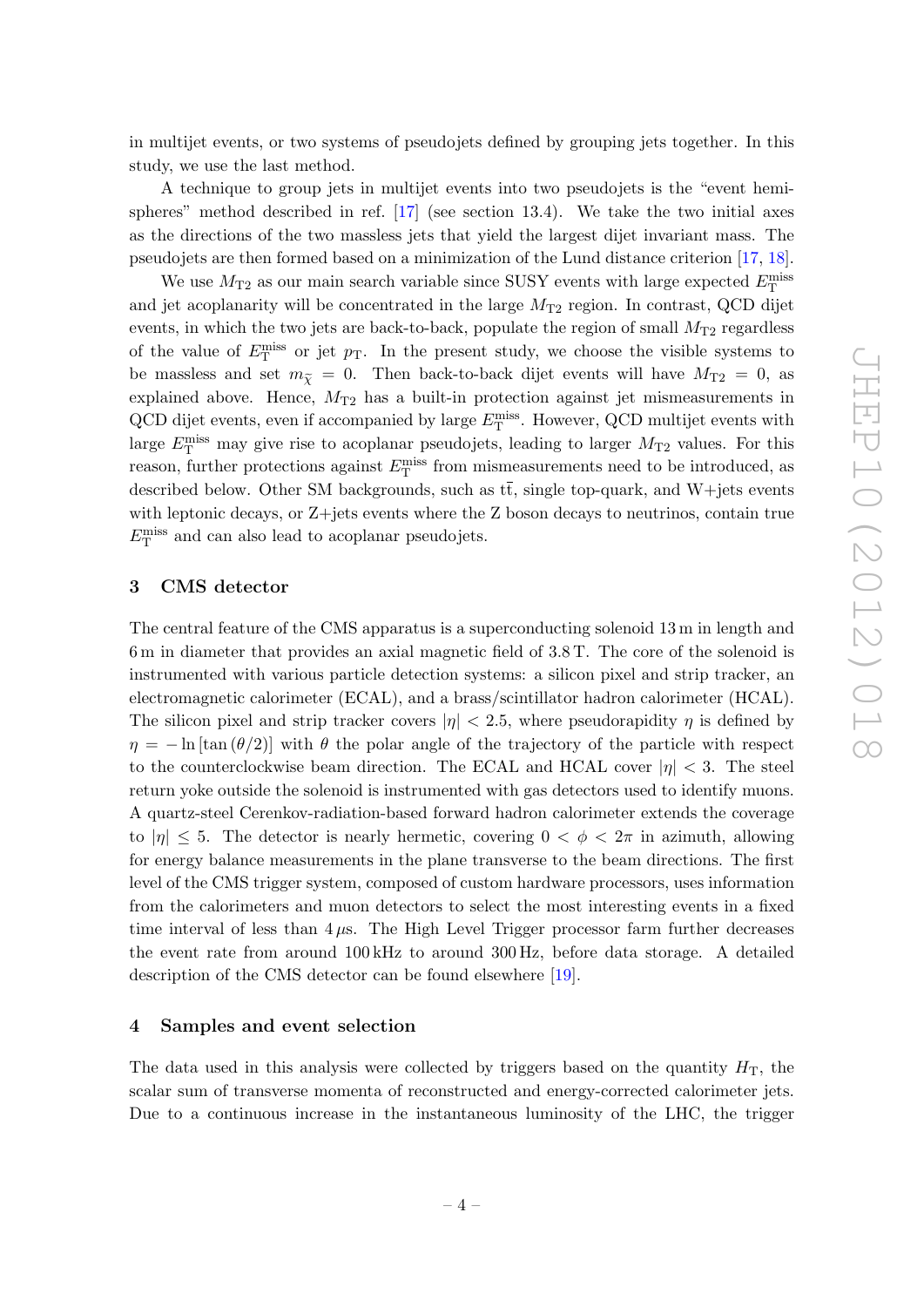in multijet events, or two systems of pseudojets defined by grouping jets together. In this study, we use the last method.

A technique to group jets in multijet events into two pseudojets is the "event hemispheres" method described in ref. [17] (see section 13.4). We take the two initial axes as the directions of the two massless jets that yield the largest dijet invariant mass. The pseudojets are then formed based on a minimization of the Lund distance criterion [17, 18].

We use $M_{\mathrm{T2}}$ as our main search variable since SUSY events with large expected $E_{\mathrm{T}}^{\mathrm{miss}}$ and jet acoplanarity will be concentrated in the large $M_{\mathrm{T2}}$ region. In contrast, QCD dijet events, in which the two jets are back-to-back, populate the region of small $M_{\mathrm{T2}}$ regardless of the value of $E_{\mathrm{T}}^{\mathrm{miss}}$ or jet $p_{\mathrm{T}}$. In the present study, we choose the visible systems to be massless and set $m_{\tilde{\chi}} = 0$. Then back-to-back dijet events will have $M_{\mathrm{T2}} = 0$, as explained above. Hence, $M_{\mathrm{T2}}$ has a built-in protection against jet mismeasurements in QCD dijet events, even if accompanied by large $E_{\mathrm{T}}^{\mathrm{miss}}$. However, QCD multijet events with large $E_{\mathrm{T}}^{\mathrm{miss}}$ may give rise to acoplanar pseudojets, leading to larger $M_{\mathrm{T2}}$ values. For this reason, further protections against $E_{\mathrm{T}}^{\mathrm{miss}}$ from mismeasurements need to be introduced, as described below. Other SM backgrounds, such as $\mathrm{t\bar{t}}$, single top-quark, and W+jets events with leptonic decays, or Z+jets events where the Z boson decays to neutrinos, contain true $E_{\mathrm{T}}^{\mathrm{miss}}$ and can also lead to acoplanar pseudojets.

## 3 CMS detector

The central feature of the CMS apparatus is a superconducting solenoid 13 m in length and 6 m in diameter that provides an axial magnetic field of 3.8 T. The core of the solenoid is instrumented with various particle detection systems: a silicon pixel and strip tracker, an electromagnetic calorimeter (ECAL), and a brass/scintillator hadron calorimeter (HCAL). The silicon pixel and strip tracker covers $|\eta| < 2.5$, where pseudorapidity $\eta$ is defined by $\eta = -\ln[\tan(\theta/2)]$ with $\theta$ the polar angle of the trajectory of the particle with respect to the counterclockwise beam direction. The ECAL and HCAL cover $|\eta| < 3$. The steel return yoke outside the solenoid is instrumented with gas detectors used to identify muons. A quartz-steel Cerenkov-radiation-based forward hadron calorimeter extends the coverage to $|\eta| \leq 5$. The detector is nearly hermetic, covering $0 < \phi < 2\pi$ in azimuth, allowing for energy balance measurements in the plane transverse to the beam directions. The first level of the CMS trigger system, composed of custom hardware processors, uses information from the calorimeters and muon detectors to select the most interesting events in a fixed time interval of less than $4\,\mu$s. The High Level Trigger processor farm further decreases the event rate from around 100 kHz to around 300 Hz, before data storage. A detailed description of the CMS detector can be found elsewhere [19].

## 4 Samples and event selection

The data used in this analysis were collected by triggers based on the quantity $H_{\mathrm{T}}$, the scalar sum of transverse momenta of reconstructed and energy-corrected calorimeter jets. Due to a continuous increase in the instantaneous luminosity of the LHC, the trigger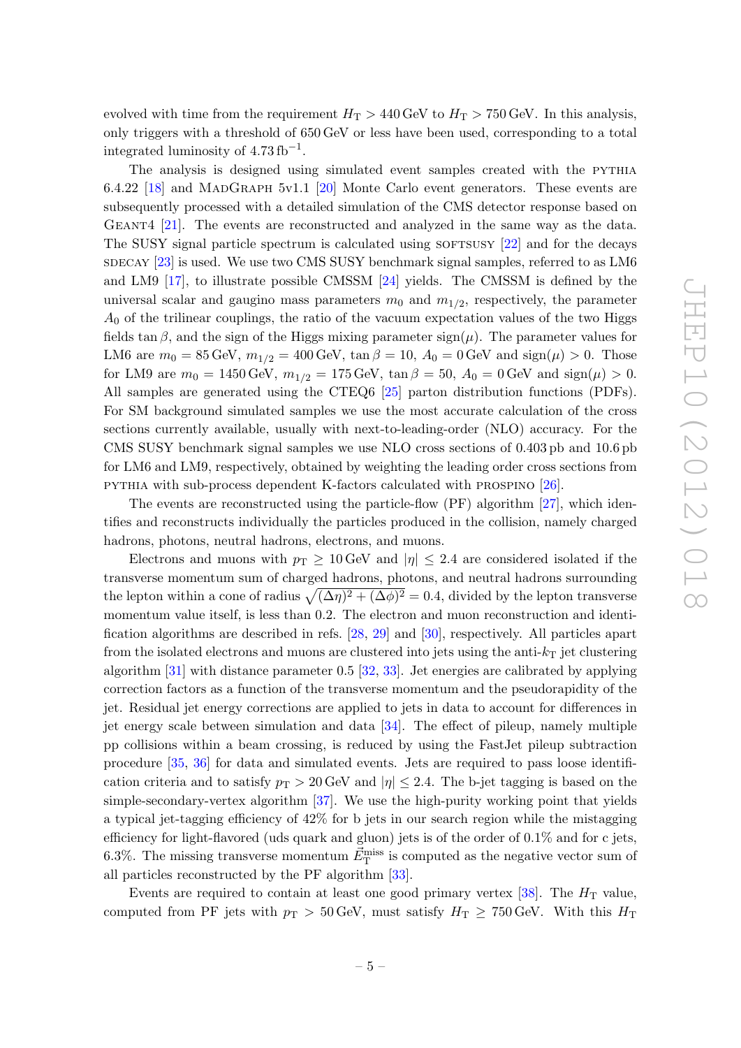evolved with time from the requirement $H_T > 440\,\text{GeV}$ to $H_T > 750\,\text{GeV}$. In this analysis, only triggers with a threshold of 650 GeV or less have been used, corresponding to a total integrated luminosity of $4.73\,\text{fb}^{-1}$.

The analysis is designed using simulated event samples created with the PYTHIA 6.4.22 [18] and MADGRAPH 5v1.1 [20] Monte Carlo event generators. These events are subsequently processed with a detailed simulation of the CMS detector response based on GEANT4 [21]. The events are reconstructed and analyzed in the same way as the data. The SUSY signal particle spectrum is calculated using SOFTSUSY [22] and for the decays SDECAY [23] is used. We use two CMS SUSY benchmark signal samples, referred to as LM6 and LM9 [17], to illustrate possible CMSSM [24] yields. The CMSSM is defined by the universal scalar and gaugino mass parameters $m_0$ and $m_{1/2}$, respectively, the parameter $A_0$ of the trilinear couplings, the ratio of the vacuum expectation values of the two Higgs fields $\tan\beta$, and the sign of the Higgs mixing parameter $\text{sign}(\mu)$. The parameter values for LM6 are $m_0 = 85\,\text{GeV}$, $m_{1/2} = 400\,\text{GeV}$, $\tan\beta = 10$, $A_0 = 0\,\text{GeV}$ and $\text{sign}(\mu) > 0$. Those for LM9 are $m_0 = 1450\,\text{GeV}$, $m_{1/2} = 175\,\text{GeV}$, $\tan\beta = 50$, $A_0 = 0\,\text{GeV}$ and $\text{sign}(\mu) > 0$. All samples are generated using the CTEQ6 [25] parton distribution functions (PDFs). For SM background simulated samples we use the most accurate calculation of the cross sections currently available, usually with next-to-leading-order (NLO) accuracy. For the CMS SUSY benchmark signal samples we use NLO cross sections of 0.403 pb and 10.6 pb for LM6 and LM9, respectively, obtained by weighting the leading order cross sections from PYTHIA with sub-process dependent K-factors calculated with PROSPINO [26].

The events are reconstructed using the particle-flow (PF) algorithm [27], which identifies and reconstructs individually the particles produced in the collision, namely charged hadrons, photons, neutral hadrons, electrons, and muons.

Electrons and muons with $p_T \geq 10\,\text{GeV}$ and $|\eta| \leq 2.4$ are considered isolated if the transverse momentum sum of charged hadrons, photons, and neutral hadrons surrounding the lepton within a cone of radius $\sqrt{(\Delta\eta)^2 + (\Delta\phi)^2} = 0.4$, divided by the lepton transverse momentum value itself, is less than 0.2. The electron and muon reconstruction and identification algorithms are described in refs. [28, 29] and [30], respectively. All particles apart from the isolated electrons and muons are clustered into jets using the anti-$k_T$ jet clustering algorithm [31] with distance parameter 0.5 [32, 33]. Jet energies are calibrated by applying correction factors as a function of the transverse momentum and the pseudorapidity of the jet. Residual jet energy corrections are applied to jets in data to account for differences in jet energy scale between simulation and data [34]. The effect of pileup, namely multiple pp collisions within a beam crossing, is reduced by using the FastJet pileup subtraction procedure [35, 36] for data and simulated events. Jets are required to pass loose identification criteria and to satisfy $p_T > 20\,\text{GeV}$ and $|\eta| \leq 2.4$. The b-jet tagging is based on the simple-secondary-vertex algorithm [37]. We use the high-purity working point that yields a typical jet-tagging efficiency of 42% for b jets in our search region while the mistagging efficiency for light-flavored (uds quark and gluon) jets is of the order of 0.1% and for c jets, 6.3%. The missing transverse momentum $\vec{E}_T^{\text{miss}}$ is computed as the negative vector sum of all particles reconstructed by the PF algorithm [33].

Events are required to contain at least one good primary vertex [38]. The $H_T$ value, computed from PF jets with $p_T > 50\,\text{GeV}$, must satisfy $H_T \geq 750\,\text{GeV}$. With this $H_T$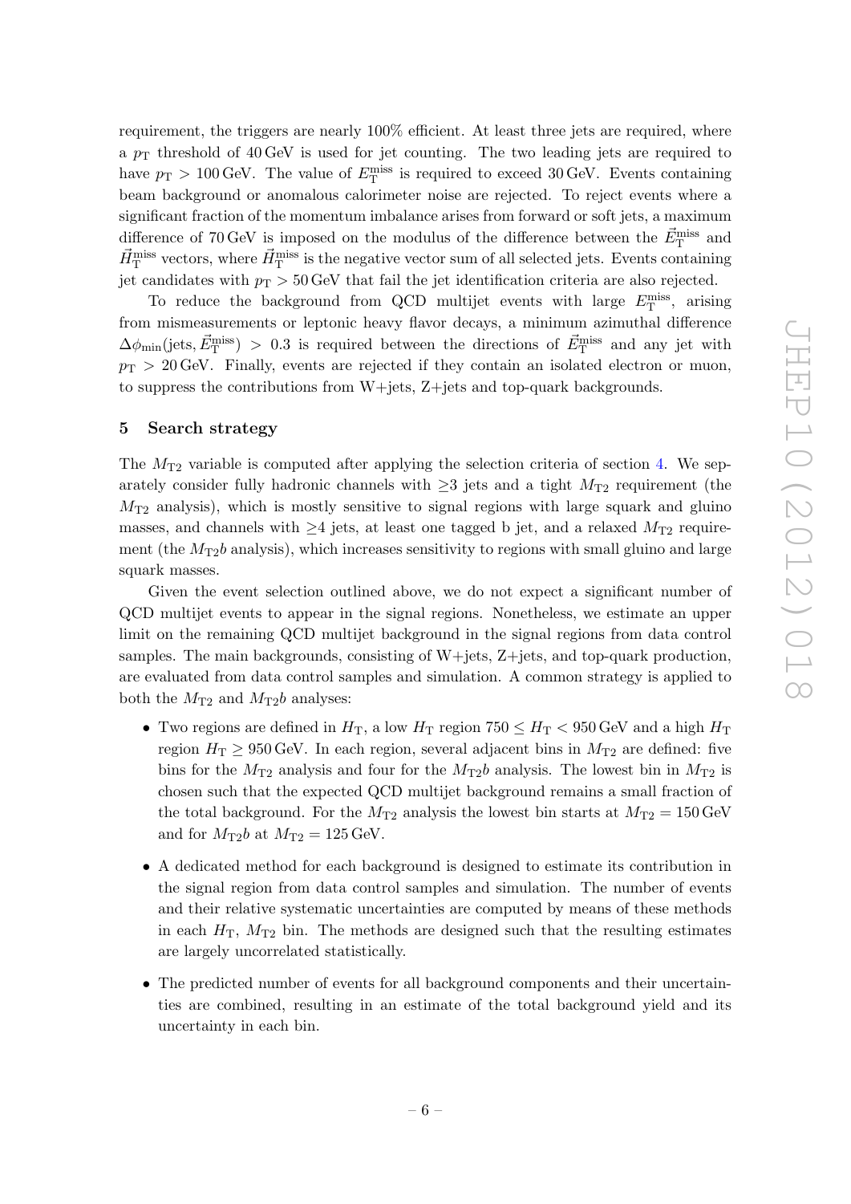requirement, the triggers are nearly 100% efficient. At least three jets are required, where a $p_{\mathrm{T}}$ threshold of 40 GeV is used for jet counting. The two leading jets are required to have $p_{\mathrm{T}} > 100$ GeV. The value of $E_{\mathrm{T}}^{\mathrm{miss}}$ is required to exceed 30 GeV. Events containing beam background or anomalous calorimeter noise are rejected. To reject events where a significant fraction of the momentum imbalance arises from forward or soft jets, a maximum difference of 70 GeV is imposed on the modulus of the difference between the $\vec{E}_{\mathrm{T}}^{\mathrm{miss}}$ and $\vec{H}_{\mathrm{T}}^{\mathrm{miss}}$ vectors, where $\vec{H}_{\mathrm{T}}^{\mathrm{miss}}$ is the negative vector sum of all selected jets. Events containing jet candidates with $p_{\mathrm{T}} > 50$ GeV that fail the jet identification criteria are also rejected.

To reduce the background from QCD multijet events with large $E_{\mathrm{T}}^{\mathrm{miss}}$, arising from mismeasurements or leptonic heavy flavor decays, a minimum azimuthal difference $\Delta\phi_{\min}(\text{jets}, \vec{E}_{\mathrm{T}}^{\mathrm{miss}}) > 0.3$ is required between the directions of $\vec{E}_{\mathrm{T}}^{\mathrm{miss}}$ and any jet with $p_{\mathrm{T}} > 20$ GeV. Finally, events are rejected if they contain an isolated electron or muon, to suppress the contributions from W+jets, Z+jets and top-quark backgrounds.

## 5 Search strategy

The $M_{\mathrm{T2}}$ variable is computed after applying the selection criteria of section 4. We separately consider fully hadronic channels with $\geq$3 jets and a tight $M_{\mathrm{T2}}$ requirement (the $M_{\mathrm{T2}}$ analysis), which is mostly sensitive to signal regions with large squark and gluino masses, and channels with $\geq$4 jets, at least one tagged b jet, and a relaxed $M_{\mathrm{T2}}$ requirement (the $M_{\mathrm{T2}}b$ analysis), which increases sensitivity to regions with small gluino and large squark masses.

Given the event selection outlined above, we do not expect a significant number of QCD multijet events to appear in the signal regions. Nonetheless, we estimate an upper limit on the remaining QCD multijet background in the signal regions from data control samples. The main backgrounds, consisting of W+jets, Z+jets, and top-quark production, are evaluated from data control samples and simulation. A common strategy is applied to both the $M_{\mathrm{T2}}$ and $M_{\mathrm{T2}}b$ analyses:

- Two regions are defined in $H_{\mathrm{T}}$, a low $H_{\mathrm{T}}$ region $750 \leq H_{\mathrm{T}} < 950$ GeV and a high $H_{\mathrm{T}}$ region $H_{\mathrm{T}} \geq 950$ GeV. In each region, several adjacent bins in $M_{\mathrm{T2}}$ are defined: five bins for the $M_{\mathrm{T2}}$ analysis and four for the $M_{\mathrm{T2}}b$ analysis. The lowest bin in $M_{\mathrm{T2}}$ is chosen such that the expected QCD multijet background remains a small fraction of the total background. For the $M_{\mathrm{T2}}$ analysis the lowest bin starts at $M_{\mathrm{T2}} = 150$ GeV and for $M_{\mathrm{T2}}b$ at $M_{\mathrm{T2}} = 125$ GeV.

- A dedicated method for each background is designed to estimate its contribution in the signal region from data control samples and simulation. The number of events and their relative systematic uncertainties are computed by means of these methods in each $H_{\mathrm{T}}$, $M_{\mathrm{T2}}$ bin. The methods are designed such that the resulting estimates are largely uncorrelated statistically.

- The predicted number of events for all background components and their uncertainties are combined, resulting in an estimate of the total background yield and its uncertainty in each bin.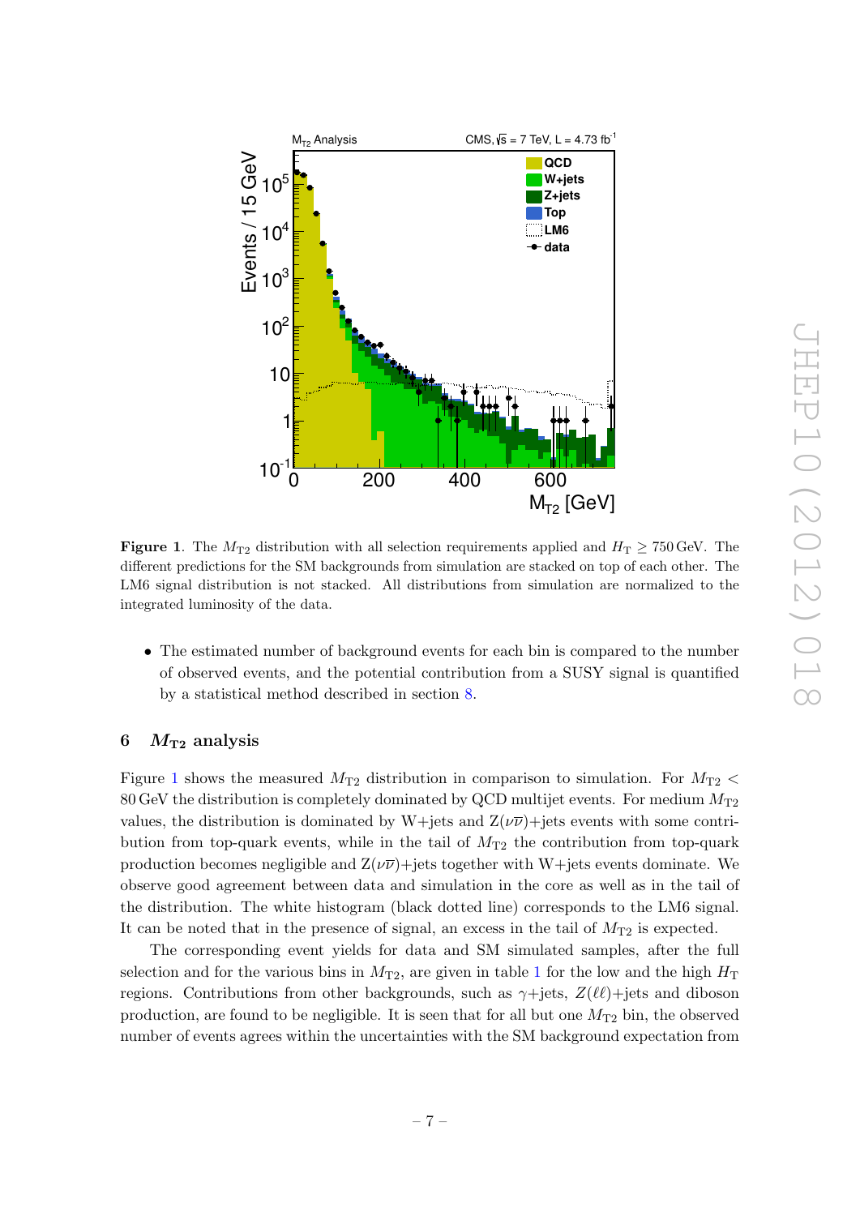**Figure 1**. The $M_{T2}$ distribution with all selection requirements applied and $H_T \geq 750\,\text{GeV}$. The different predictions for the SM backgrounds from simulation are stacked on top of each other. The LM6 signal distribution is not stacked. All distributions from simulation are normalized to the integrated luminosity of the data.

- The estimated number of background events for each bin is compared to the number of observed events, and the potential contribution from a SUSY signal is quantified by a statistical method described in section 8.

## 6 $M_{T2}$ analysis

Figure 1 shows the measured $M_{T2}$ distribution in comparison to simulation. For $M_{T2} < 80\,\text{GeV}$ the distribution is completely dominated by QCD multijet events. For medium $M_{T2}$ values, the distribution is dominated by W+jets and $Z(\nu\overline{\nu})$+jets events with some contribution from top-quark events, while in the tail of $M_{T2}$ the contribution from top-quark production becomes negligible and $Z(\nu\overline{\nu})$+jets together with W+jets events dominate. We observe good agreement between data and simulation in the core as well as in the tail of the distribution. The white histogram (black dotted line) corresponds to the LM6 signal. It can be noted that in the presence of signal, an excess in the tail of $M_{T2}$ is expected.

The corresponding event yields for data and SM simulated samples, after the full selection and for the various bins in $M_{T2}$, are given in table 1 for the low and the high $H_T$ regions. Contributions from other backgrounds, such as $\gamma$+jets, $Z(\ell\ell)$+jets and diboson production, are found to be negligible. It is seen that for all but one $M_{T2}$ bin, the observed number of events agrees within the uncertainties with the SM background expectation from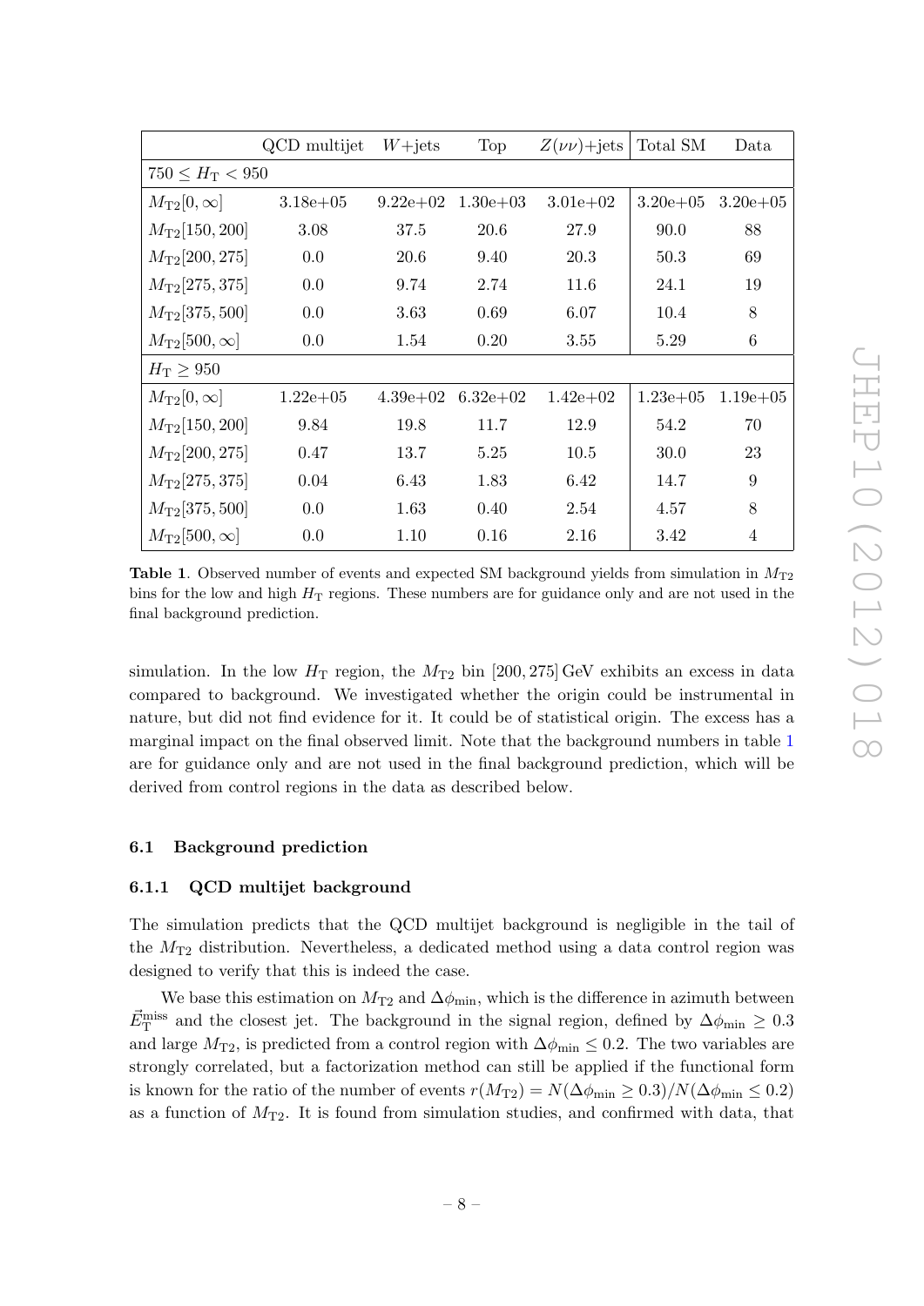| | QCD multijet | $W$+jets | Top | $Z(\nu\nu)$+jets | Total SM | Data |
|---|---|---|---|---|---|---|
| $750 \leq H_{\mathrm{T}} < 950$ | | | | | | |
| $M_{\mathrm{T2}}[0, \infty]$ | 3.18e+05 | 9.22e+02 | 1.30e+03 | 3.01e+02 | 3.20e+05 | 3.20e+05 |
| $M_{\mathrm{T2}}[150, 200]$ | 3.08 | 37.5 | 20.6 | 27.9 | 90.0 | 88 |
| $M_{\mathrm{T2}}[200, 275]$ | 0.0 | 20.6 | 9.40 | 20.3 | 50.3 | 69 |
| $M_{\mathrm{T2}}[275, 375]$ | 0.0 | 9.74 | 2.74 | 11.6 | 24.1 | 19 |
| $M_{\mathrm{T2}}[375, 500]$ | 0.0 | 3.63 | 0.69 | 6.07 | 10.4 | 8 |
| $M_{\mathrm{T2}}[500, \infty]$ | 0.0 | 1.54 | 0.20 | 3.55 | 5.29 | 6 |
| $H_{\mathrm{T}} \geq 950$ | | | | | | |
| $M_{\mathrm{T2}}[0, \infty]$ | 1.22e+05 | 4.39e+02 | 6.32e+02 | 1.42e+02 | 1.23e+05 | 1.19e+05 |
| $M_{\mathrm{T2}}[150, 200]$ | 9.84 | 19.8 | 11.7 | 12.9 | 54.2 | 70 |
| $M_{\mathrm{T2}}[200, 275]$ | 0.47 | 13.7 | 5.25 | 10.5 | 30.0 | 23 |
| $M_{\mathrm{T2}}[275, 375]$ | 0.04 | 6.43 | 1.83 | 6.42 | 14.7 | 9 |
| $M_{\mathrm{T2}}[375, 500]$ | 0.0 | 1.63 | 0.40 | 2.54 | 4.57 | 8 |
| $M_{\mathrm{T2}}[500, \infty]$ | 0.0 | 1.10 | 0.16 | 2.16 | 3.42 | 4 |

**Table 1**. Observed number of events and expected SM background yields from simulation in $M_{\mathrm{T2}}$ bins for the low and high $H_{\mathrm{T}}$ regions. These numbers are for guidance only and are not used in the final background prediction.

simulation. In the low $H_{\mathrm{T}}$ region, the $M_{\mathrm{T2}}$ bin $[200, 275]$ GeV exhibits an excess in data compared to background. We investigated whether the origin could be instrumental in nature, but did not find evidence for it. It could be of statistical origin. The excess has a marginal impact on the final observed limit. Note that the background numbers in table 1 are for guidance only and are not used in the final background prediction, which will be derived from control regions in the data as described below.

### 6.1 Background prediction

#### 6.1.1 QCD multijet background

The simulation predicts that the QCD multijet background is negligible in the tail of the $M_{\mathrm{T2}}$ distribution. Nevertheless, a dedicated method using a data control region was designed to verify that this is indeed the case.

We base this estimation on $M_{\mathrm{T2}}$ and $\Delta\phi_{\mathrm{min}}$, which is the difference in azimuth between $\vec{E}_{\mathrm{T}}^{\mathrm{miss}}$ and the closest jet. The background in the signal region, defined by $\Delta\phi_{\mathrm{min}} \geq 0.3$ and large $M_{\mathrm{T2}}$, is predicted from a control region with $\Delta\phi_{\mathrm{min}} \leq 0.2$. The two variables are strongly correlated, but a factorization method can still be applied if the functional form is known for the ratio of the number of events $r(M_{\mathrm{T2}}) = N(\Delta\phi_{\mathrm{min}} \geq 0.3)/N(\Delta\phi_{\mathrm{min}} \leq 0.2)$ as a function of $M_{\mathrm{T2}}$. It is found from simulation studies, and confirmed with data, that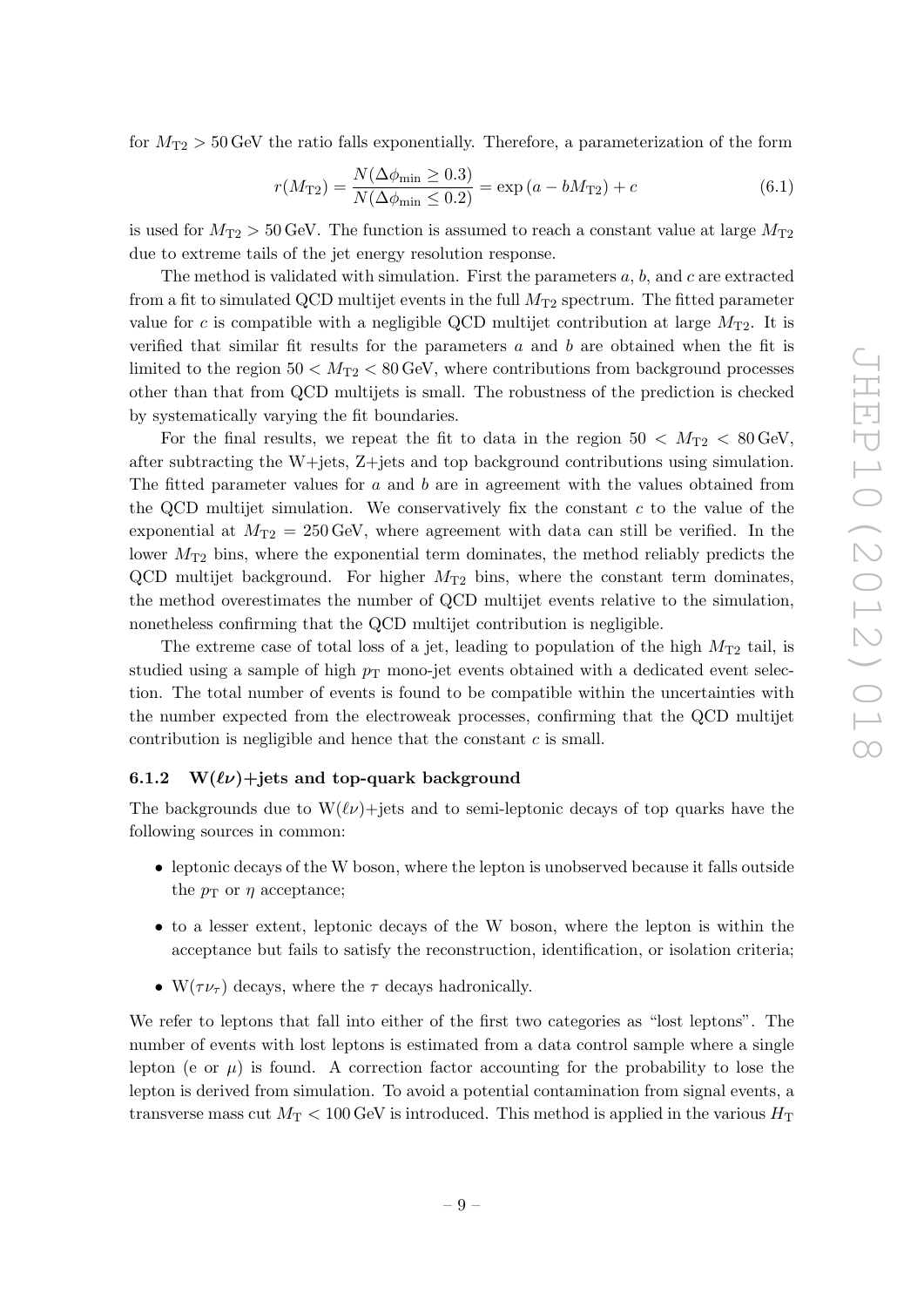for $M_{\mathrm{T2}} > 50\,\mathrm{GeV}$ the ratio falls exponentially. Therefore, a parameterization of the form

$$r(M_{\mathrm{T2}}) = \frac{N(\Delta\phi_{\min} \geq 0.3)}{N(\Delta\phi_{\min} \leq 0.2)} = \exp\left(a - bM_{\mathrm{T2}}\right) + c \tag{6.1}$$

is used for $M_{\mathrm{T2}} > 50\,\mathrm{GeV}$. The function is assumed to reach a constant value at large $M_{\mathrm{T2}}$ due to extreme tails of the jet energy resolution response.

The method is validated with simulation. First the parameters $a$, $b$, and $c$ are extracted from a fit to simulated QCD multijet events in the full $M_{\mathrm{T2}}$ spectrum. The fitted parameter value for $c$ is compatible with a negligible QCD multijet contribution at large $M_{\mathrm{T2}}$. It is verified that similar fit results for the parameters $a$ and $b$ are obtained when the fit is limited to the region $50 < M_{\mathrm{T2}} < 80\,\mathrm{GeV}$, where contributions from background processes other than that from QCD multijets is small. The robustness of the prediction is checked by systematically varying the fit boundaries.

For the final results, we repeat the fit to data in the region $50 < M_{\mathrm{T2}} < 80\,\mathrm{GeV}$, after subtracting the W+jets, Z+jets and top background contributions using simulation. The fitted parameter values for $a$ and $b$ are in agreement with the values obtained from the QCD multijet simulation. We conservatively fix the constant $c$ to the value of the exponential at $M_{\mathrm{T2}} = 250\,\mathrm{GeV}$, where agreement with data can still be verified. In the lower $M_{\mathrm{T2}}$ bins, where the exponential term dominates, the method reliably predicts the QCD multijet background. For higher $M_{\mathrm{T2}}$ bins, where the constant term dominates, the method overestimates the number of QCD multijet events relative to the simulation, nonetheless confirming that the QCD multijet contribution is negligible.

The extreme case of total loss of a jet, leading to population of the high $M_{\mathrm{T2}}$ tail, is studied using a sample of high $p_{\mathrm{T}}$ mono-jet events obtained with a dedicated event selection. The total number of events is found to be compatible within the uncertainties with the number expected from the electroweak processes, confirming that the QCD multijet contribution is negligible and hence that the constant $c$ is small.

#### 6.1.2 W($\ell\nu$)+jets and top-quark background

The backgrounds due to W($\ell\nu$)+jets and to semi-leptonic decays of top quarks have the following sources in common:

- leptonic decays of the W boson, where the lepton is unobserved because it falls outside the $p_{\mathrm{T}}$ or $\eta$ acceptance;
- to a lesser extent, leptonic decays of the W boson, where the lepton is within the acceptance but fails to satisfy the reconstruction, identification, or isolation criteria;
- W($\tau\nu_\tau$) decays, where the $\tau$ decays hadronically.

We refer to leptons that fall into either of the first two categories as "lost leptons". The number of events with lost leptons is estimated from a data control sample where a single lepton (e or $\mu$) is found. A correction factor accounting for the probability to lose the lepton is derived from simulation. To avoid a potential contamination from signal events, a transverse mass cut $M_{\mathrm{T}} < 100\,\mathrm{GeV}$ is introduced. This method is applied in the various $H_{\mathrm{T}}$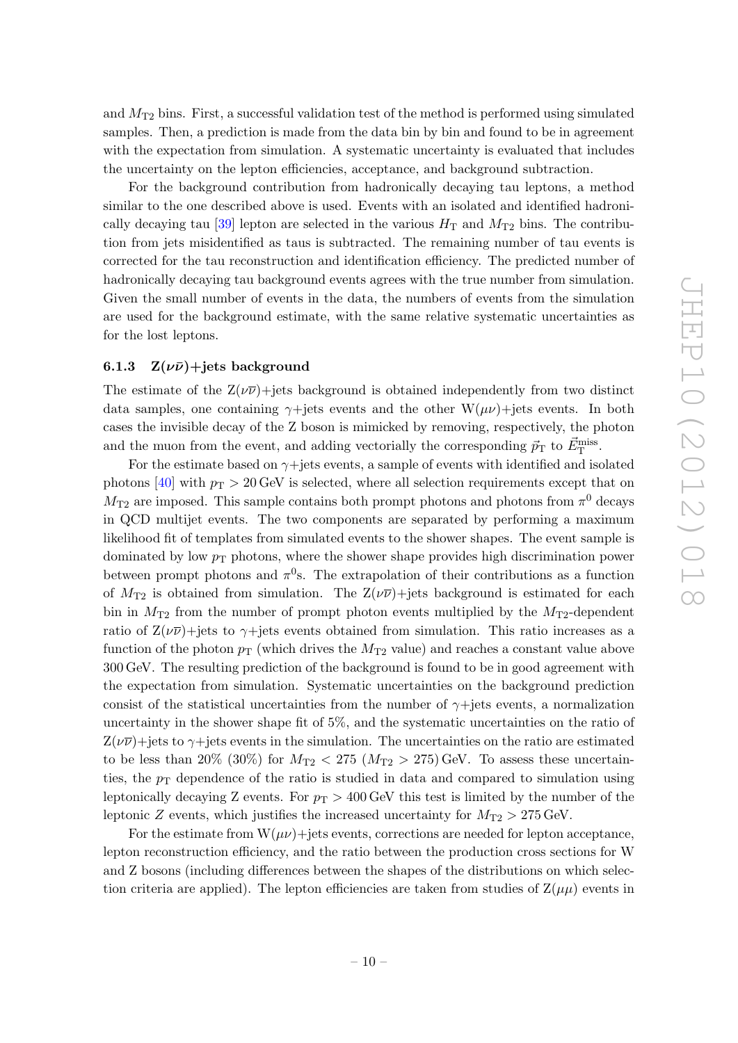and $M_{\rm T2}$ bins. First, a successful validation test of the method is performed using simulated samples. Then, a prediction is made from the data bin by bin and found to be in agreement with the expectation from simulation. A systematic uncertainty is evaluated that includes the uncertainty on the lepton efficiencies, acceptance, and background subtraction.

For the background contribution from hadronically decaying tau leptons, a method similar to the one described above is used. Events with an isolated and identified hadronically decaying tau [39] lepton are selected in the various $H_{\rm T}$ and $M_{\rm T2}$ bins. The contribution from jets misidentified as taus is subtracted. The remaining number of tau events is corrected for the tau reconstruction and identification efficiency. The predicted number of hadronically decaying tau background events agrees with the true number from simulation. Given the small number of events in the data, the numbers of events from the simulation are used for the background estimate, with the same relative systematic uncertainties as for the lost leptons.

#### 6.1.3 $Z(\nu\bar{\nu})$+jets background

The estimate of the $Z(\nu\overline{\nu})$+jets background is obtained independently from two distinct data samples, one containing $\gamma$+jets events and the other $W(\mu\nu)$+jets events. In both cases the invisible decay of the Z boson is mimicked by removing, respectively, the photon and the muon from the event, and adding vectorially the corresponding $\vec{p}_{\rm T}$ to $\vec{E}_{\rm T}^{\rm miss}$.

For the estimate based on $\gamma$+jets events, a sample of events with identified and isolated photons [40] with $p_{\rm T} > 20\,{\rm GeV}$ is selected, where all selection requirements except that on $M_{\rm T2}$ are imposed. This sample contains both prompt photons and photons from $\pi^0$ decays in QCD multijet events. The two components are separated by performing a maximum likelihood fit of templates from simulated events to the shower shapes. The event sample is dominated by low $p_{\rm T}$ photons, where the shower shape provides high discrimination power between prompt photons and $\pi^0$s. The extrapolation of their contributions as a function of $M_{\rm T2}$ is obtained from simulation. The $Z(\nu\overline{\nu})$+jets background is estimated for each bin in $M_{\rm T2}$ from the number of prompt photon events multiplied by the $M_{\rm T2}$-dependent ratio of $Z(\nu\overline{\nu})$+jets to $\gamma$+jets events obtained from simulation. This ratio increases as a function of the photon $p_{\rm T}$ (which drives the $M_{\rm T2}$ value) and reaches a constant value above 300 GeV. The resulting prediction of the background is found to be in good agreement with the expectation from simulation. Systematic uncertainties on the background prediction consist of the statistical uncertainties from the number of $\gamma$+jets events, a normalization uncertainty in the shower shape fit of 5%, and the systematic uncertainties on the ratio of $Z(\nu\overline{\nu})$+jets to $\gamma$+jets events in the simulation. The uncertainties on the ratio are estimated to be less than 20% (30%) for $M_{\rm T2} < 275$ ($M_{\rm T2} > 275$) GeV. To assess these uncertainties, the $p_{\rm T}$ dependence of the ratio is studied in data and compared to simulation using leptonically decaying Z events. For $p_{\rm T} > 400\,{\rm GeV}$ this test is limited by the number of the leptonic $Z$ events, which justifies the increased uncertainty for $M_{\rm T2} > 275\,{\rm GeV}$.

For the estimate from $W(\mu\nu)$+jets events, corrections are needed for lepton acceptance, lepton reconstruction efficiency, and the ratio between the production cross sections for W and Z bosons (including differences between the shapes of the distributions on which selection criteria are applied). The lepton efficiencies are taken from studies of $Z(\mu\mu)$ events in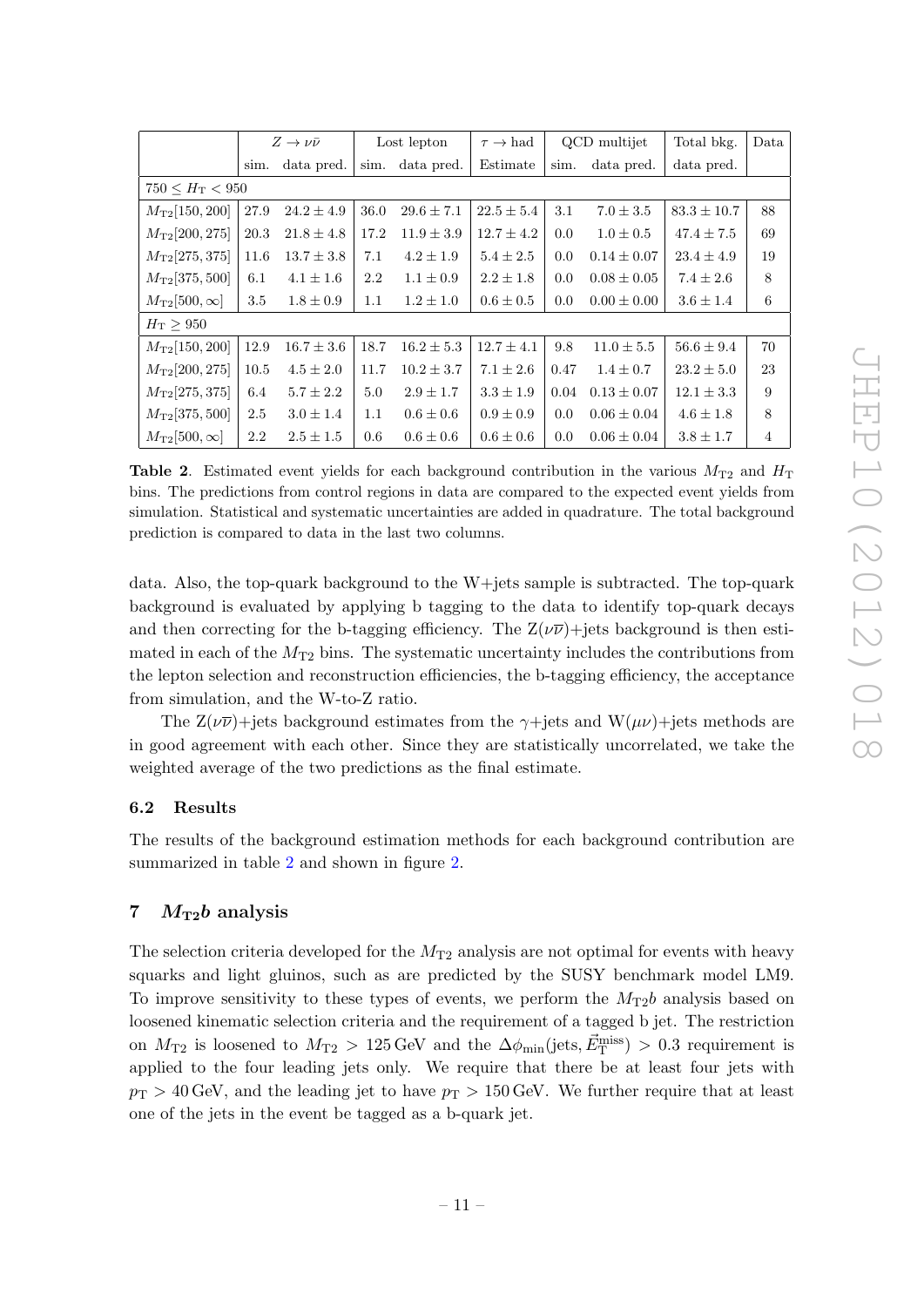| | $Z \to \nu\bar{\nu}$ | | Lost lepton | | $\tau \to$ had | QCD multijet | | Total bkg. | Data |
|---|---|---|---|---|---|---|---|---|---|
| | sim. | data pred. | sim. | data pred. | Estimate | sim. | data pred. | data pred. | |
| $750 \leq H_{\mathrm{T}} < 950$ | | | | | | | | | |
| $M_{\mathrm{T2}}[150, 200]$ | 27.9 | $24.2 \pm 4.9$ | 36.0 | $29.6 \pm 7.1$ | $22.5 \pm 5.4$ | 3.1 | $7.0 \pm 3.5$ | $83.3 \pm 10.7$ | 88 |
| $M_{\mathrm{T2}}[200, 275]$ | 20.3 | $21.8 \pm 4.8$ | 17.2 | $11.9 \pm 3.9$ | $12.7 \pm 4.2$ | 0.0 | $1.0 \pm 0.5$ | $47.4 \pm 7.5$ | 69 |
| $M_{\mathrm{T2}}[275, 375]$ | 11.6 | $13.7 \pm 3.8$ | 7.1 | $4.2 \pm 1.9$ | $5.4 \pm 2.5$ | 0.0 | $0.14 \pm 0.07$ | $23.4 \pm 4.9$ | 19 |
| $M_{\mathrm{T2}}[375, 500]$ | 6.1 | $4.1 \pm 1.6$ | 2.2 | $1.1 \pm 0.9$ | $2.2 \pm 1.8$ | 0.0 | $0.08 \pm 0.05$ | $7.4 \pm 2.6$ | 8 |
| $M_{\mathrm{T2}}[500, \infty]$ | 3.5 | $1.8 \pm 0.9$ | 1.1 | $1.2 \pm 1.0$ | $0.6 \pm 0.5$ | 0.0 | $0.00 \pm 0.00$ | $3.6 \pm 1.4$ | 6 |
| $H_{\mathrm{T}} \geq 950$ | | | | | | | | | |
| $M_{\mathrm{T2}}[150, 200]$ | 12.9 | $16.7 \pm 3.6$ | 18.7 | $16.2 \pm 5.3$ | $12.7 \pm 4.1$ | 9.8 | $11.0 \pm 5.5$ | $56.6 \pm 9.4$ | 70 |
| $M_{\mathrm{T2}}[200, 275]$ | 10.5 | $4.5 \pm 2.0$ | 11.7 | $10.2 \pm 3.7$ | $7.1 \pm 2.6$ | 0.47 | $1.4 \pm 0.7$ | $23.2 \pm 5.0$ | 23 |
| $M_{\mathrm{T2}}[275, 375]$ | 6.4 | $5.7 \pm 2.2$ | 5.0 | $2.9 \pm 1.7$ | $3.3 \pm 1.9$ | 0.04 | $0.13 \pm 0.07$ | $12.1 \pm 3.3$ | 9 |
| $M_{\mathrm{T2}}[375, 500]$ | 2.5 | $3.0 \pm 1.4$ | 1.1 | $0.6 \pm 0.6$ | $0.9 \pm 0.9$ | 0.0 | $0.06 \pm 0.04$ | $4.6 \pm 1.8$ | 8 |
| $M_{\mathrm{T2}}[500, \infty]$ | 2.2 | $2.5 \pm 1.5$ | 0.6 | $0.6 \pm 0.6$ | $0.6 \pm 0.6$ | 0.0 | $0.06 \pm 0.04$ | $3.8 \pm 1.7$ | 4 |

**Table 2**. Estimated event yields for each background contribution in the various $M_{\mathrm{T2}}$ and $H_{\mathrm{T}}$ bins. The predictions from control regions in data are compared to the expected event yields from simulation. Statistical and systematic uncertainties are added in quadrature. The total background prediction is compared to data in the last two columns.

data. Also, the top-quark background to the W+jets sample is subtracted. The top-quark background is evaluated by applying b tagging to the data to identify top-quark decays and then correcting for the b-tagging efficiency. The $\mathrm{Z}(\nu\overline{\nu})$+jets background is then estimated in each of the $M_{\mathrm{T2}}$ bins. The systematic uncertainty includes the contributions from the lepton selection and reconstruction efficiencies, the b-tagging efficiency, the acceptance from simulation, and the W-to-Z ratio.

The $\mathrm{Z}(\nu\overline{\nu})$+jets background estimates from the $\gamma$+jets and $\mathrm{W}(\mu\nu)$+jets methods are in good agreement with each other. Since they are statistically uncorrelated, we take the weighted average of the two predictions as the final estimate.

### 6.2 Results

The results of the background estimation methods for each background contribution are summarized in table 2 and shown in figure 2.

## 7 $M_{\mathrm{T2}}b$ analysis

The selection criteria developed for the $M_{\mathrm{T2}}$ analysis are not optimal for events with heavy squarks and light gluinos, such as are predicted by the SUSY benchmark model LM9. To improve sensitivity to these types of events, we perform the $M_{\mathrm{T2}}b$ analysis based on loosened kinematic selection criteria and the requirement of a tagged b jet. The restriction on $M_{\mathrm{T2}}$ is loosened to $M_{\mathrm{T2}} > 125\,\mathrm{GeV}$ and the $\Delta\phi_{\mathrm{min}}(\mathrm{jets}, \vec{E}_{\mathrm{T}}^{\mathrm{miss}}) > 0.3$ requirement is applied to the four leading jets only. We require that there be at least four jets with $p_{\mathrm{T}} > 40\,\mathrm{GeV}$, and the leading jet to have $p_{\mathrm{T}} > 150\,\mathrm{GeV}$. We further require that at least one of the jets in the event be tagged as a b-quark jet.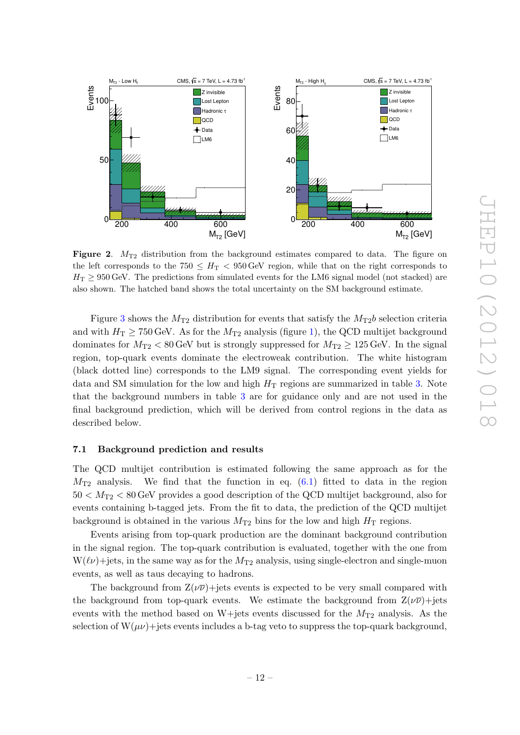**Figure 2**. $M_{\mathrm{T2}}$ distribution from the background estimates compared to data. The figure on the left corresponds to the $750 \leq H_{\mathrm{T}} < 950\,\mathrm{GeV}$ region, while that on the right corresponds to $H_{\mathrm{T}} \geq 950\,\mathrm{GeV}$. The predictions from simulated events for the LM6 signal model (not stacked) are also shown. The hatched band shows the total uncertainty on the SM background estimate.

Figure 3 shows the $M_{\mathrm{T2}}$ distribution for events that satisfy the $M_{\mathrm{T2}}b$ selection criteria and with $H_{\mathrm{T}} \geq 750\,\mathrm{GeV}$. As for the $M_{\mathrm{T2}}$ analysis (figure 1), the QCD multijet background dominates for $M_{\mathrm{T2}} < 80\,\mathrm{GeV}$ but is strongly suppressed for $M_{\mathrm{T2}} \geq 125\,\mathrm{GeV}$. In the signal region, top-quark events dominate the electroweak contribution. The white histogram (black dotted line) corresponds to the LM9 signal. The corresponding event yields for data and SM simulation for the low and high $H_{\mathrm{T}}$ regions are summarized in table 3. Note that the background numbers in table 3 are for guidance only and are not used in the final background prediction, which will be derived from control regions in the data as described below.

### 7.1 Background prediction and results

The QCD multijet contribution is estimated following the same approach as for the $M_{\mathrm{T2}}$ analysis. We find that the function in eq. (6.1) fitted to data in the region $50 < M_{\mathrm{T2}} < 80\,\mathrm{GeV}$ provides a good description of the QCD multijet background, also for events containing b-tagged jets. From the fit to data, the prediction of the QCD multijet background is obtained in the various $M_{\mathrm{T2}}$ bins for the low and high $H_{\mathrm{T}}$ regions.

Events arising from top-quark production are the dominant background contribution in the signal region. The top-quark contribution is evaluated, together with the one from $\mathrm{W}(\ell\nu)$+jets, in the same way as for the $M_{\mathrm{T2}}$ analysis, using single-electron and single-muon events, as well as taus decaying to hadrons.

The background from $\mathrm{Z}(\nu\overline{\nu})$+jets events is expected to be very small compared with the background from top-quark events. We estimate the background from $\mathrm{Z}(\nu\overline{\nu})$+jets events with the method based on W+jets events discussed for the $M_{\mathrm{T2}}$ analysis. As the selection of $\mathrm{W}(\mu\nu)$+jets events includes a b-tag veto to suppress the top-quark background,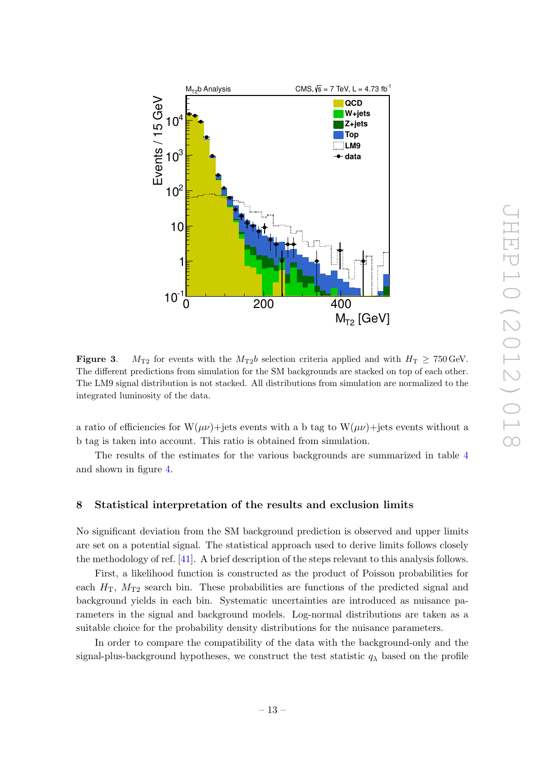**Figure 3**. $M_{\mathrm{T2}}$ for events with the $M_{\mathrm{T2}}b$ selection criteria applied and with $H_{\mathrm{T}} \geq 750\,\mathrm{GeV}$. The different predictions from simulation for the SM backgrounds are stacked on top of each other. The LM9 signal distribution is not stacked. All distributions from simulation are normalized to the integrated luminosity of the data.

a ratio of efficiencies for $\mathrm{W}(\mu\nu)$+jets events with a b tag to $\mathrm{W}(\mu\nu)$+jets events without a b tag is taken into account. This ratio is obtained from simulation.

The results of the estimates for the various backgrounds are summarized in table 4 and shown in figure 4.

## 8 Statistical interpretation of the results and exclusion limits

No significant deviation from the SM background prediction is observed and upper limits are set on a potential signal. The statistical approach used to derive limits follows closely the methodology of ref. [41]. A brief description of the steps relevant to this analysis follows.

First, a likelihood function is constructed as the product of Poisson probabilities for each $H_{\mathrm{T}}$, $M_{\mathrm{T2}}$ search bin. These probabilities are functions of the predicted signal and background yields in each bin. Systematic uncertainties are introduced as nuisance parameters in the signal and background models. Log-normal distributions are taken as a suitable choice for the probability density distributions for the nuisance parameters.

In order to compare the compatibility of the data with the background-only and the signal-plus-background hypotheses, we construct the test statistic $q_\lambda$ based on the profile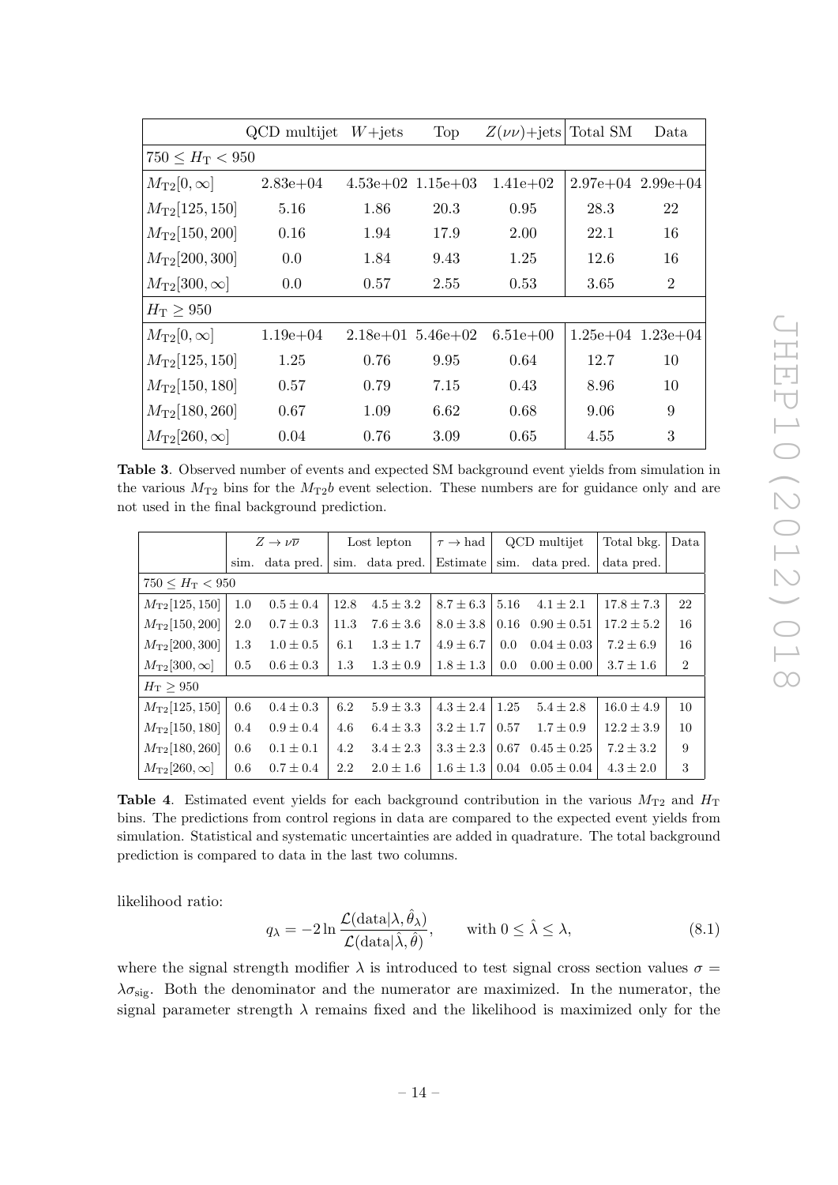| | QCD multijet | $W$+jets | Top | $Z(\nu\nu)$+jets | Total SM | Data |
|---|---|---|---|---|---|---|
| $750 \le H_T < 950$ | | | | | | |
| $M_{T2}[0, \infty]$ | 2.83e+04 | 4.53e+02 | 1.15e+03 | 1.41e+02 | 2.97e+04 | 2.99e+04 |
| $M_{T2}[125, 150]$ | 5.16 | 1.86 | 20.3 | 0.95 | 28.3 | 22 |
| $M_{T2}[150, 200]$ | 0.16 | 1.94 | 17.9 | 2.00 | 22.1 | 16 |
| $M_{T2}[200, 300]$ | 0.0 | 1.84 | 9.43 | 1.25 | 12.6 | 16 |
| $M_{T2}[300, \infty]$ | 0.0 | 0.57 | 2.55 | 0.53 | 3.65 | 2 |
| $H_T \ge 950$ | | | | | | |
| $M_{T2}[0, \infty]$ | 1.19e+04 | 2.18e+01 | 5.46e+02 | 6.51e+00 | 1.25e+04 | 1.23e+04 |
| $M_{T2}[125, 150]$ | 1.25 | 0.76 | 9.95 | 0.64 | 12.7 | 10 |
| $M_{T2}[150, 180]$ | 0.57 | 0.79 | 7.15 | 0.43 | 8.96 | 10 |
| $M_{T2}[180, 260]$ | 0.67 | 1.09 | 6.62 | 0.68 | 9.06 | 9 |
| $M_{T2}[260, \infty]$ | 0.04 | 0.76 | 3.09 | 0.65 | 4.55 | 3 |

**Table 3**. Observed number of events and expected SM background event yields from simulation in the various $M_{T2}$ bins for the $M_{T2}b$ event selection. These numbers are for guidance only and are not used in the final background prediction.

| | $Z \to \nu\bar{\nu}$ | | Lost lepton | | $\tau \to$ had | QCD multijet | | Total bkg. | Data |
|---|---|---|---|---|---|---|---|---|---|
| | sim. | data pred. | sim. | data pred. | Estimate | sim. | data pred. | data pred. | |
| $750 \le H_T < 950$ | | | | | | | | | |
| $M_{T2}[125, 150]$ | 1.0 | $0.5 \pm 0.4$ | 12.8 | $4.5 \pm 3.2$ | $8.7 \pm 6.3$ | 5.16 | $4.1 \pm 2.1$ | $17.8 \pm 7.3$ | 22 |
| $M_{T2}[150, 200]$ | 2.0 | $0.7 \pm 0.3$ | 11.3 | $7.6 \pm 3.6$ | $8.0 \pm 3.8$ | 0.16 | $0.90 \pm 0.51$ | $17.2 \pm 5.2$ | 16 |
| $M_{T2}[200, 300]$ | 1.3 | $1.0 \pm 0.5$ | 6.1 | $1.3 \pm 1.7$ | $4.9 \pm 6.7$ | 0.0 | $0.04 \pm 0.03$ | $7.2 \pm 6.9$ | 16 |
| $M_{T2}[300, \infty]$ | 0.5 | $0.6 \pm 0.3$ | 1.3 | $1.3 \pm 0.9$ | $1.8 \pm 1.3$ | 0.0 | $0.00 \pm 0.00$ | $3.7 \pm 1.6$ | 2 |
| $H_T \ge 950$ | | | | | | | | | |
| $M_{T2}[125, 150]$ | 0.6 | $0.4 \pm 0.3$ | 6.2 | $5.9 \pm 3.3$ | $4.3 \pm 2.4$ | 1.25 | $5.4 \pm 2.8$ | $16.0 \pm 4.9$ | 10 |
| $M_{T2}[150, 180]$ | 0.4 | $0.9 \pm 0.4$ | 4.6 | $6.4 \pm 3.3$ | $3.2 \pm 1.7$ | 0.57 | $1.7 \pm 0.9$ | $12.2 \pm 3.9$ | 10 |
| $M_{T2}[180, 260]$ | 0.6 | $0.1 \pm 0.1$ | 4.2 | $3.4 \pm 2.3$ | $3.3 \pm 2.3$ | 0.67 | $0.45 \pm 0.25$ | $7.2 \pm 3.2$ | 9 |
| $M_{T2}[260, \infty]$ | 0.6 | $0.7 \pm 0.4$ | 2.2 | $2.0 \pm 1.6$ | $1.6 \pm 1.3$ | 0.04 | $0.05 \pm 0.04$ | $4.3 \pm 2.0$ | 3 |

**Table 4**. Estimated event yields for each background contribution in the various $M_{T2}$ and $H_T$ bins. The predictions from control regions in data are compared to the expected event yields from simulation. Statistical and systematic uncertainties are added in quadrature. The total background prediction is compared to data in the last two columns.

likelihood ratio:

$$q_\lambda = -2 \ln \frac{\mathcal{L}(\text{data}|\lambda, \hat{\theta}_\lambda)}{\mathcal{L}(\text{data}|\hat{\lambda}, \hat{\theta})}, \qquad \text{with } 0 \le \hat{\lambda} \le \lambda, \tag{8.1}$$

where the signal strength modifier $\lambda$ is introduced to test signal cross section values $\sigma = \lambda\sigma_{\text{sig}}$. Both the denominator and the numerator are maximized. In the numerator, the signal parameter strength $\lambda$ remains fixed and the likelihood is maximized only for the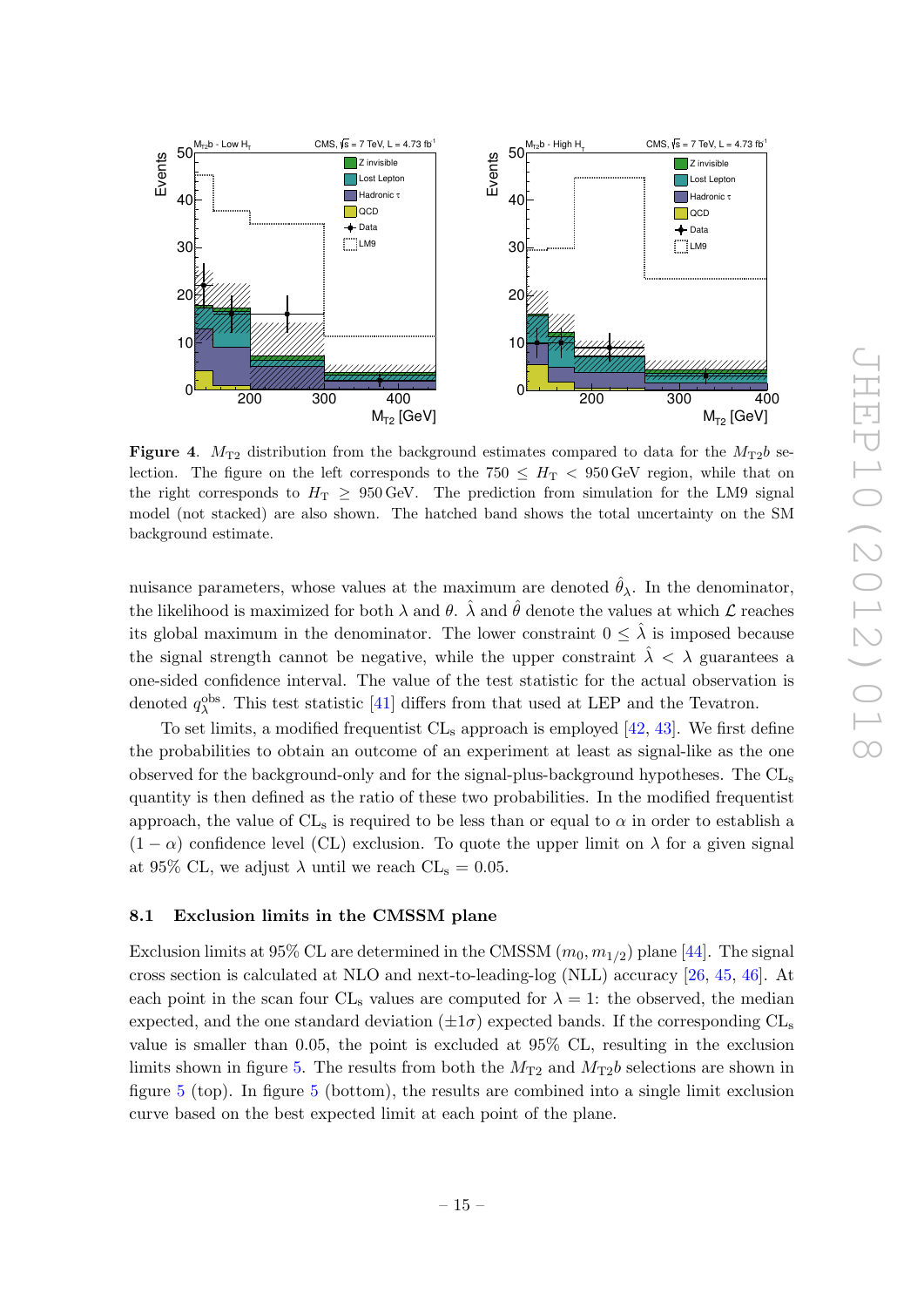**Figure 4**. $M_{\mathrm{T2}}$ distribution from the background estimates compared to data for the $M_{\mathrm{T2}}b$ selection. The figure on the left corresponds to the $750 \leq H_{\mathrm{T}} < 950\,\mathrm{GeV}$ region, while that on the right corresponds to $H_{\mathrm{T}} \geq 950\,\mathrm{GeV}$. The prediction from simulation for the LM9 signal model (not stacked) are also shown. The hatched band shows the total uncertainty on the SM background estimate.

nuisance parameters, whose values at the maximum are denoted $\hat{\theta}_\lambda$. In the denominator, the likelihood is maximized for both $\lambda$ and $\theta$. $\hat{\lambda}$ and $\hat{\theta}$ denote the values at which $\mathcal{L}$ reaches its global maximum in the denominator. The lower constraint $0 \leq \hat{\lambda}$ is imposed because the signal strength cannot be negative, while the upper constraint $\hat{\lambda} < \lambda$ guarantees a one-sided confidence interval. The value of the test statistic for the actual observation is denoted $q_\lambda^{\mathrm{obs}}$. This test statistic [41] differs from that used at LEP and the Tevatron.

To set limits, a modified frequentist $\mathrm{CL_s}$ approach is employed [42, 43]. We first define the probabilities to obtain an outcome of an experiment at least as signal-like as the one observed for the background-only and for the signal-plus-background hypotheses. The $\mathrm{CL_s}$ quantity is then defined as the ratio of these two probabilities. In the modified frequentist approach, the value of $\mathrm{CL_s}$ is required to be less than or equal to $\alpha$ in order to establish a $(1 - \alpha)$ confidence level (CL) exclusion. To quote the upper limit on $\lambda$ for a given signal at 95% CL, we adjust $\lambda$ until we reach $\mathrm{CL_s} = 0.05$.

### 8.1 Exclusion limits in the CMSSM plane

Exclusion limits at 95% CL are determined in the CMSSM $(m_0, m_{1/2})$ plane [44]. The signal cross section is calculated at NLO and next-to-leading-log (NLL) accuracy [26, 45, 46]. At each point in the scan four $\mathrm{CL_s}$ values are computed for $\lambda = 1$: the observed, the median expected, and the one standard deviation ($\pm 1\sigma$) expected bands. If the corresponding $\mathrm{CL_s}$ value is smaller than 0.05, the point is excluded at 95% CL, resulting in the exclusion limits shown in figure 5. The results from both the $M_{\mathrm{T2}}$ and $M_{\mathrm{T2}}b$ selections are shown in figure 5 (top). In figure 5 (bottom), the results are combined into a single limit exclusion curve based on the best expected limit at each point of the plane.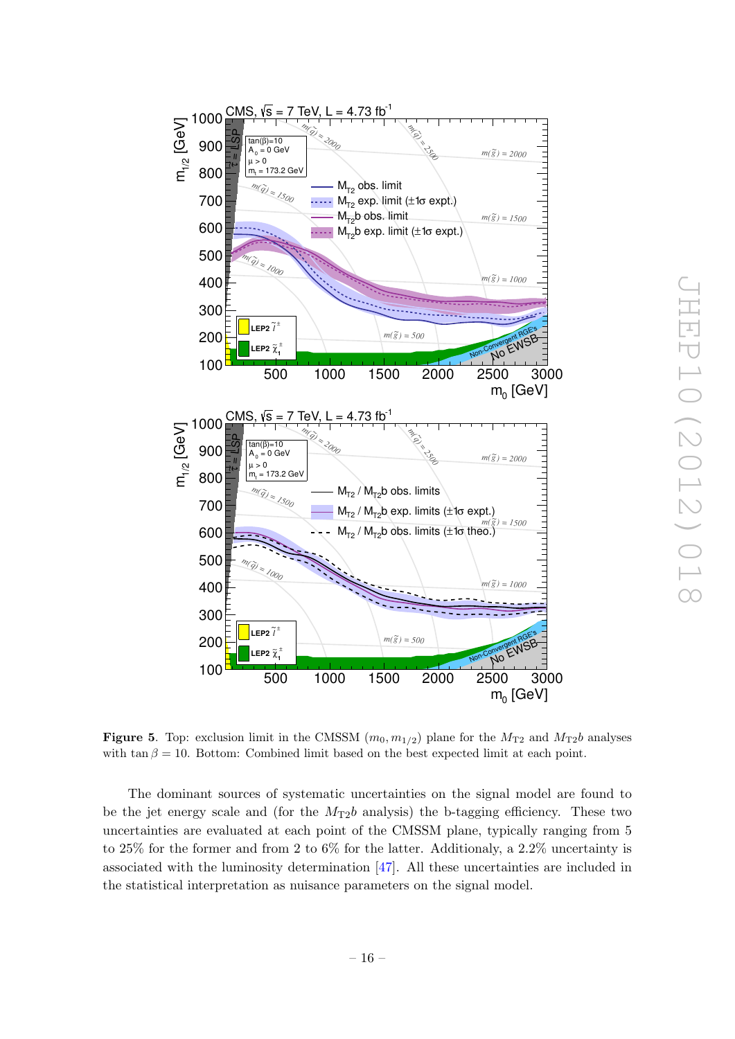**Figure 5**. Top: exclusion limit in the CMSSM $(m_0, m_{1/2})$ plane for the $M_{\mathrm{T2}}$ and $M_{\mathrm{T2}}b$ analyses with $\tan\beta = 10$. Bottom: Combined limit based on the best expected limit at each point.

The dominant sources of systematic uncertainties on the signal model are found to be the jet energy scale and (for the $M_{\mathrm{T2}}b$ analysis) the b-tagging efficiency. These two uncertainties are evaluated at each point of the CMSSM plane, typically ranging from 5 to 25% for the former and from 2 to 6% for the latter. Additionaly, a 2.2% uncertainty is associated with the luminosity determination [47]. All these uncertainties are included in the statistical interpretation as nuisance parameters on the signal model.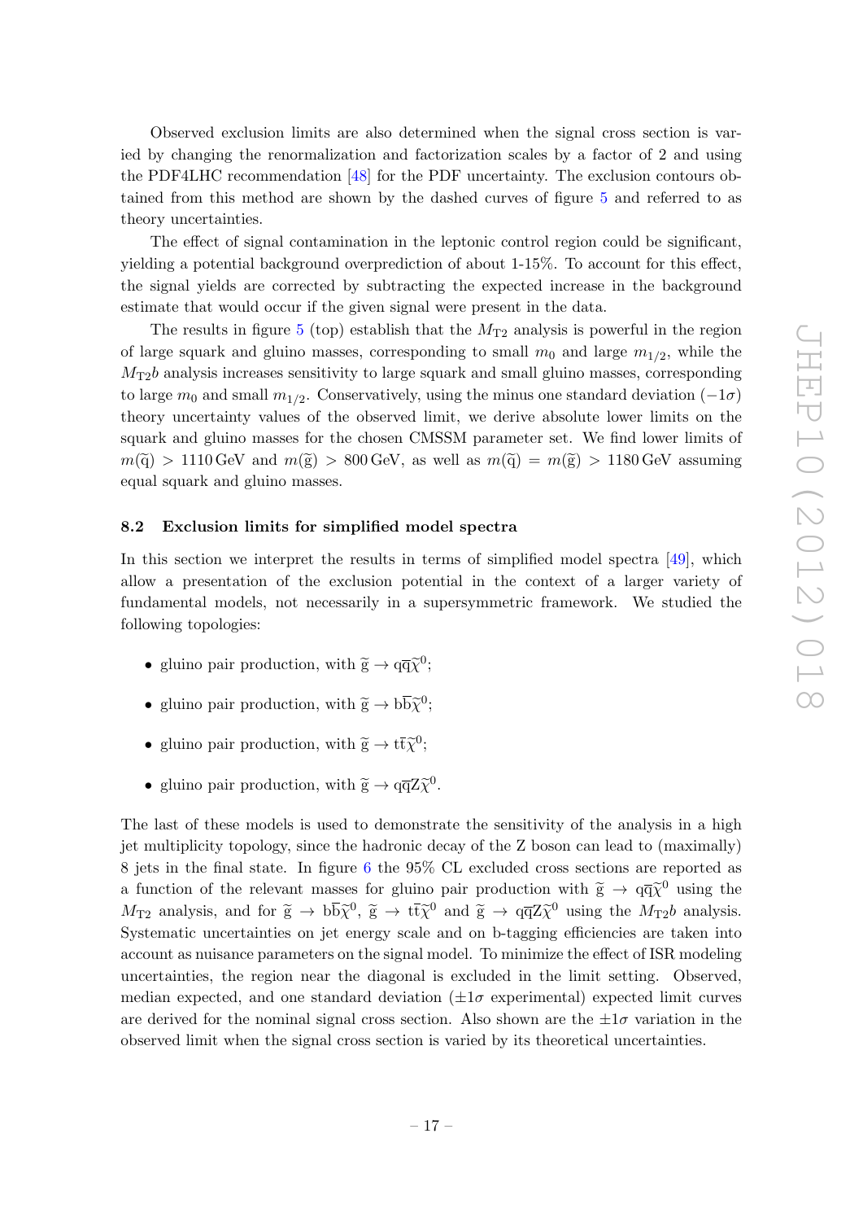Observed exclusion limits are also determined when the signal cross section is varied by changing the renormalization and factorization scales by a factor of 2 and using the PDF4LHC recommendation [48] for the PDF uncertainty. The exclusion contours obtained from this method are shown by the dashed curves of figure 5 and referred to as theory uncertainties.

The effect of signal contamination in the leptonic control region could be significant, yielding a potential background overprediction of about 1-15%. To account for this effect, the signal yields are corrected by subtracting the expected increase in the background estimate that would occur if the given signal were present in the data.

The results in figure 5 (top) establish that the $M_{\mathrm{T2}}$ analysis is powerful in the region of large squark and gluino masses, corresponding to small $m_0$ and large $m_{1/2}$, while the $M_{\mathrm{T2}}b$ analysis increases sensitivity to large squark and small gluino masses, corresponding to large $m_0$ and small $m_{1/2}$. Conservatively, using the minus one standard deviation ($-1\sigma$) theory uncertainty values of the observed limit, we derive absolute lower limits on the squark and gluino masses for the chosen CMSSM parameter set. We find lower limits of $m(\widetilde{\mathrm{q}}) > 1110\,\mathrm{GeV}$ and $m(\widetilde{\mathrm{g}}) > 800\,\mathrm{GeV}$, as well as $m(\widetilde{\mathrm{q}}) = m(\widetilde{\mathrm{g}}) > 1180\,\mathrm{GeV}$ assuming equal squark and gluino masses.

### 8.2 Exclusion limits for simplified model spectra

In this section we interpret the results in terms of simplified model spectra [49], which allow a presentation of the exclusion potential in the context of a larger variety of fundamental models, not necessarily in a supersymmetric framework. We studied the following topologies:

- gluino pair production, with $\widetilde{\mathrm{g}} \to \mathrm{q}\overline{\mathrm{q}}\widetilde{\chi}^0$;
- gluino pair production, with $\widetilde{\mathrm{g}} \to \mathrm{b}\overline{\mathrm{b}}\widetilde{\chi}^0$;
- gluino pair production, with $\widetilde{\mathrm{g}} \to \mathrm{t}\overline{\mathrm{t}}\widetilde{\chi}^0$;
- gluino pair production, with $\widetilde{\mathrm{g}} \to \mathrm{q}\overline{\mathrm{q}}\mathrm{Z}\widetilde{\chi}^0$.

The last of these models is used to demonstrate the sensitivity of the analysis in a high jet multiplicity topology, since the hadronic decay of the Z boson can lead to (maximally) 8 jets in the final state. In figure 6 the 95% CL excluded cross sections are reported as a function of the relevant masses for gluino pair production with $\widetilde{\mathrm{g}} \to \mathrm{q}\overline{\mathrm{q}}\widetilde{\chi}^0$ using the $M_{\mathrm{T2}}$ analysis, and for $\widetilde{\mathrm{g}} \to \mathrm{b}\overline{\mathrm{b}}\widetilde{\chi}^0$, $\widetilde{\mathrm{g}} \to \mathrm{t}\overline{\mathrm{t}}\widetilde{\chi}^0$ and $\widetilde{\mathrm{g}} \to \mathrm{q}\overline{\mathrm{q}}\mathrm{Z}\widetilde{\chi}^0$ using the $M_{\mathrm{T2}}b$ analysis. Systematic uncertainties on jet energy scale and on b-tagging efficiencies are taken into account as nuisance parameters on the signal model. To minimize the effect of ISR modeling uncertainties, the region near the diagonal is excluded in the limit setting. Observed, median expected, and one standard deviation ($\pm 1\sigma$ experimental) expected limit curves are derived for the nominal signal cross section. Also shown are the $\pm 1\sigma$ variation in the observed limit when the signal cross section is varied by its theoretical uncertainties.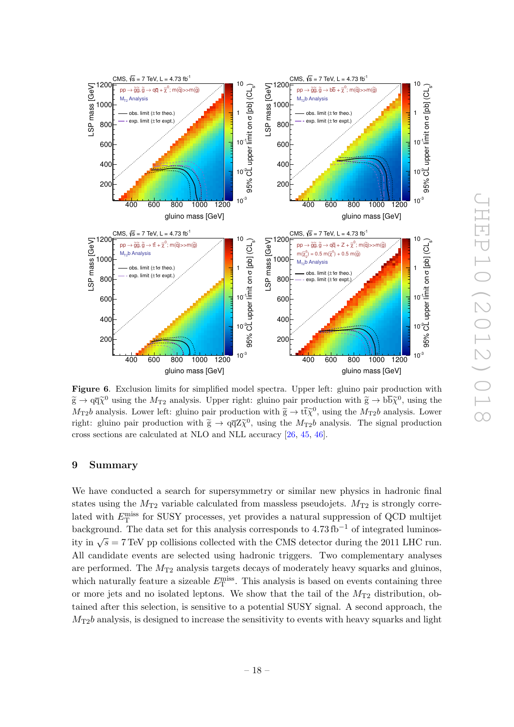**Figure 6**. Exclusion limits for simplified model spectra. Upper left: gluino pair production with $\widetilde{g} \rightarrow q\overline{q}\widetilde{\chi}^0$ using the $M_{T2}$ analysis. Upper right: gluino pair production with $\widetilde{g} \rightarrow b\overline{b}\widetilde{\chi}^0$, using the $M_{T2}b$ analysis. Lower left: gluino pair production with $\widetilde{g} \rightarrow t\overline{t}\widetilde{\chi}^0$, using the $M_{T2}b$ analysis. Lower right: gluino pair production with $\widetilde{g} \rightarrow q\overline{q}Z\widetilde{\chi}^0$, using the $M_{T2}b$ analysis. The signal production cross sections are calculated at NLO and NLL accuracy [26, 45, 46].

## 9 Summary

We have conducted a search for supersymmetry or similar new physics in hadronic final states using the $M_{T2}$ variable calculated from massless pseudojets. $M_{T2}$ is strongly correlated with $E_T^{miss}$ for SUSY processes, yet provides a natural suppression of QCD multijet background. The data set for this analysis corresponds to $4.73\,\text{fb}^{-1}$ of integrated luminosity in $\sqrt{s} = 7\,\text{TeV}$ pp collisions collected with the CMS detector during the 2011 LHC run. All candidate events are selected using hadronic triggers. Two complementary analyses are performed. The $M_{T2}$ analysis targets decays of moderately heavy squarks and gluinos, which naturally feature a sizeable $E_T^{miss}$. This analysis is based on events containing three or more jets and no isolated leptons. We show that the tail of the $M_{T2}$ distribution, obtained after this selection, is sensitive to a potential SUSY signal. A second approach, the $M_{T2}b$ analysis, is designed to increase the sensitivity to events with heavy squarks and light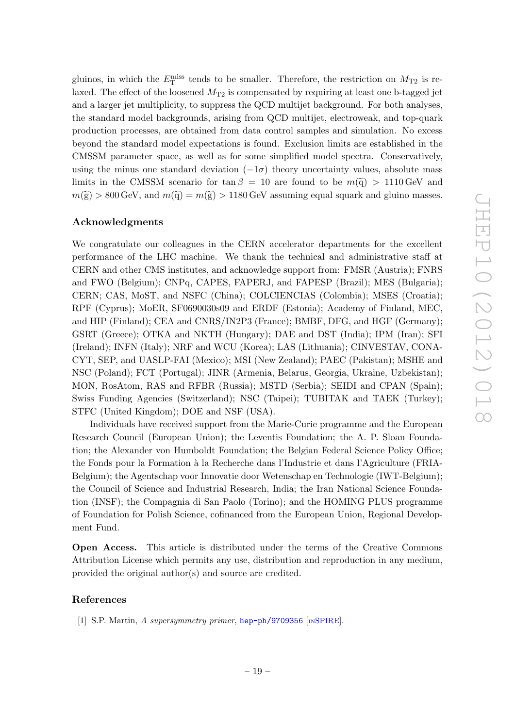gluinos, in which the $E_{\mathrm{T}}^{\mathrm{miss}}$ tends to be smaller. Therefore, the restriction on $M_{\mathrm{T2}}$ is relaxed. The effect of the loosened $M_{\mathrm{T2}}$ is compensated by requiring at least one b-tagged jet and a larger jet multiplicity, to suppress the QCD multijet background. For both analyses, the standard model backgrounds, arising from QCD multijet, electroweak, and top-quark production processes, are obtained from data control samples and simulation. No excess beyond the standard model expectations is found. Exclusion limits are established in the CMSSM parameter space, as well as for some simplified model spectra. Conservatively, using the minus one standard deviation ($-1\sigma$) theory uncertainty values, absolute mass limits in the CMSSM scenario for $\tan\beta = 10$ are found to be $m(\widetilde{\mathrm{q}}) > 1110\,\mathrm{GeV}$ and $m(\widetilde{\mathrm{g}}) > 800\,\mathrm{GeV}$, and $m(\widetilde{\mathrm{q}}) = m(\widetilde{\mathrm{g}}) > 1180\,\mathrm{GeV}$ assuming equal squark and gluino masses.

## Acknowledgments

We congratulate our colleagues in the CERN accelerator departments for the excellent performance of the LHC machine. We thank the technical and administrative staff at CERN and other CMS institutes, and acknowledge support from: FMSR (Austria); FNRS and FWO (Belgium); CNPq, CAPES, FAPERJ, and FAPESP (Brazil); MES (Bulgaria); CERN; CAS, MoST, and NSFC (China); COLCIENCIAS (Colombia); MSES (Croatia); RPF (Cyprus); MoER, SF0690030s09 and ERDF (Estonia); Academy of Finland, MEC, and HIP (Finland); CEA and CNRS/IN2P3 (France); BMBF, DFG, and HGF (Germany); GSRT (Greece); OTKA and NKTH (Hungary); DAE and DST (India); IPM (Iran); SFI (Ireland); INFN (Italy); NRF and WCU (Korea); LAS (Lithuania); CINVESTAV, CONACYT, SEP, and UASLP-FAI (Mexico); MSI (New Zealand); PAEC (Pakistan); MSHE and NSC (Poland); FCT (Portugal); JINR (Armenia, Belarus, Georgia, Ukraine, Uzbekistan); MON, RosAtom, RAS and RFBR (Russia); MSTD (Serbia); SEIDI and CPAN (Spain); Swiss Funding Agencies (Switzerland); NSC (Taipei); TUBITAK and TAEK (Turkey); STFC (United Kingdom); DOE and NSF (USA).

Individuals have received support from the Marie-Curie programme and the European Research Council (European Union); the Leventis Foundation; the A. P. Sloan Foundation; the Alexander von Humboldt Foundation; the Belgian Federal Science Policy Office; the Fonds pour la Formation à la Recherche dans l'Industrie et dans l'Agriculture (FRIA-Belgium); the Agentschap voor Innovatie door Wetenschap en Technologie (IWT-Belgium); the Council of Science and Industrial Research, India; the Iran National Science Foundation (INSF); the Compagnia di San Paolo (Torino); and the HOMING PLUS programme of Foundation for Polish Science, cofinanced from the European Union, Regional Development Fund.

**Open Access.** This article is distributed under the terms of the Creative Commons Attribution License which permits any use, distribution and reproduction in any medium, provided the original author(s) and source are credited.

## References

[1] S.P. Martin, *A supersymmetry primer*, hep-ph/9709356 [INSPIRE].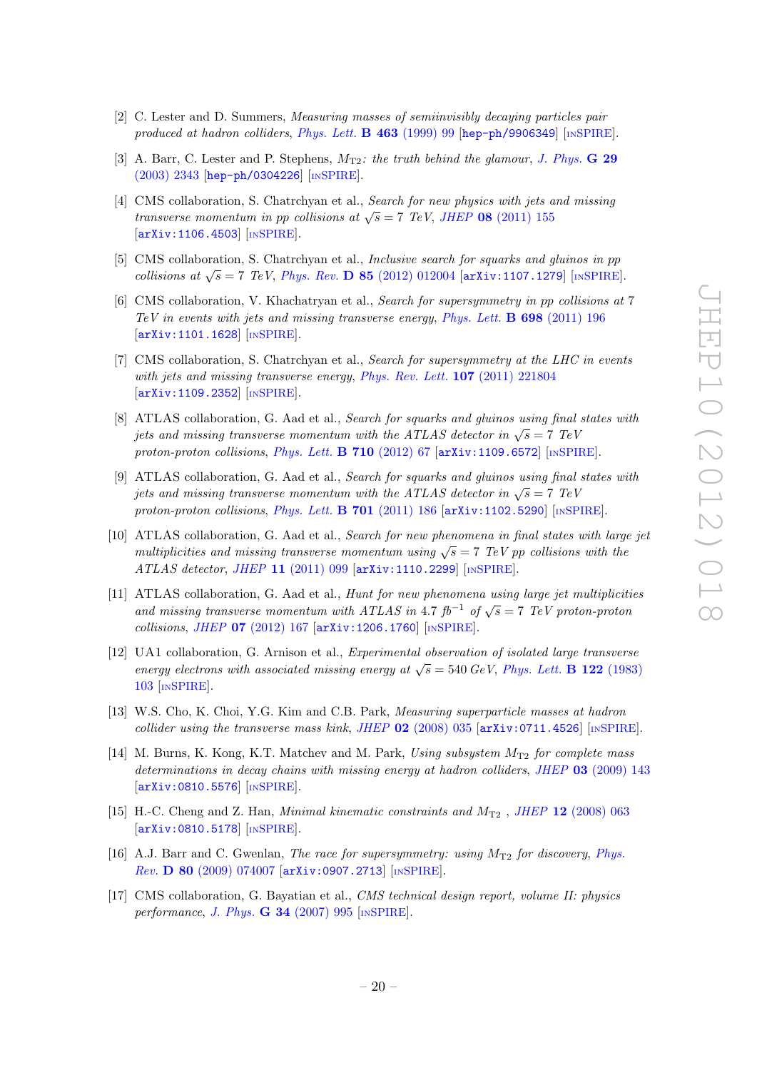[2] C. Lester and D. Summers, *Measuring masses of semiinvisibly decaying particles pair produced at hadron colliders*, Phys. Lett. **B 463** (1999) 99 [hep-ph/9906349] [INSPIRE].

[3] A. Barr, C. Lester and P. Stephens, *$M_{T2}$: the truth behind the glamour*, J. Phys. **G 29** (2003) 2343 [hep-ph/0304226] [INSPIRE].

[4] CMS collaboration, S. Chatrchyan et al., *Search for new physics with jets and missing transverse momentum in pp collisions at $\sqrt{s} = 7$ TeV*, JHEP **08** (2011) 155 [arXiv:1106.4503] [INSPIRE].

[5] CMS collaboration, S. Chatrchyan et al., *Inclusive search for squarks and gluinos in pp collisions at $\sqrt{s} = 7$ TeV*, Phys. Rev. **D 85** (2012) 012004 [arXiv:1107.1279] [INSPIRE].

[6] CMS collaboration, V. Khachatryan et al., *Search for supersymmetry in pp collisions at 7 TeV in events with jets and missing transverse energy*, Phys. Lett. **B 698** (2011) 196 [arXiv:1101.1628] [INSPIRE].

[7] CMS collaboration, S. Chatrchyan et al., *Search for supersymmetry at the LHC in events with jets and missing transverse energy*, Phys. Rev. Lett. **107** (2011) 221804 [arXiv:1109.2352] [INSPIRE].

[8] ATLAS collaboration, G. Aad et al., *Search for squarks and gluinos using final states with jets and missing transverse momentum with the ATLAS detector in $\sqrt{s} = 7$ TeV proton-proton collisions*, Phys. Lett. **B 710** (2012) 67 [arXiv:1109.6572] [INSPIRE].

[9] ATLAS collaboration, G. Aad et al., *Search for squarks and gluinos using final states with jets and missing transverse momentum with the ATLAS detector in $\sqrt{s} = 7$ TeV proton-proton collisions*, Phys. Lett. **B 701** (2011) 186 [arXiv:1102.5290] [INSPIRE].

[10] ATLAS collaboration, G. Aad et al., *Search for new phenomena in final states with large jet multiplicities and missing transverse momentum using $\sqrt{s} = 7$ TeV pp collisions with the ATLAS detector*, JHEP **11** (2011) 099 [arXiv:1110.2299] [INSPIRE].

[11] ATLAS collaboration, G. Aad et al., *Hunt for new phenomena using large jet multiplicities and missing transverse momentum with ATLAS in 4.7 $fb^{-1}$ of $\sqrt{s} = 7$ TeV proton-proton collisions*, JHEP **07** (2012) 167 [arXiv:1206.1760] [INSPIRE].

[12] UA1 collaboration, G. Arnison et al., *Experimental observation of isolated large transverse energy electrons with associated missing energy at $\sqrt{s} = 540$ GeV*, Phys. Lett. **B 122** (1983) 103 [INSPIRE].

[13] W.S. Cho, K. Choi, Y.G. Kim and C.B. Park, *Measuring superparticle masses at hadron collider using the transverse mass kink*, JHEP **02** (2008) 035 [arXiv:0711.4526] [INSPIRE].

[14] M. Burns, K. Kong, K.T. Matchev and M. Park, *Using subsystem $M_{T2}$ for complete mass determinations in decay chains with missing energy at hadron colliders*, JHEP **03** (2009) 143 [arXiv:0810.5576] [INSPIRE].

[15] H.-C. Cheng and Z. Han, *Minimal kinematic constraints and $M_{T2}$*, JHEP **12** (2008) 063 [arXiv:0810.5178] [INSPIRE].

[16] A.J. Barr and C. Gwenlan, *The race for supersymmetry: using $M_{T2}$ for discovery*, Phys. Rev. **D 80** (2009) 074007 [arXiv:0907.2713] [INSPIRE].

[17] CMS collaboration, G. Bayatian et al., *CMS technical design report, volume II: physics performance*, J. Phys. **G 34** (2007) 995 [INSPIRE].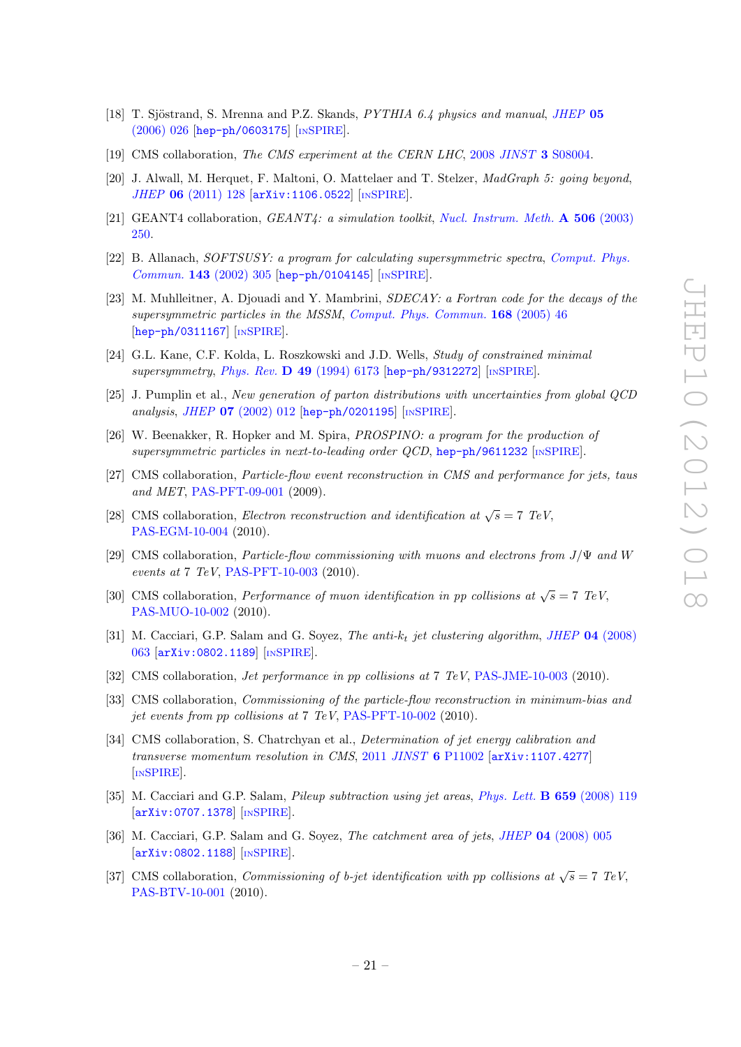[18] T. Sjöstrand, S. Mrenna and P.Z. Skands, *PYTHIA 6.4 physics and manual*, JHEP **05** (2006) 026 [hep-ph/0603175] [INSPIRE].

[19] CMS collaboration, *The CMS experiment at the CERN LHC*, 2008 JINST **3** S08004.

[20] J. Alwall, M. Herquet, F. Maltoni, O. Mattelaer and T. Stelzer, *MadGraph 5: going beyond*, JHEP **06** (2011) 128 [arXiv:1106.0522] [INSPIRE].

[21] GEANT4 collaboration, *GEANT4: a simulation toolkit*, Nucl. Instrum. Meth. **A 506** (2003) 250.

[22] B. Allanach, *SOFTSUSY: a program for calculating supersymmetric spectra*, Comput. Phys. Commun. **143** (2002) 305 [hep-ph/0104145] [INSPIRE].

[23] M. Muhlleitner, A. Djouadi and Y. Mambrini, *SDECAY: a Fortran code for the decays of the supersymmetric particles in the MSSM*, Comput. Phys. Commun. **168** (2005) 46 [hep-ph/0311167] [INSPIRE].

[24] G.L. Kane, C.F. Kolda, L. Roszkowski and J.D. Wells, *Study of constrained minimal supersymmetry*, Phys. Rev. **D 49** (1994) 6173 [hep-ph/9312272] [INSPIRE].

[25] J. Pumplin et al., *New generation of parton distributions with uncertainties from global QCD analysis*, JHEP **07** (2002) 012 [hep-ph/0201195] [INSPIRE].

[26] W. Beenakker, R. Hopker and M. Spira, *PROSPINO: a program for the production of supersymmetric particles in next-to-leading order QCD*, hep-ph/9611232 [INSPIRE].

[27] CMS collaboration, *Particle-flow event reconstruction in CMS and performance for jets, taus and MET*, PAS-PFT-09-001 (2009).

[28] CMS collaboration, *Electron reconstruction and identification at $\sqrt{s} = 7$ TeV*, PAS-EGM-10-004 (2010).

[29] CMS collaboration, *Particle-flow commissioning with muons and electrons from $J/\Psi$ and W events at 7 TeV*, PAS-PFT-10-003 (2010).

[30] CMS collaboration, *Performance of muon identification in pp collisions at $\sqrt{s} = 7$ TeV*, PAS-MUO-10-002 (2010).

[31] M. Cacciari, G.P. Salam and G. Soyez, *The anti-$k_t$ jet clustering algorithm*, JHEP **04** (2008) 063 [arXiv:0802.1189] [INSPIRE].

[32] CMS collaboration, *Jet performance in pp collisions at 7 TeV*, PAS-JME-10-003 (2010).

[33] CMS collaboration, *Commissioning of the particle-flow reconstruction in minimum-bias and jet events from pp collisions at 7 TeV*, PAS-PFT-10-002 (2010).

[34] CMS collaboration, S. Chatrchyan et al., *Determination of jet energy calibration and transverse momentum resolution in CMS*, 2011 JINST **6** P11002 [arXiv:1107.4277] [INSPIRE].

[35] M. Cacciari and G.P. Salam, *Pileup subtraction using jet areas*, Phys. Lett. **B 659** (2008) 119 [arXiv:0707.1378] [INSPIRE].

[36] M. Cacciari, G.P. Salam and G. Soyez, *The catchment area of jets*, JHEP **04** (2008) 005 [arXiv:0802.1188] [INSPIRE].

[37] CMS collaboration, *Commissioning of b-jet identification with pp collisions at $\sqrt{s} = 7$ TeV*, PAS-BTV-10-001 (2010).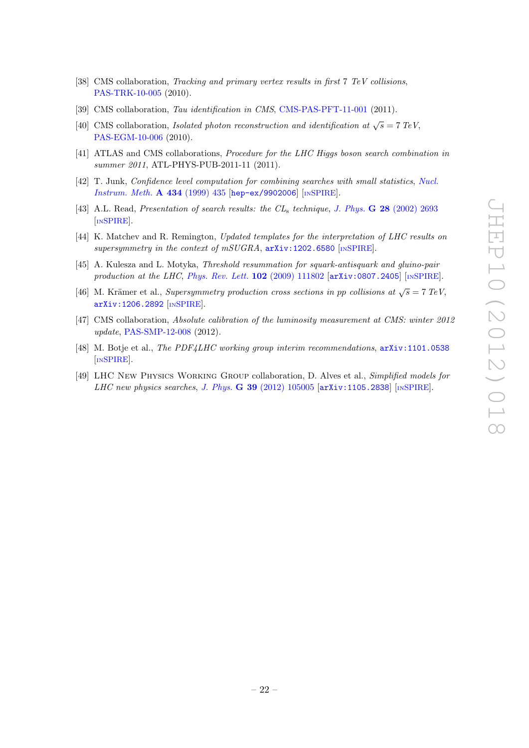[38] CMS collaboration, *Tracking and primary vertex results in first 7 TeV collisions*, PAS-TRK-10-005 (2010).

[39] CMS collaboration, *Tau identification in CMS*, CMS-PAS-PFT-11-001 (2011).

[40] CMS collaboration, *Isolated photon reconstruction and identification at $\sqrt{s} = 7$ TeV*, PAS-EGM-10-006 (2010).

[41] ATLAS and CMS collaborations, *Procedure for the LHC Higgs boson search combination in summer 2011*, ATL-PHYS-PUB-2011-11 (2011).

[42] T. Junk, *Confidence level computation for combining searches with small statistics*, Nucl. Instrum. Meth. **A 434** (1999) 435 [hep-ex/9902006] [INSPIRE].

[43] A.L. Read, *Presentation of search results: the $CL_s$ technique*, J. Phys. **G 28** (2002) 2693 [INSPIRE].

[44] K. Matchev and R. Remington, *Updated templates for the interpretation of LHC results on supersymmetry in the context of mSUGRA*, arXiv:1202.6580 [INSPIRE].

[45] A. Kulesza and L. Motyka, *Threshold resummation for squark-antisquark and gluino-pair production at the LHC*, Phys. Rev. Lett. **102** (2009) 111802 [arXiv:0807.2405] [INSPIRE].

[46] M. Krämer et al., *Supersymmetry production cross sections in pp collisions at $\sqrt{s} = 7$ TeV*, arXiv:1206.2892 [INSPIRE].

[47] CMS collaboration, *Absolute calibration of the luminosity measurement at CMS: winter 2012 update*, PAS-SMP-12-008 (2012).

[48] M. Botje et al., *The PDF4LHC working group interim recommendations*, arXiv:1101.0538 [INSPIRE].

[49] LHC New Physics Working Group collaboration, D. Alves et al., *Simplified models for LHC new physics searches*, J. Phys. **G 39** (2012) 105005 [arXiv:1105.2838] [INSPIRE].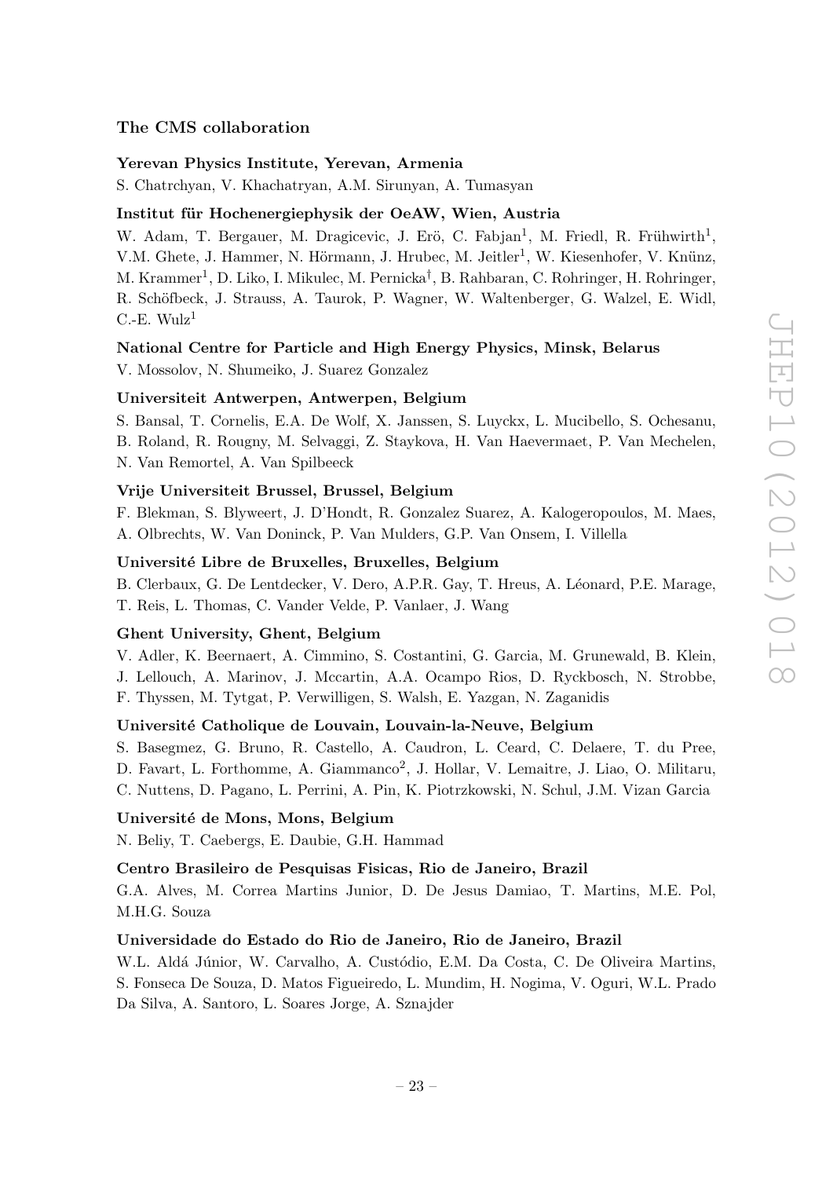### The CMS collaboration

**Yerevan Physics Institute, Yerevan, Armenia**

S. Chatrchyan, V. Khachatryan, A.M. Sirunyan, A. Tumasyan

**Institut für Hochenergiephysik der OeAW, Wien, Austria**

W. Adam, T. Bergauer, M. Dragicevic, J. Erö, C. Fabjan[1], M. Friedl, R. Frühwirth[1], V.M. Ghete, J. Hammer, N. Hörmann, J. Hrubec, M. Jeitler[1], W. Kiesenhofer, V. Knünz, M. Krammer[1], D. Liko, I. Mikulec, M. Pernicka[†], B. Rahbaran, C. Rohringer, H. Rohringer, R. Schöfbeck, J. Strauss, A. Taurok, P. Wagner, W. Waltenberger, G. Walzel, E. Widl, C.-E. Wulz[1]

**National Centre for Particle and High Energy Physics, Minsk, Belarus**

V. Mossolov, N. Shumeiko, J. Suarez Gonzalez

**Universiteit Antwerpen, Antwerpen, Belgium**

S. Bansal, T. Cornelis, E.A. De Wolf, X. Janssen, S. Luyckx, L. Mucibello, S. Ochesanu, B. Roland, R. Rougny, M. Selvaggi, Z. Staykova, H. Van Haevermaet, P. Van Mechelen, N. Van Remortel, A. Van Spilbeeck

**Vrije Universiteit Brussel, Brussel, Belgium**

F. Blekman, S. Blyweert, J. D'Hondt, R. Gonzalez Suarez, A. Kalogeropoulos, M. Maes, A. Olbrechts, W. Van Doninck, P. Van Mulders, G.P. Van Onsem, I. Villella

**Université Libre de Bruxelles, Bruxelles, Belgium**

B. Clerbaux, G. De Lentdecker, V. Dero, A.P.R. Gay, T. Hreus, A. Léonard, P.E. Marage, T. Reis, L. Thomas, C. Vander Velde, P. Vanlaer, J. Wang

**Ghent University, Ghent, Belgium**

V. Adler, K. Beernaert, A. Cimmino, S. Costantini, G. Garcia, M. Grunewald, B. Klein, J. Lellouch, A. Marinov, J. Mccartin, A.A. Ocampo Rios, D. Ryckbosch, N. Strobbe, F. Thyssen, M. Tytgat, P. Verwilligen, S. Walsh, E. Yazgan, N. Zaganidis

**Université Catholique de Louvain, Louvain-la-Neuve, Belgium**

S. Basegmez, G. Bruno, R. Castello, A. Caudron, L. Ceard, C. Delaere, T. du Pree, D. Favart, L. Forthomme, A. Giammanco[2], J. Hollar, V. Lemaitre, J. Liao, O. Militaru, C. Nuttens, D. Pagano, L. Perrini, A. Pin, K. Piotrzkowski, N. Schul, J.M. Vizan Garcia

**Université de Mons, Mons, Belgium**

N. Beliy, T. Caebergs, E. Daubie, G.H. Hammad

**Centro Brasileiro de Pesquisas Fisicas, Rio de Janeiro, Brazil**

G.A. Alves, M. Correa Martins Junior, D. De Jesus Damiao, T. Martins, M.E. Pol, M.H.G. Souza

**Universidade do Estado do Rio de Janeiro, Rio de Janeiro, Brazil**

W.L. Aldá Júnior, W. Carvalho, A. Custódio, E.M. Da Costa, C. De Oliveira Martins, S. Fonseca De Souza, D. Matos Figueiredo, L. Mundim, H. Nogima, V. Oguri, W.L. Prado Da Silva, A. Santoro, L. Soares Jorge, A. Sznajder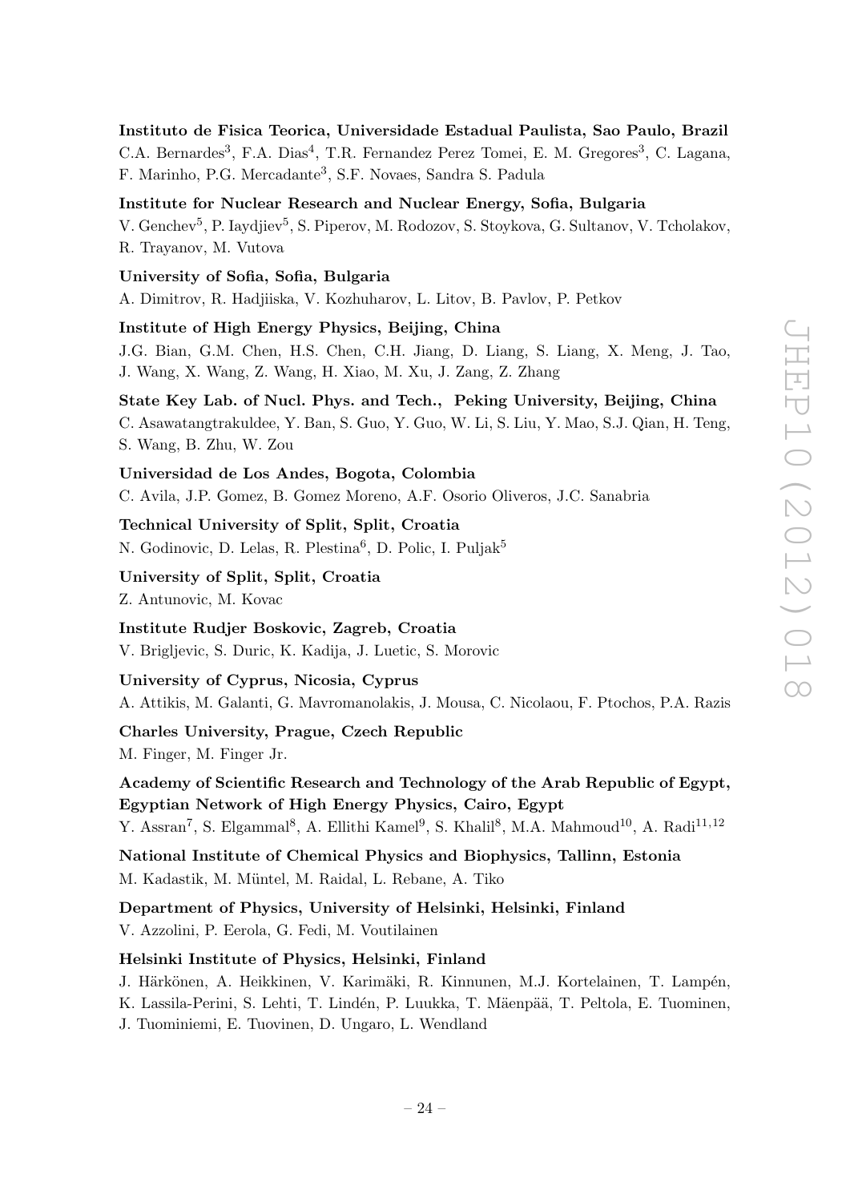**Instituto de Fisica Teorica, Universidade Estadual Paulista, Sao Paulo, Brazil**
C.A. Bernardes[3], F.A. Dias[4], T.R. Fernandez Perez Tomei, E. M. Gregores[3], C. Lagana, F. Marinho, P.G. Mercadante[3], S.F. Novaes, Sandra S. Padula

**Institute for Nuclear Research and Nuclear Energy, Sofia, Bulgaria**
V. Genchev[5], P. Iaydjiev[5], S. Piperov, M. Rodozov, S. Stoykova, G. Sultanov, V. Tcholakov, R. Trayanov, M. Vutova

**University of Sofia, Sofia, Bulgaria**
A. Dimitrov, R. Hadjiiska, V. Kozhuharov, L. Litov, B. Pavlov, P. Petkov

**Institute of High Energy Physics, Beijing, China**
J.G. Bian, G.M. Chen, H.S. Chen, C.H. Jiang, D. Liang, S. Liang, X. Meng, J. Tao, J. Wang, X. Wang, Z. Wang, H. Xiao, M. Xu, J. Zang, Z. Zhang

**State Key Lab. of Nucl. Phys. and Tech., Peking University, Beijing, China**
C. Asawatangtrakuldee, Y. Ban, S. Guo, Y. Guo, W. Li, S. Liu, Y. Mao, S.J. Qian, H. Teng, S. Wang, B. Zhu, W. Zou

**Universidad de Los Andes, Bogota, Colombia**
C. Avila, J.P. Gomez, B. Gomez Moreno, A.F. Osorio Oliveros, J.C. Sanabria

**Technical University of Split, Split, Croatia**
N. Godinovic, D. Lelas, R. Plestina[6], D. Polic, I. Puljak[5]

**University of Split, Split, Croatia**
Z. Antunovic, M. Kovac

**Institute Rudjer Boskovic, Zagreb, Croatia**
V. Brigljevic, S. Duric, K. Kadija, J. Luetic, S. Morovic

**University of Cyprus, Nicosia, Cyprus**
A. Attikis, M. Galanti, G. Mavromanolakis, J. Mousa, C. Nicolaou, F. Ptochos, P.A. Razis

**Charles University, Prague, Czech Republic**
M. Finger, M. Finger Jr.

**Academy of Scientific Research and Technology of the Arab Republic of Egypt, Egyptian Network of High Energy Physics, Cairo, Egypt**
Y. Assran[7], S. Elgammal[8], A. Ellithi Kamel[9], S. Khalil[8], M.A. Mahmoud[10], A. Radi[11,12]

**National Institute of Chemical Physics and Biophysics, Tallinn, Estonia**
M. Kadastik, M. Müntel, M. Raidal, L. Rebane, A. Tiko

**Department of Physics, University of Helsinki, Helsinki, Finland**
V. Azzolini, P. Eerola, G. Fedi, M. Voutilainen

**Helsinki Institute of Physics, Helsinki, Finland**
J. Härkönen, A. Heikkinen, V. Karimäki, R. Kinnunen, M.J. Kortelainen, T. Lampén, K. Lassila-Perini, S. Lehti, T. Lindén, P. Luukka, T. Mäenpää, T. Peltola, E. Tuominen, J. Tuominiemi, E. Tuovinen, D. Ungaro, L. Wendland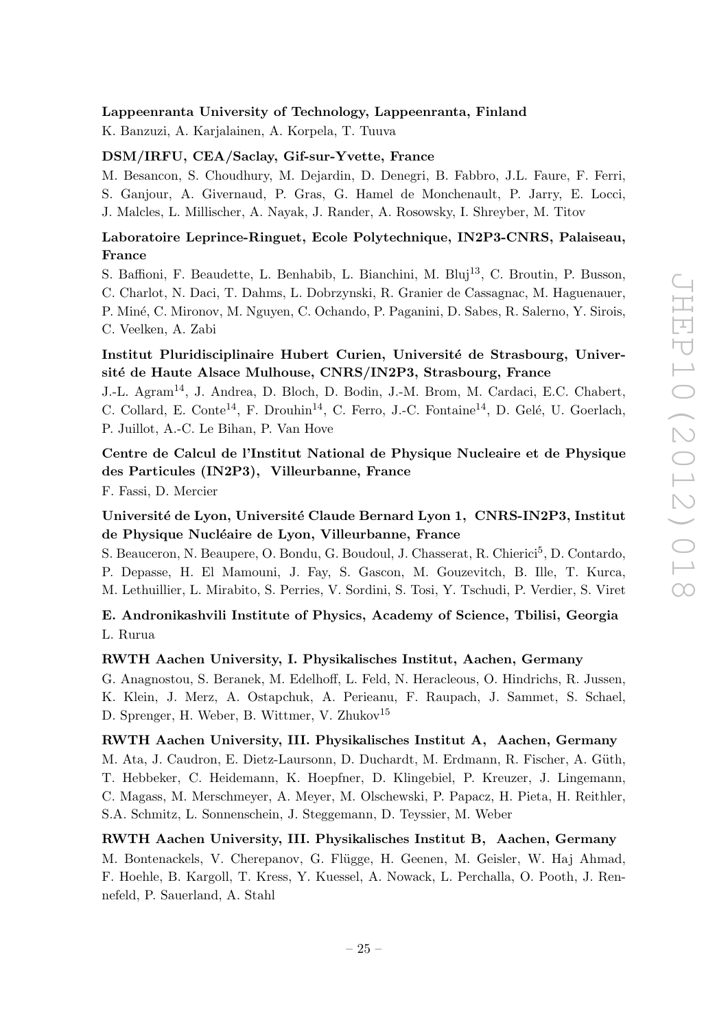**Lappeenranta University of Technology, Lappeenranta, Finland**

K. Banzuzi, A. Karjalainen, A. Korpela, T. Tuuva

**DSM/IRFU, CEA/Saclay, Gif-sur-Yvette, France**

M. Besancon, S. Choudhury, M. Dejardin, D. Denegri, B. Fabbro, J.L. Faure, F. Ferri, S. Ganjour, A. Givernaud, P. Gras, G. Hamel de Monchenault, P. Jarry, E. Locci, J. Malcles, L. Millischer, A. Nayak, J. Rander, A. Rosowsky, I. Shreyber, M. Titov

**Laboratoire Leprince-Ringuet, Ecole Polytechnique, IN2P3-CNRS, Palaiseau, France**

S. Baffioni, F. Beaudette, L. Benhabib, L. Bianchini, M. Bluj[13], C. Broutin, P. Busson, C. Charlot, N. Daci, T. Dahms, L. Dobrzynski, R. Granier de Cassagnac, M. Haguenauer, P. Miné, C. Mironov, M. Nguyen, C. Ochando, P. Paganini, D. Sabes, R. Salerno, Y. Sirois, C. Veelken, A. Zabi

**Institut Pluridisciplinaire Hubert Curien, Université de Strasbourg, Université de Haute Alsace Mulhouse, CNRS/IN2P3, Strasbourg, France**

J.-L. Agram[14], J. Andrea, D. Bloch, D. Bodin, J.-M. Brom, M. Cardaci, E.C. Chabert, C. Collard, E. Conte[14], F. Drouhin[14], C. Ferro, J.-C. Fontaine[14], D. Gelé, U. Goerlach, P. Juillot, A.-C. Le Bihan, P. Van Hove

**Centre de Calcul de l'Institut National de Physique Nucleaire et de Physique des Particules (IN2P3), Villeurbanne, France**

F. Fassi, D. Mercier

**Université de Lyon, Université Claude Bernard Lyon 1, CNRS-IN2P3, Institut de Physique Nucléaire de Lyon, Villeurbanne, France**

S. Beauceron, N. Beaupere, O. Bondu, G. Boudoul, J. Chasserat, R. Chierici[5], D. Contardo, P. Depasse, H. El Mamouni, J. Fay, S. Gascon, M. Gouzevitch, B. Ille, T. Kurca, M. Lethuillier, L. Mirabito, S. Perries, V. Sordini, S. Tosi, Y. Tschudi, P. Verdier, S. Viret

**E. Andronikashvili Institute of Physics, Academy of Science, Tbilisi, Georgia**

L. Rurua

**RWTH Aachen University, I. Physikalisches Institut, Aachen, Germany**

G. Anagnostou, S. Beranek, M. Edelhoff, L. Feld, N. Heracleous, O. Hindrichs, R. Jussen, K. Klein, J. Merz, A. Ostapchuk, A. Perieanu, F. Raupach, J. Sammet, S. Schael, D. Sprenger, H. Weber, B. Wittmer, V. Zhukov[15]

**RWTH Aachen University, III. Physikalisches Institut A, Aachen, Germany**

M. Ata, J. Caudron, E. Dietz-Laursonn, D. Duchardt, M. Erdmann, R. Fischer, A. Güth, T. Hebbeker, C. Heidemann, K. Hoepfner, D. Klingebiel, P. Kreuzer, J. Lingemann, C. Magass, M. Merschmeyer, A. Meyer, M. Olschewski, P. Papacz, H. Pieta, H. Reithler, S.A. Schmitz, L. Sonnenschein, J. Steggemann, D. Teyssier, M. Weber

**RWTH Aachen University, III. Physikalisches Institut B, Aachen, Germany**

M. Bontenackels, V. Cherepanov, G. Flügge, H. Geenen, M. Geisler, W. Haj Ahmad, F. Hoehle, B. Kargoll, T. Kress, Y. Kuessel, A. Nowack, L. Perchalla, O. Pooth, J. Rennefeld, P. Sauerland, A. Stahl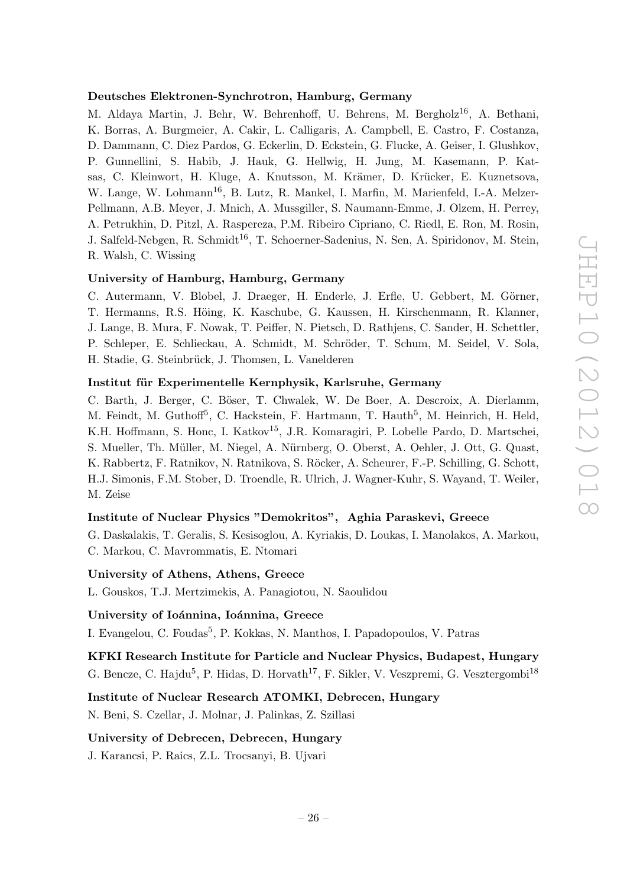**Deutsches Elektronen-Synchrotron, Hamburg, Germany**

M. Aldaya Martin, J. Behr, W. Behrenhoff, U. Behrens, M. Bergholz[16], A. Bethani, K. Borras, A. Burgmeier, A. Cakir, L. Calligaris, A. Campbell, E. Castro, F. Costanza, D. Dammann, C. Diez Pardos, G. Eckerlin, D. Eckstein, G. Flucke, A. Geiser, I. Glushkov, P. Gunnellini, S. Habib, J. Hauk, G. Hellwig, H. Jung, M. Kasemann, P. Katsas, C. Kleinwort, H. Kluge, A. Knutsson, M. Krämer, D. Krücker, E. Kuznetsova, W. Lange, W. Lohmann[16], B. Lutz, R. Mankel, I. Marfin, M. Marienfeld, I.-A. Melzer-Pellmann, A.B. Meyer, J. Mnich, A. Mussgiller, S. Naumann-Emme, J. Olzem, H. Perrey, A. Petrukhin, D. Pitzl, A. Raspereza, P.M. Ribeiro Cipriano, C. Riedl, E. Ron, M. Rosin, J. Salfeld-Nebgen, R. Schmidt[16], T. Schoerner-Sadenius, N. Sen, A. Spiridonov, M. Stein, R. Walsh, C. Wissing

**University of Hamburg, Hamburg, Germany**

C. Autermann, V. Blobel, J. Draeger, H. Enderle, J. Erfle, U. Gebbert, M. Görner, T. Hermanns, R.S. Höing, K. Kaschube, G. Kaussen, H. Kirschenmann, R. Klanner, J. Lange, B. Mura, F. Nowak, T. Peiffer, N. Pietsch, D. Rathjens, C. Sander, H. Schettler, P. Schleper, E. Schlieckau, A. Schmidt, M. Schröder, T. Schum, M. Seidel, V. Sola, H. Stadie, G. Steinbrück, J. Thomsen, L. Vanelderen

**Institut für Experimentelle Kernphysik, Karlsruhe, Germany**

C. Barth, J. Berger, C. Böser, T. Chwalek, W. De Boer, A. Descroix, A. Dierlamm, M. Feindt, M. Guthoff[5], C. Hackstein, F. Hartmann, T. Hauth[5], M. Heinrich, H. Held, K.H. Hoffmann, S. Honc, I. Katkov[15], J.R. Komaragiri, P. Lobelle Pardo, D. Martschei, S. Mueller, Th. Müller, M. Niegel, A. Nürnberg, O. Oberst, A. Oehler, J. Ott, G. Quast, K. Rabbertz, F. Ratnikov, N. Ratnikova, S. Röcker, A. Scheurer, F.-P. Schilling, G. Schott, H.J. Simonis, F.M. Stober, D. Troendle, R. Ulrich, J. Wagner-Kuhr, S. Wayand, T. Weiler, M. Zeise

**Institute of Nuclear Physics "Demokritos", Aghia Paraskevi, Greece**

G. Daskalakis, T. Geralis, S. Kesisoglou, A. Kyriakis, D. Loukas, I. Manolakos, A. Markou, C. Markou, C. Mavrommatis, E. Ntomari

**University of Athens, Athens, Greece**

L. Gouskos, T.J. Mertzimekis, A. Panagiotou, N. Saoulidou

**University of Ioánnina, Ioánnina, Greece**

I. Evangelou, C. Foudas[5], P. Kokkas, N. Manthos, I. Papadopoulos, V. Patras

**KFKI Research Institute for Particle and Nuclear Physics, Budapest, Hungary**

G. Bencze, C. Hajdu[5], P. Hidas, D. Horvath[17], F. Sikler, V. Veszpremi, G. Vesztergombi[18]

**Institute of Nuclear Research ATOMKI, Debrecen, Hungary**

N. Beni, S. Czellar, J. Molnar, J. Palinkas, Z. Szillasi

**University of Debrecen, Debrecen, Hungary**

J. Karancsi, P. Raics, Z.L. Trocsanyi, B. Ujvari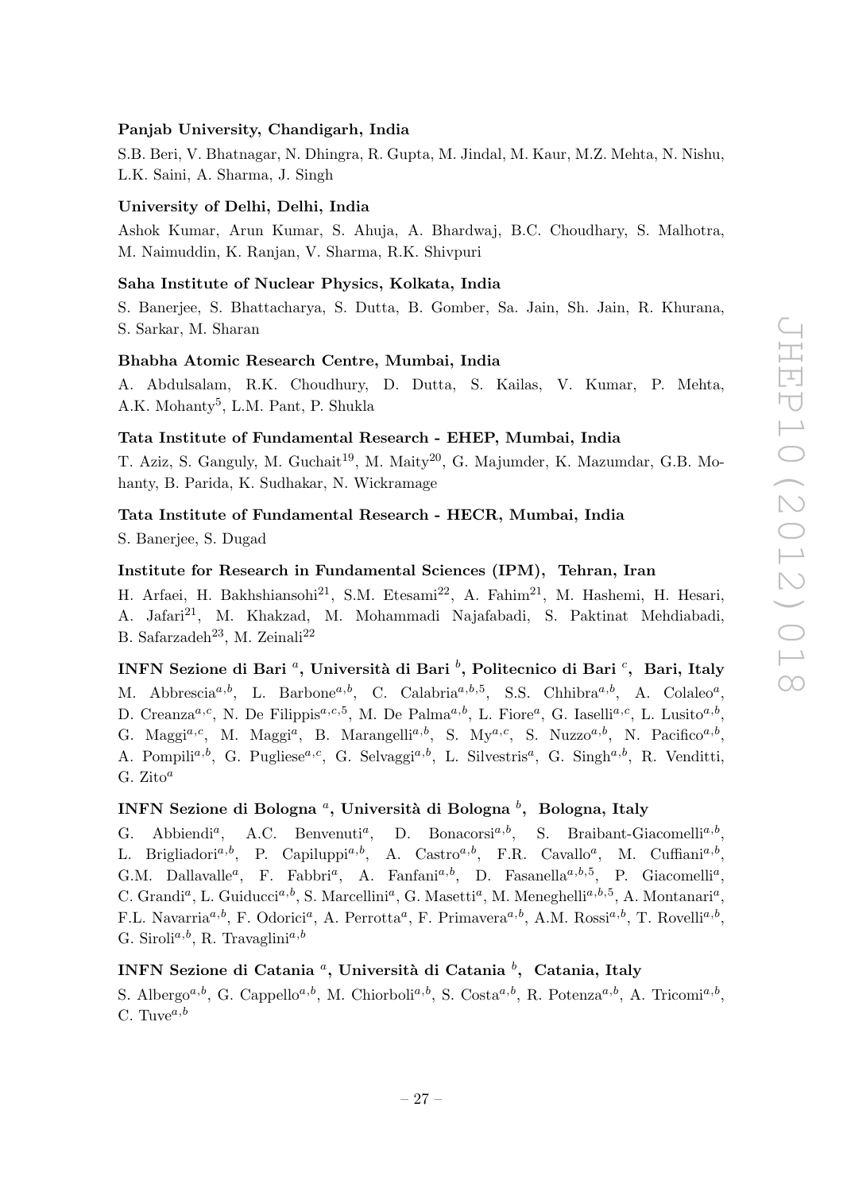**Panjab University, Chandigarh, India**

S.B. Beri, V. Bhatnagar, N. Dhingra, R. Gupta, M. Jindal, M. Kaur, M.Z. Mehta, N. Nishu, L.K. Saini, A. Sharma, J. Singh

**University of Delhi, Delhi, India**

Ashok Kumar, Arun Kumar, S. Ahuja, A. Bhardwaj, B.C. Choudhary, S. Malhotra, M. Naimuddin, K. Ranjan, V. Sharma, R.K. Shivpuri

**Saha Institute of Nuclear Physics, Kolkata, India**

S. Banerjee, S. Bhattacharya, S. Dutta, B. Gomber, Sa. Jain, Sh. Jain, R. Khurana, S. Sarkar, M. Sharan

**Bhabha Atomic Research Centre, Mumbai, India**

A. Abdulsalam, R.K. Choudhury, D. Dutta, S. Kailas, V. Kumar, P. Mehta, A.K. Mohanty[5], L.M. Pant, P. Shukla

**Tata Institute of Fundamental Research - EHEP, Mumbai, India**

T. Aziz, S. Ganguly, M. Guchait[19], M. Maity[20], G. Majumder, K. Mazumdar, G.B. Mohanty, B. Parida, K. Sudhakar, N. Wickramage

**Tata Institute of Fundamental Research - HECR, Mumbai, India**

S. Banerjee, S. Dugad

**Institute for Research in Fundamental Sciences (IPM), Tehran, Iran**

H. Arfaei, H. Bakhshiansohi[21], S.M. Etesami[22], A. Fahim[21], M. Hashemi, H. Hesari, A. Jafari[21], M. Khakzad, M. Mohammadi Najafabadi, S. Paktinat Mehdiabadi, B. Safarzadeh[23], M. Zeinali[22]

**INFN Sezione di Bari [a], Università di Bari [b], Politecnico di Bari [c], Bari, Italy**

M. Abbrescia[a,b], L. Barbone[a,b], C. Calabria[a,b,5], S.S. Chhibra[a,b], A. Colaleo[a], D. Creanza[a,c], N. De Filippis[a,c,5], M. De Palma[a,b], L. Fiore[a], G. Iaselli[a,c], L. Lusito[a,b], G. Maggi[a,c], M. Maggi[a], B. Marangelli[a,b], S. My[a,c], S. Nuzzo[a,b], N. Pacifico[a,b], A. Pompili[a,b], G. Pugliese[a,c], G. Selvaggi[a,b], L. Silvestris[a], G. Singh[a,b], R. Venditti, G. Zito[a]

**INFN Sezione di Bologna [a], Università di Bologna [b], Bologna, Italy**

G. Abbiendi[a], A.C. Benvenuti[a], D. Bonacorsi[a,b], S. Braibant-Giacomelli[a,b], L. Brigliadori[a,b], P. Capiluppi[a,b], A. Castro[a,b], F.R. Cavallo[a], M. Cuffiani[a,b], G.M. Dallavalle[a], F. Fabbri[a], A. Fanfani[a,b], D. Fasanella[a,b,5], P. Giacomelli[a], C. Grandi[a], L. Guiducci[a,b], S. Marcellini[a], G. Masetti[a], M. Meneghelli[a,b,5], A. Montanari[a], F.L. Navarria[a,b], F. Odorici[a], A. Perrotta[a], F. Primavera[a,b], A.M. Rossi[a,b], T. Rovelli[a,b], G. Siroli[a,b], R. Travaglini[a,b]

**INFN Sezione di Catania [a], Università di Catania [b], Catania, Italy**

S. Albergo[a,b], G. Cappello[a,b], M. Chiorboli[a,b], S. Costa[a,b], R. Potenza[a,b], A. Tricomi[a,b], C. Tuve[a,b]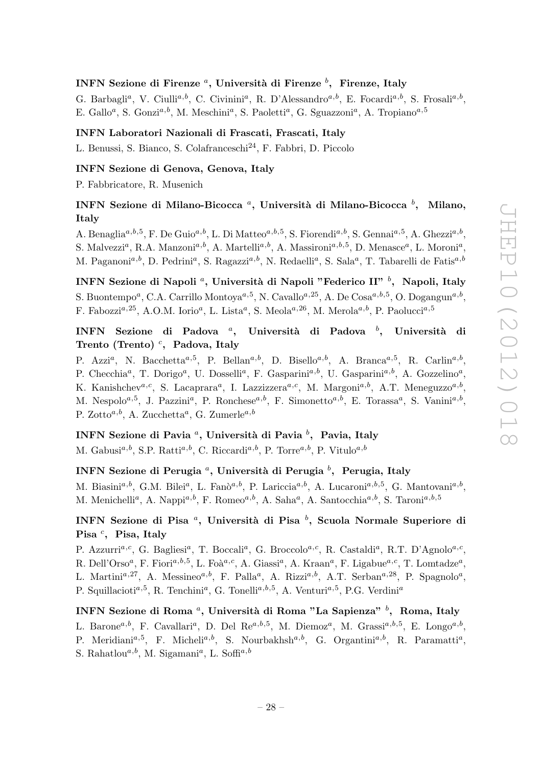### INFN Sezione di Firenze [a], Università di Firenze [b], Firenze, Italy

G. Barbagli[a], V. Ciulli[a,b], C. Civinini[a], R. D'Alessandro[a,b], E. Focardi[a,b], S. Frosali[a,b], E. Gallo[a], S. Gonzi[a,b], M. Meschini[a], S. Paoletti[a], G. Sguazzoni[a], A. Tropiano[a,5]

### INFN Laboratori Nazionali di Frascati, Frascati, Italy

L. Benussi, S. Bianco, S. Colafranceschi[24], F. Fabbri, D. Piccolo

### INFN Sezione di Genova, Genova, Italy

P. Fabbricatore, R. Musenich

### INFN Sezione di Milano-Bicocca [a], Università di Milano-Bicocca [b], Milano, Italy

A. Benaglia[a,b,5], F. De Guio[a,b], L. Di Matteo[a,b,5], S. Fiorendi[a,b], S. Gennai[a,5], A. Ghezzi[a,b], S. Malvezzi[a], R.A. Manzoni[a,b], A. Martelli[a,b], A. Massironi[a,b,5], D. Menasce[a], L. Moroni[a], M. Paganoni[a,b], D. Pedrini[a], S. Ragazzi[a,b], N. Redaelli[a], S. Sala[a], T. Tabarelli de Fatis[a,b]

### INFN Sezione di Napoli [a], Università di Napoli "Federico II" [b], Napoli, Italy

S. Buontempo[a], C.A. Carrillo Montoya[a,5], N. Cavallo[a,25], A. De Cosa[a,b,5], O. Dogangun[a,b], F. Fabozzi[a,25], A.O.M. Iorio[a], L. Lista[a], S. Meola[a,26], M. Merola[a,b], P. Paolucci[a,5]

### INFN Sezione di Padova [a], Università di Padova [b], Università di Trento (Trento) [c], Padova, Italy

P. Azzi[a], N. Bacchetta[a,5], P. Bellan[a,b], D. Bisello[a,b], A. Branca[a,5], R. Carlin[a,b], P. Checchia[a], T. Dorigo[a], U. Dosselli[a], F. Gasparini[a,b], U. Gasparini[a,b], A. Gozzelino[a], K. Kanishchev[a,c], S. Lacaprara[a], I. Lazzizzera[a,c], M. Margoni[a,b], A.T. Meneguzzo[a,b], M. Nespolo[a,5], J. Pazzini[a], P. Ronchese[a,b], F. Simonetto[a,b], E. Torassa[a], S. Vanini[a,b], P. Zotto[a,b], A. Zucchetta[a], G. Zumerle[a,b]

### INFN Sezione di Pavia [a], Università di Pavia [b], Pavia, Italy

M. Gabusi[a,b], S.P. Ratti[a,b], C. Riccardi[a,b], P. Torre[a,b], P. Vitulo[a,b]

### INFN Sezione di Perugia [a], Università di Perugia [b], Perugia, Italy

M. Biasini[a,b], G.M. Bilei[a], L. Fanò[a,b], P. Lariccia[a,b], A. Lucaroni[a,b,5], G. Mantovani[a,b], M. Menichelli[a], A. Nappi[a,b], F. Romeo[a,b], A. Saha[a], A. Santocchia[a,b], S. Taroni[a,b,5]

### INFN Sezione di Pisa [a], Università di Pisa [b], Scuola Normale Superiore di Pisa [c], Pisa, Italy

P. Azzurri[a,c], G. Bagliesi[a], T. Boccali[a], G. Broccolo[a,c], R. Castaldi[a], R.T. D'Agnolo[a,c], R. Dell'Orso[a], F. Fiori[a,b,5], L. Foà[a,c], A. Giassi[a], A. Kraan[a], F. Ligabue[a,c], T. Lomtadze[a], L. Martini[a,27], A. Messineo[a,b], F. Palla[a], A. Rizzi[a,b], A.T. Serban[a,28], P. Spagnolo[a], P. Squillacioti[a,5], R. Tenchini[a], G. Tonelli[a,b,5], A. Venturi[a,5], P.G. Verdini[a]

### INFN Sezione di Roma [a], Università di Roma "La Sapienza" [b], Roma, Italy

L. Barone[a,b], F. Cavallari[a], D. Del Re[a,b,5], M. Diemoz[a], M. Grassi[a,b,5], E. Longo[a,b], P. Meridiani[a,5], F. Micheli[a,b], S. Nourbakhsh[a,b], G. Organtini[a,b], R. Paramatti[a], S. Rahatlou[a,b], M. Sigamani[a], L. Soffi[a,b]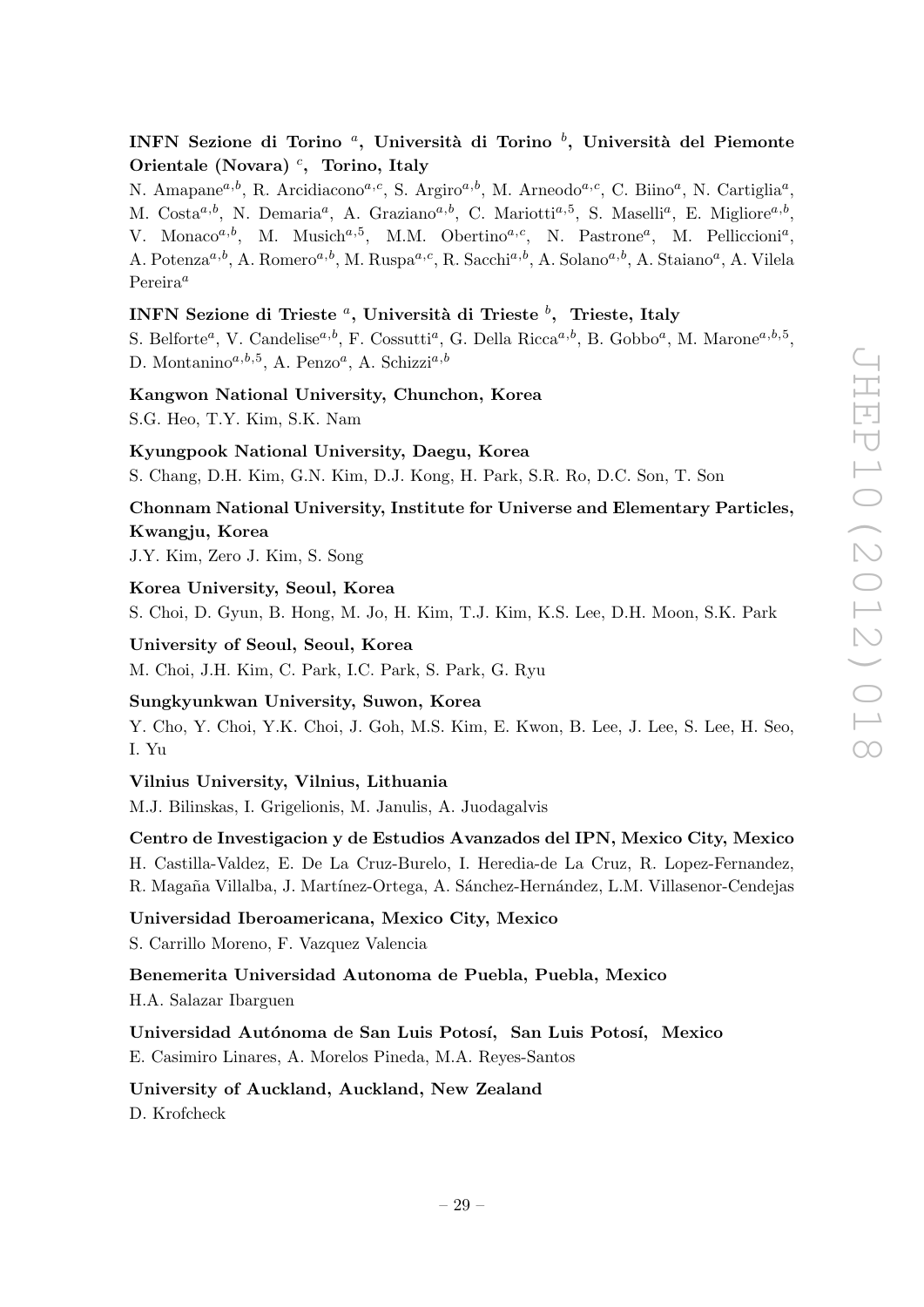**INFN Sezione di Torino [a], Università di Torino [b], Università del Piemonte Orientale (Novara) [c], Torino, Italy**

N. Amapane[a,b], R. Arcidiacono[a,c], S. Argiro[a,b], M. Arneodo[a,c], C. Biino[a], N. Cartiglia[a], M. Costa[a,b], N. Demaria[a], A. Graziano[a,b], C. Mariotti[a,5], S. Maselli[a], E. Migliore[a,b], V. Monaco[a,b], M. Musich[a,5], M.M. Obertino[a,c], N. Pastrone[a], M. Pelliccioni[a], A. Potenza[a,b], A. Romero[a,b], M. Ruspa[a,c], R. Sacchi[a,b], A. Solano[a,b], A. Staiano[a], A. Vilela Pereira[a]

**INFN Sezione di Trieste [a], Università di Trieste [b], Trieste, Italy**

S. Belforte[a], V. Candelise[a,b], F. Cossutti[a], G. Della Ricca[a,b], B. Gobbo[a], M. Marone[a,b,5], D. Montanino[a,b,5], A. Penzo[a], A. Schizzi[a,b]

**Kangwon National University, Chunchon, Korea**

S.G. Heo, T.Y. Kim, S.K. Nam

**Kyungpook National University, Daegu, Korea**

S. Chang, D.H. Kim, G.N. Kim, D.J. Kong, H. Park, S.R. Ro, D.C. Son, T. Son

**Chonnam National University, Institute for Universe and Elementary Particles, Kwangju, Korea**

J.Y. Kim, Zero J. Kim, S. Song

**Korea University, Seoul, Korea**

S. Choi, D. Gyun, B. Hong, M. Jo, H. Kim, T.J. Kim, K.S. Lee, D.H. Moon, S.K. Park

**University of Seoul, Seoul, Korea**

M. Choi, J.H. Kim, C. Park, I.C. Park, S. Park, G. Ryu

**Sungkyunkwan University, Suwon, Korea**

Y. Cho, Y. Choi, Y.K. Choi, J. Goh, M.S. Kim, E. Kwon, B. Lee, J. Lee, S. Lee, H. Seo, I. Yu

**Vilnius University, Vilnius, Lithuania**

M.J. Bilinskas, I. Grigelionis, M. Janulis, A. Juodagalvis

**Centro de Investigacion y de Estudios Avanzados del IPN, Mexico City, Mexico**

H. Castilla-Valdez, E. De La Cruz-Burelo, I. Heredia-de La Cruz, R. Lopez-Fernandez, R. Magaña Villalba, J. Martínez-Ortega, A. Sánchez-Hernández, L.M. Villasenor-Cendejas

**Universidad Iberoamericana, Mexico City, Mexico**

S. Carrillo Moreno, F. Vazquez Valencia

**Benemerita Universidad Autonoma de Puebla, Puebla, Mexico**

H.A. Salazar Ibarguen

**Universidad Autónoma de San Luis Potosí, San Luis Potosí, Mexico**

E. Casimiro Linares, A. Morelos Pineda, M.A. Reyes-Santos

**University of Auckland, Auckland, New Zealand**

D. Krofcheck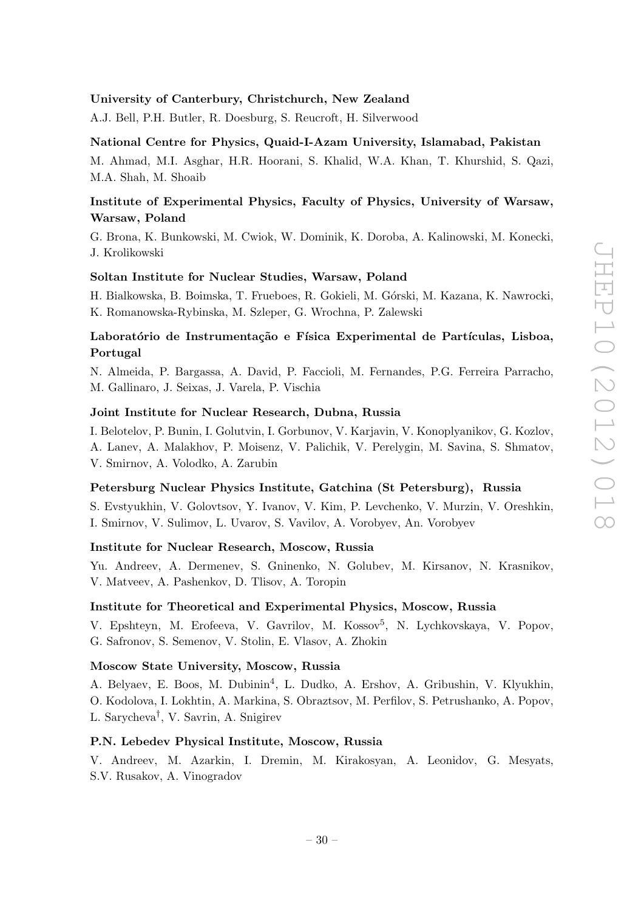**University of Canterbury, Christchurch, New Zealand**

A.J. Bell, P.H. Butler, R. Doesburg, S. Reucroft, H. Silverwood

**National Centre for Physics, Quaid-I-Azam University, Islamabad, Pakistan**

M. Ahmad, M.I. Asghar, H.R. Hoorani, S. Khalid, W.A. Khan, T. Khurshid, S. Qazi, M.A. Shah, M. Shoaib

**Institute of Experimental Physics, Faculty of Physics, University of Warsaw, Warsaw, Poland**

G. Brona, K. Bunkowski, M. Cwiok, W. Dominik, K. Doroba, A. Kalinowski, M. Konecki, J. Krolikowski

**Soltan Institute for Nuclear Studies, Warsaw, Poland**

H. Bialkowska, B. Boimska, T. Frueboes, R. Gokieli, M. Górski, M. Kazana, K. Nawrocki, K. Romanowska-Rybinska, M. Szleper, G. Wrochna, P. Zalewski

**Laboratório de Instrumentação e Física Experimental de Partículas, Lisboa, Portugal**

N. Almeida, P. Bargassa, A. David, P. Faccioli, M. Fernandes, P.G. Ferreira Parracho, M. Gallinaro, J. Seixas, J. Varela, P. Vischia

**Joint Institute for Nuclear Research, Dubna, Russia**

I. Belotelov, P. Bunin, I. Golutvin, I. Gorbunov, V. Karjavin, V. Konoplyanikov, G. Kozlov, A. Lanev, A. Malakhov, P. Moisenz, V. Palichik, V. Perelygin, M. Savina, S. Shmatov, V. Smirnov, A. Volodko, A. Zarubin

**Petersburg Nuclear Physics Institute, Gatchina (St Petersburg), Russia**

S. Evstyukhin, V. Golovtsov, Y. Ivanov, V. Kim, P. Levchenko, V. Murzin, V. Oreshkin, I. Smirnov, V. Sulimov, L. Uvarov, S. Vavilov, A. Vorobyev, An. Vorobyev

**Institute for Nuclear Research, Moscow, Russia**

Yu. Andreev, A. Dermenev, S. Gninenko, N. Golubev, M. Kirsanov, N. Krasnikov, V. Matveev, A. Pashenkov, D. Tlisov, A. Toropin

**Institute for Theoretical and Experimental Physics, Moscow, Russia**

V. Epshteyn, M. Erofeeva, V. Gavrilov, M. Kossov[5], N. Lychkovskaya, V. Popov, G. Safronov, S. Semenov, V. Stolin, E. Vlasov, A. Zhokin

**Moscow State University, Moscow, Russia**

A. Belyaev, E. Boos, M. Dubinin[4], L. Dudko, A. Ershov, A. Gribushin, V. Klyukhin, O. Kodolova, I. Lokhtin, A. Markina, S. Obraztsov, M. Perfilov, S. Petrushanko, A. Popov, L. Sarycheva[†], V. Savrin, A. Snigirev

**P.N. Lebedev Physical Institute, Moscow, Russia**

V. Andreev, M. Azarkin, I. Dremin, M. Kirakosyan, A. Leonidov, G. Mesyats, S.V. Rusakov, A. Vinogradov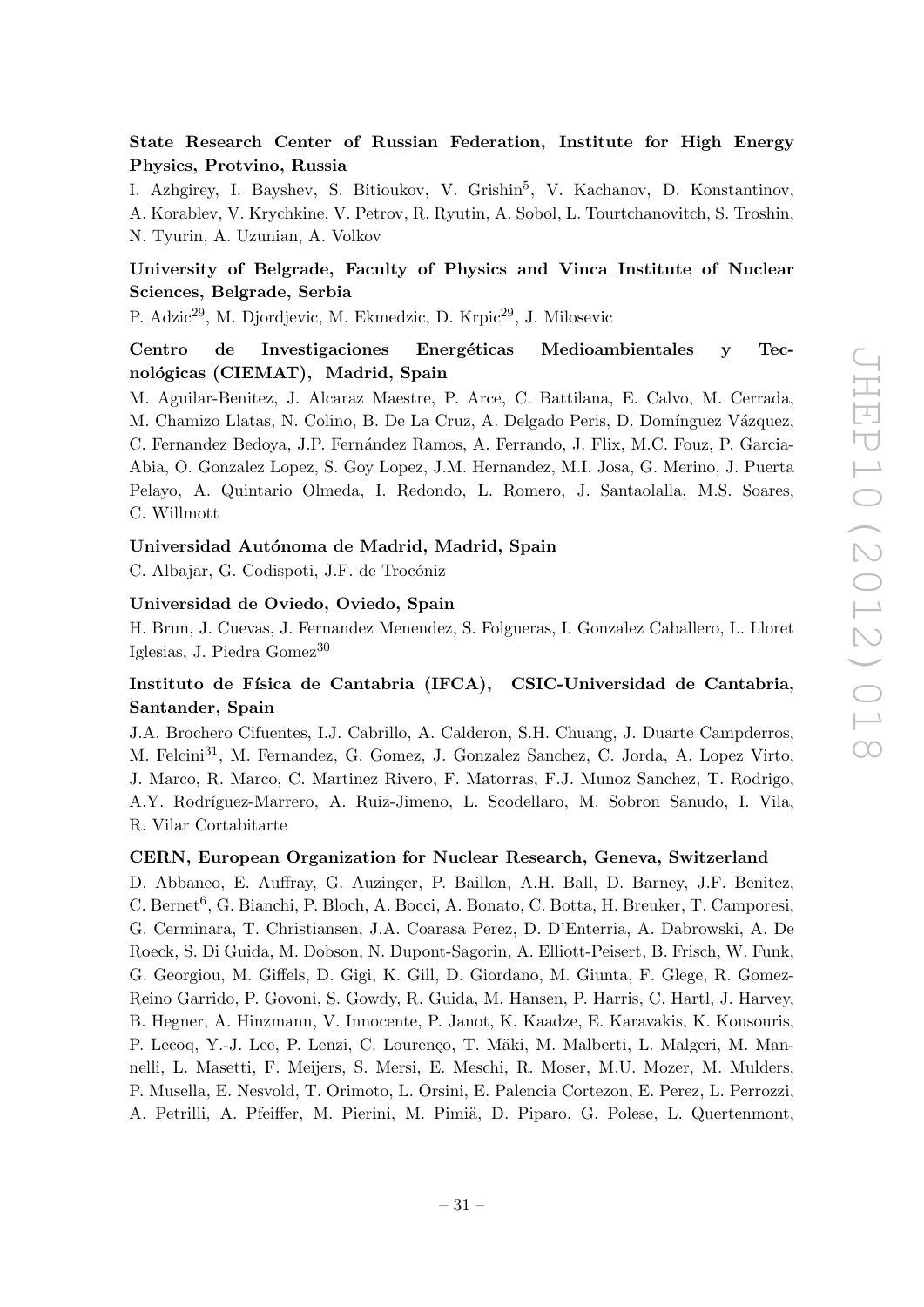**State Research Center of Russian Federation, Institute for High Energy Physics, Protvino, Russia**

I. Azhgirey, I. Bayshev, S. Bitioukov, V. Grishin[5], V. Kachanov, D. Konstantinov, A. Korablev, V. Krychkine, V. Petrov, R. Ryutin, A. Sobol, L. Tourtchanovitch, S. Troshin, N. Tyurin, A. Uzunian, A. Volkov

**University of Belgrade, Faculty of Physics and Vinca Institute of Nuclear Sciences, Belgrade, Serbia**

P. Adzic[29], M. Djordjevic, M. Ekmedzic, D. Krpic[29], J. Milosevic

**Centro de Investigaciones Energéticas Medioambientales y Tecnológicas (CIEMAT), Madrid, Spain**

M. Aguilar-Benitez, J. Alcaraz Maestre, P. Arce, C. Battilana, E. Calvo, M. Cerrada, M. Chamizo Llatas, N. Colino, B. De La Cruz, A. Delgado Peris, D. Domínguez Vázquez, C. Fernandez Bedoya, J.P. Fernández Ramos, A. Ferrando, J. Flix, M.C. Fouz, P. Garcia-Abia, O. Gonzalez Lopez, S. Goy Lopez, J.M. Hernandez, M.I. Josa, G. Merino, J. Puerta Pelayo, A. Quintario Olmeda, I. Redondo, L. Romero, J. Santaolalla, M.S. Soares, C. Willmott

**Universidad Autónoma de Madrid, Madrid, Spain**

C. Albajar, G. Codispoti, J.F. de Trocóniz

**Universidad de Oviedo, Oviedo, Spain**

H. Brun, J. Cuevas, J. Fernandez Menendez, S. Folgueras, I. Gonzalez Caballero, L. Lloret Iglesias, J. Piedra Gomez[30]

**Instituto de Física de Cantabria (IFCA), CSIC-Universidad de Cantabria, Santander, Spain**

J.A. Brochero Cifuentes, I.J. Cabrillo, A. Calderon, S.H. Chuang, J. Duarte Campderros, M. Felcini[31], M. Fernandez, G. Gomez, J. Gonzalez Sanchez, C. Jorda, A. Lopez Virto, J. Marco, R. Marco, C. Martinez Rivero, F. Matorras, F.J. Munoz Sanchez, T. Rodrigo, A.Y. Rodríguez-Marrero, A. Ruiz-Jimeno, L. Scodellaro, M. Sobron Sanudo, I. Vila, R. Vilar Cortabitarte

**CERN, European Organization for Nuclear Research, Geneva, Switzerland**

D. Abbaneo, E. Auffray, G. Auzinger, P. Baillon, A.H. Ball, D. Barney, J.F. Benitez, C. Bernet[6], G. Bianchi, P. Bloch, A. Bocci, A. Bonato, C. Botta, H. Breuker, T. Camporesi, G. Cerminara, T. Christiansen, J.A. Coarasa Perez, D. D'Enterria, A. Dabrowski, A. De Roeck, S. Di Guida, M. Dobson, N. Dupont-Sagorin, A. Elliott-Peisert, B. Frisch, W. Funk, G. Georgiou, M. Giffels, D. Gigi, K. Gill, D. Giordano, M. Giunta, F. Glege, R. Gomez-Reino Garrido, P. Govoni, S. Gowdy, R. Guida, M. Hansen, P. Harris, C. Hartl, J. Harvey, B. Hegner, A. Hinzmann, V. Innocente, P. Janot, K. Kaadze, E. Karavakis, K. Kousouris, P. Lecoq, Y.-J. Lee, P. Lenzi, C. Lourenço, T. Mäki, M. Malberti, L. Malgeri, M. Mannelli, L. Masetti, F. Meijers, S. Mersi, E. Meschi, R. Moser, M.U. Mozer, M. Mulders, P. Musella, E. Nesvold, T. Orimoto, L. Orsini, E. Palencia Cortezon, E. Perez, L. Perrozzi, A. Petrilli, A. Pfeiffer, M. Pierini, M. Pimiä, D. Piparo, G. Polese, L. Quertenmont,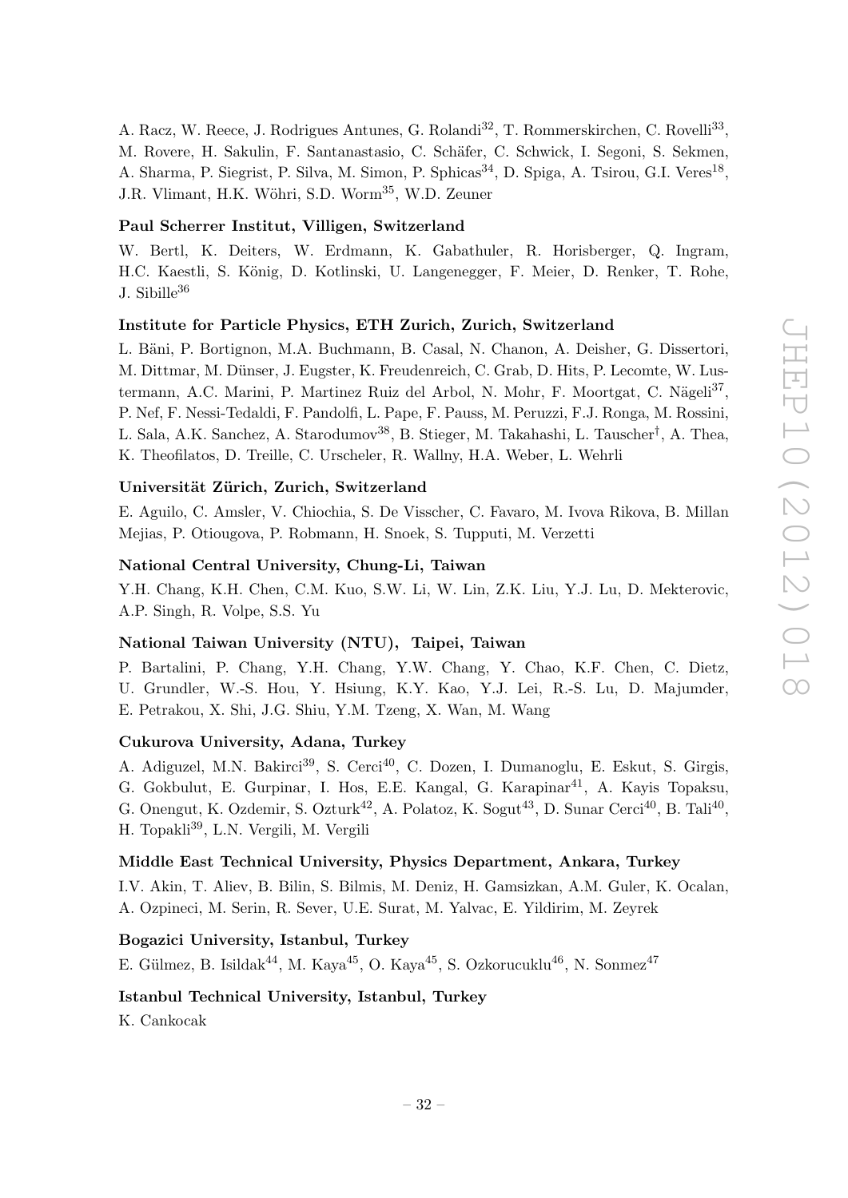A. Racz, W. Reece, J. Rodrigues Antunes, G. Rolandi[32], T. Rommerskirchen, C. Rovelli[33], M. Rovere, H. Sakulin, F. Santanastasio, C. Schäfer, C. Schwick, I. Segoni, S. Sekmen, A. Sharma, P. Siegrist, P. Silva, M. Simon, P. Sphicas[34], D. Spiga, A. Tsirou, G.I. Veres[18], J.R. Vlimant, H.K. Wöhri, S.D. Worm[35], W.D. Zeuner

**Paul Scherrer Institut, Villigen, Switzerland**

W. Bertl, K. Deiters, W. Erdmann, K. Gabathuler, R. Horisberger, Q. Ingram, H.C. Kaestli, S. König, D. Kotlinski, U. Langenegger, F. Meier, D. Renker, T. Rohe, J. Sibille[36]

**Institute for Particle Physics, ETH Zurich, Zurich, Switzerland**

L. Bäni, P. Bortignon, M.A. Buchmann, B. Casal, N. Chanon, A. Deisher, G. Dissertori, M. Dittmar, M. Dünser, J. Eugster, K. Freudenreich, C. Grab, D. Hits, P. Lecomte, W. Lustermann, A.C. Marini, P. Martinez Ruiz del Arbol, N. Mohr, F. Moortgat, C. Nägeli[37], P. Nef, F. Nessi-Tedaldi, F. Pandolfi, L. Pape, F. Pauss, M. Peruzzi, F.J. Ronga, M. Rossini, L. Sala, A.K. Sanchez, A. Starodumov[38], B. Stieger, M. Takahashi, L. Tauscher[†], A. Thea, K. Theofilatos, D. Treille, C. Urscheler, R. Wallny, H.A. Weber, L. Wehrli

**Universität Zürich, Zurich, Switzerland**

E. Aguilo, C. Amsler, V. Chiochia, S. De Visscher, C. Favaro, M. Ivova Rikova, B. Millan Mejias, P. Otiougova, P. Robmann, H. Snoek, S. Tupputi, M. Verzetti

**National Central University, Chung-Li, Taiwan**

Y.H. Chang, K.H. Chen, C.M. Kuo, S.W. Li, W. Lin, Z.K. Liu, Y.J. Lu, D. Mekterovic, A.P. Singh, R. Volpe, S.S. Yu

**National Taiwan University (NTU), Taipei, Taiwan**

P. Bartalini, P. Chang, Y.H. Chang, Y.W. Chang, Y. Chao, K.F. Chen, C. Dietz, U. Grundler, W.-S. Hou, Y. Hsiung, K.Y. Kao, Y.J. Lei, R.-S. Lu, D. Majumder, E. Petrakou, X. Shi, J.G. Shiu, Y.M. Tzeng, X. Wan, M. Wang

**Cukurova University, Adana, Turkey**

A. Adiguzel, M.N. Bakirci[39], S. Cerci[40], C. Dozen, I. Dumanoglu, E. Eskut, S. Girgis, G. Gokbulut, E. Gurpinar, I. Hos, E.E. Kangal, G. Karapinar[41], A. Kayis Topaksu, G. Onengut, K. Ozdemir, S. Ozturk[42], A. Polatoz, K. Sogut[43], D. Sunar Cerci[40], B. Tali[40], H. Topakli[39], L.N. Vergili, M. Vergili

**Middle East Technical University, Physics Department, Ankara, Turkey**

I.V. Akin, T. Aliev, B. Bilin, S. Bilmis, M. Deniz, H. Gamsizkan, A.M. Guler, K. Ocalan, A. Ozpineci, M. Serin, R. Sever, U.E. Surat, M. Yalvac, E. Yildirim, M. Zeyrek

**Bogazici University, Istanbul, Turkey**

E. Gülmez, B. Isildak[44], M. Kaya[45], O. Kaya[45], S. Ozkorucuklu[46], N. Sonmez[47]

**Istanbul Technical University, Istanbul, Turkey**

K. Cankocak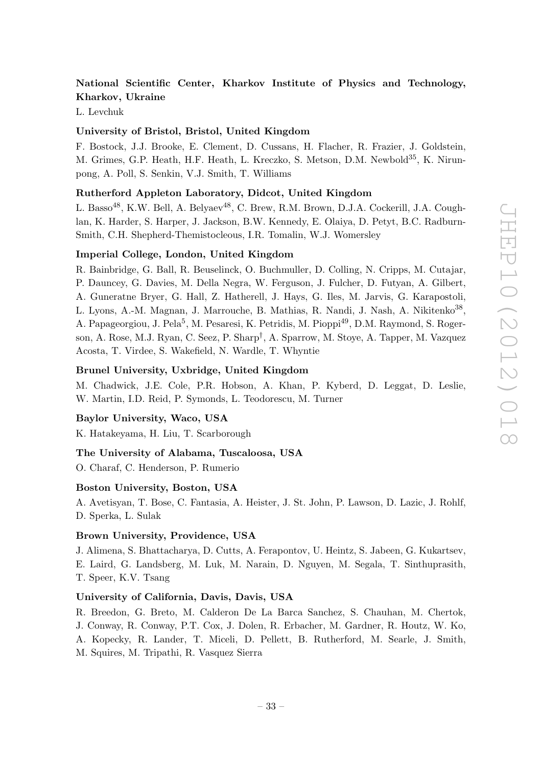**National Scientific Center, Kharkov Institute of Physics and Technology, Kharkov, Ukraine**

L. Levchuk

**University of Bristol, Bristol, United Kingdom**

F. Bostock, J.J. Brooke, E. Clement, D. Cussans, H. Flacher, R. Frazier, J. Goldstein, M. Grimes, G.P. Heath, H.F. Heath, L. Kreczko, S. Metson, D.M. Newbold[35], K. Nirunpong, A. Poll, S. Senkin, V.J. Smith, T. Williams

**Rutherford Appleton Laboratory, Didcot, United Kingdom**

L. Basso[48], K.W. Bell, A. Belyaev[48], C. Brew, R.M. Brown, D.J.A. Cockerill, J.A. Coughlan, K. Harder, S. Harper, J. Jackson, B.W. Kennedy, E. Olaiya, D. Petyt, B.C. Radburn-Smith, C.H. Shepherd-Themistocleous, I.R. Tomalin, W.J. Womersley

**Imperial College, London, United Kingdom**

R. Bainbridge, G. Ball, R. Beuselinck, O. Buchmuller, D. Colling, N. Cripps, M. Cutajar, P. Dauncey, G. Davies, M. Della Negra, W. Ferguson, J. Fulcher, D. Futyan, A. Gilbert, A. Guneratne Bryer, G. Hall, Z. Hatherell, J. Hays, G. Iles, M. Jarvis, G. Karapostoli, L. Lyons, A.-M. Magnan, J. Marrouche, B. Mathias, R. Nandi, J. Nash, A. Nikitenko[38], A. Papageorgiou, J. Pela[5], M. Pesaresi, K. Petridis, M. Pioppi[49], D.M. Raymond, S. Rogerson, A. Rose, M.J. Ryan, C. Seez, P. Sharp[†], A. Sparrow, M. Stoye, A. Tapper, M. Vazquez Acosta, T. Virdee, S. Wakefield, N. Wardle, T. Whyntie

**Brunel University, Uxbridge, United Kingdom**

M. Chadwick, J.E. Cole, P.R. Hobson, A. Khan, P. Kyberd, D. Leggat, D. Leslie, W. Martin, I.D. Reid, P. Symonds, L. Teodorescu, M. Turner

**Baylor University, Waco, USA**

K. Hatakeyama, H. Liu, T. Scarborough

**The University of Alabama, Tuscaloosa, USA**

O. Charaf, C. Henderson, P. Rumerio

**Boston University, Boston, USA**

A. Avetisyan, T. Bose, C. Fantasia, A. Heister, J. St. John, P. Lawson, D. Lazic, J. Rohlf, D. Sperka, L. Sulak

**Brown University, Providence, USA**

J. Alimena, S. Bhattacharya, D. Cutts, A. Ferapontov, U. Heintz, S. Jabeen, G. Kukartsev, E. Laird, G. Landsberg, M. Luk, M. Narain, D. Nguyen, M. Segala, T. Sinthuprasith, T. Speer, K.V. Tsang

**University of California, Davis, Davis, USA**

R. Breedon, G. Breto, M. Calderon De La Barca Sanchez, S. Chauhan, M. Chertok, J. Conway, R. Conway, P.T. Cox, J. Dolen, R. Erbacher, M. Gardner, R. Houtz, W. Ko, A. Kopecky, R. Lander, T. Miceli, D. Pellett, B. Rutherford, M. Searle, J. Smith, M. Squires, M. Tripathi, R. Vasquez Sierra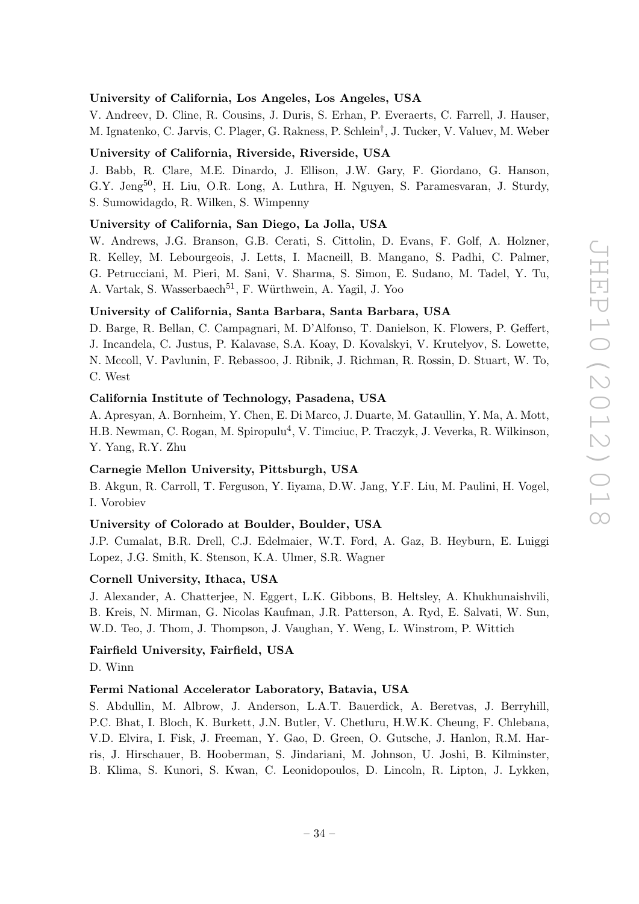**University of California, Los Angeles, Los Angeles, USA**

V. Andreev, D. Cline, R. Cousins, J. Duris, S. Erhan, P. Everaerts, C. Farrell, J. Hauser, M. Ignatenko, C. Jarvis, C. Plager, G. Rakness, P. Schlein†, J. Tucker, V. Valuev, M. Weber

**University of California, Riverside, Riverside, USA**

J. Babb, R. Clare, M.E. Dinardo, J. Ellison, J.W. Gary, F. Giordano, G. Hanson, G.Y. Jeng[50], H. Liu, O.R. Long, A. Luthra, H. Nguyen, S. Paramesvaran, J. Sturdy, S. Sumowidagdo, R. Wilken, S. Wimpenny

**University of California, San Diego, La Jolla, USA**

W. Andrews, J.G. Branson, G.B. Cerati, S. Cittolin, D. Evans, F. Golf, A. Holzner, R. Kelley, M. Lebourgeois, J. Letts, I. Macneill, B. Mangano, S. Padhi, C. Palmer, G. Petrucciani, M. Pieri, M. Sani, V. Sharma, S. Simon, E. Sudano, M. Tadel, Y. Tu, A. Vartak, S. Wasserbaech[51], F. Würthwein, A. Yagil, J. Yoo

**University of California, Santa Barbara, Santa Barbara, USA**

D. Barge, R. Bellan, C. Campagnari, M. D'Alfonso, T. Danielson, K. Flowers, P. Geffert, J. Incandela, C. Justus, P. Kalavase, S.A. Koay, D. Kovalskyi, V. Krutelyov, S. Lowette, N. Mccoll, V. Pavlunin, F. Rebassoo, J. Ribnik, J. Richman, R. Rossin, D. Stuart, W. To, C. West

**California Institute of Technology, Pasadena, USA**

A. Apresyan, A. Bornheim, Y. Chen, E. Di Marco, J. Duarte, M. Gataullin, Y. Ma, A. Mott, H.B. Newman, C. Rogan, M. Spiropulu[4], V. Timciuc, P. Traczyk, J. Veverka, R. Wilkinson, Y. Yang, R.Y. Zhu

**Carnegie Mellon University, Pittsburgh, USA**

B. Akgun, R. Carroll, T. Ferguson, Y. Iiyama, D.W. Jang, Y.F. Liu, M. Paulini, H. Vogel, I. Vorobiev

**University of Colorado at Boulder, Boulder, USA**

J.P. Cumalat, B.R. Drell, C.J. Edelmaier, W.T. Ford, A. Gaz, B. Heyburn, E. Luiggi Lopez, J.G. Smith, K. Stenson, K.A. Ulmer, S.R. Wagner

**Cornell University, Ithaca, USA**

J. Alexander, A. Chatterjee, N. Eggert, L.K. Gibbons, B. Heltsley, A. Khukhunaishvili, B. Kreis, N. Mirman, G. Nicolas Kaufman, J.R. Patterson, A. Ryd, E. Salvati, W. Sun, W.D. Teo, J. Thom, J. Thompson, J. Vaughan, Y. Weng, L. Winstrom, P. Wittich

**Fairfield University, Fairfield, USA**

D. Winn

**Fermi National Accelerator Laboratory, Batavia, USA**

S. Abdullin, M. Albrow, J. Anderson, L.A.T. Bauerdick, A. Beretvas, J. Berryhill, P.C. Bhat, I. Bloch, K. Burkett, J.N. Butler, V. Chetluru, H.W.K. Cheung, F. Chlebana, V.D. Elvira, I. Fisk, J. Freeman, Y. Gao, D. Green, O. Gutsche, J. Hanlon, R.M. Harris, J. Hirschauer, B. Hooberman, S. Jindariani, M. Johnson, U. Joshi, B. Kilminster, B. Klima, S. Kunori, S. Kwan, C. Leonidopoulos, D. Lincoln, R. Lipton, J. Lykken,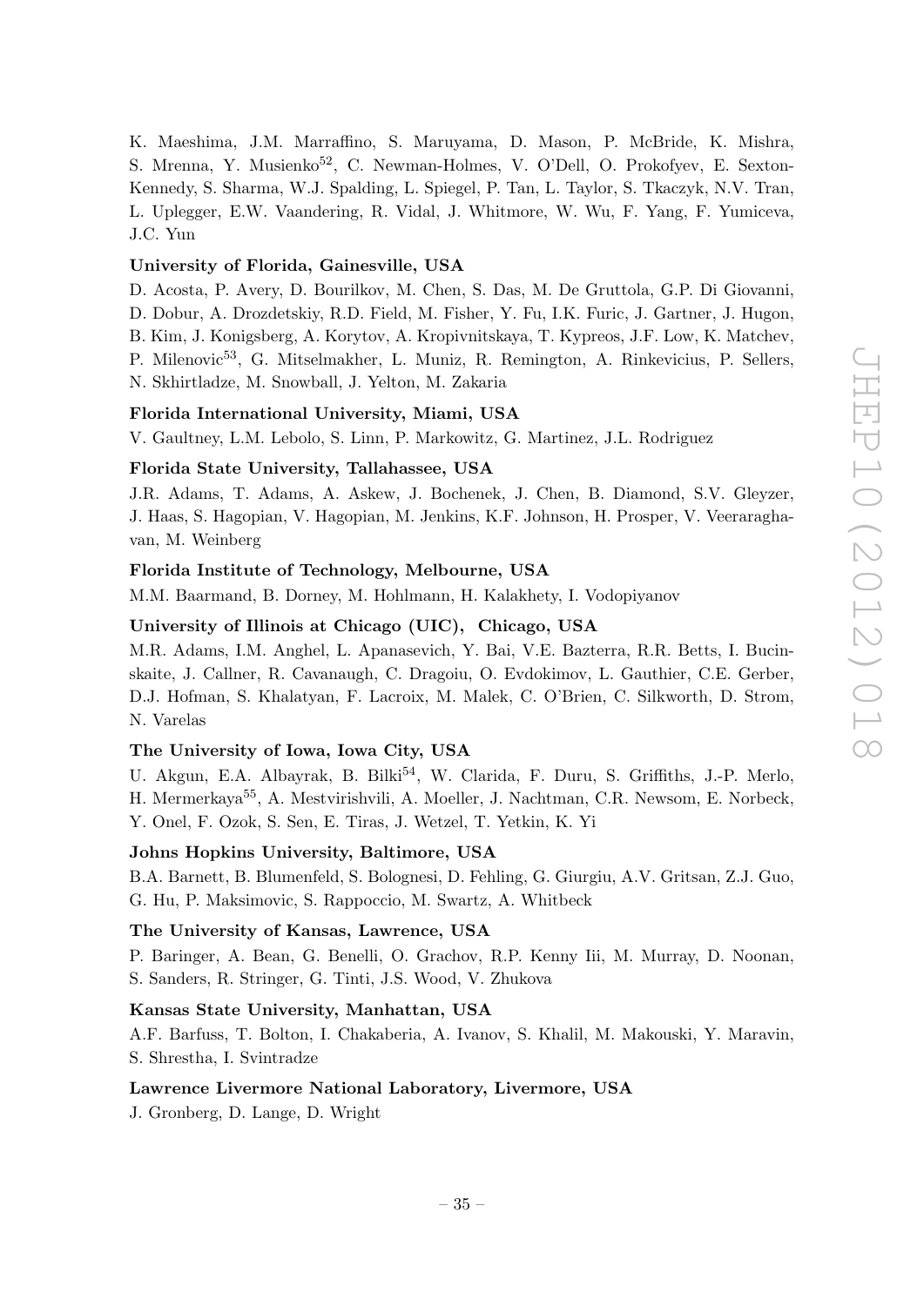K. Maeshima, J.M. Marraffino, S. Maruyama, D. Mason, P. McBride, K. Mishra, S. Mrenna, Y. Musienko[52], C. Newman-Holmes, V. O'Dell, O. Prokofyev, E. Sexton-Kennedy, S. Sharma, W.J. Spalding, L. Spiegel, P. Tan, L. Taylor, S. Tkaczyk, N.V. Tran, L. Uplegger, E.W. Vaandering, R. Vidal, J. Whitmore, W. Wu, F. Yang, F. Yumiceva, J.C. Yun

**University of Florida, Gainesville, USA**

D. Acosta, P. Avery, D. Bourilkov, M. Chen, S. Das, M. De Gruttola, G.P. Di Giovanni, D. Dobur, A. Drozdetskiy, R.D. Field, M. Fisher, Y. Fu, I.K. Furic, J. Gartner, J. Hugon, B. Kim, J. Konigsberg, A. Korytov, A. Kropivnitskaya, T. Kypreos, J.F. Low, K. Matchev, P. Milenovic[53], G. Mitselmakher, L. Muniz, R. Remington, A. Rinkevicius, P. Sellers, N. Skhirtladze, M. Snowball, J. Yelton, M. Zakaria

**Florida International University, Miami, USA**

V. Gaultney, L.M. Lebolo, S. Linn, P. Markowitz, G. Martinez, J.L. Rodriguez

**Florida State University, Tallahassee, USA**

J.R. Adams, T. Adams, A. Askew, J. Bochenek, J. Chen, B. Diamond, S.V. Gleyzer, J. Haas, S. Hagopian, V. Hagopian, M. Jenkins, K.F. Johnson, H. Prosper, V. Veeraraghavan, M. Weinberg

**Florida Institute of Technology, Melbourne, USA**

M.M. Baarmand, B. Dorney, M. Hohlmann, H. Kalakhety, I. Vodopiyanov

**University of Illinois at Chicago (UIC), Chicago, USA**

M.R. Adams, I.M. Anghel, L. Apanasevich, Y. Bai, V.E. Bazterra, R.R. Betts, I. Bucinskaite, J. Callner, R. Cavanaugh, C. Dragoiu, O. Evdokimov, L. Gauthier, C.E. Gerber, D.J. Hofman, S. Khalatyan, F. Lacroix, M. Malek, C. O'Brien, C. Silkworth, D. Strom, N. Varelas

**The University of Iowa, Iowa City, USA**

U. Akgun, E.A. Albayrak, B. Bilki[54], W. Clarida, F. Duru, S. Griffiths, J.-P. Merlo, H. Mermerkaya[55], A. Mestvirishvili, A. Moeller, J. Nachtman, C.R. Newsom, E. Norbeck, Y. Onel, F. Ozok, S. Sen, E. Tiras, J. Wetzel, T. Yetkin, K. Yi

**Johns Hopkins University, Baltimore, USA**

B.A. Barnett, B. Blumenfeld, S. Bolognesi, D. Fehling, G. Giurgiu, A.V. Gritsan, Z.J. Guo, G. Hu, P. Maksimovic, S. Rappoccio, M. Swartz, A. Whitbeck

**The University of Kansas, Lawrence, USA**

P. Baringer, A. Bean, G. Benelli, O. Grachov, R.P. Kenny Iii, M. Murray, D. Noonan, S. Sanders, R. Stringer, G. Tinti, J.S. Wood, V. Zhukova

**Kansas State University, Manhattan, USA**

A.F. Barfuss, T. Bolton, I. Chakaberia, A. Ivanov, S. Khalil, M. Makouski, Y. Maravin, S. Shrestha, I. Svintradze

**Lawrence Livermore National Laboratory, Livermore, USA**

J. Gronberg, D. Lange, D. Wright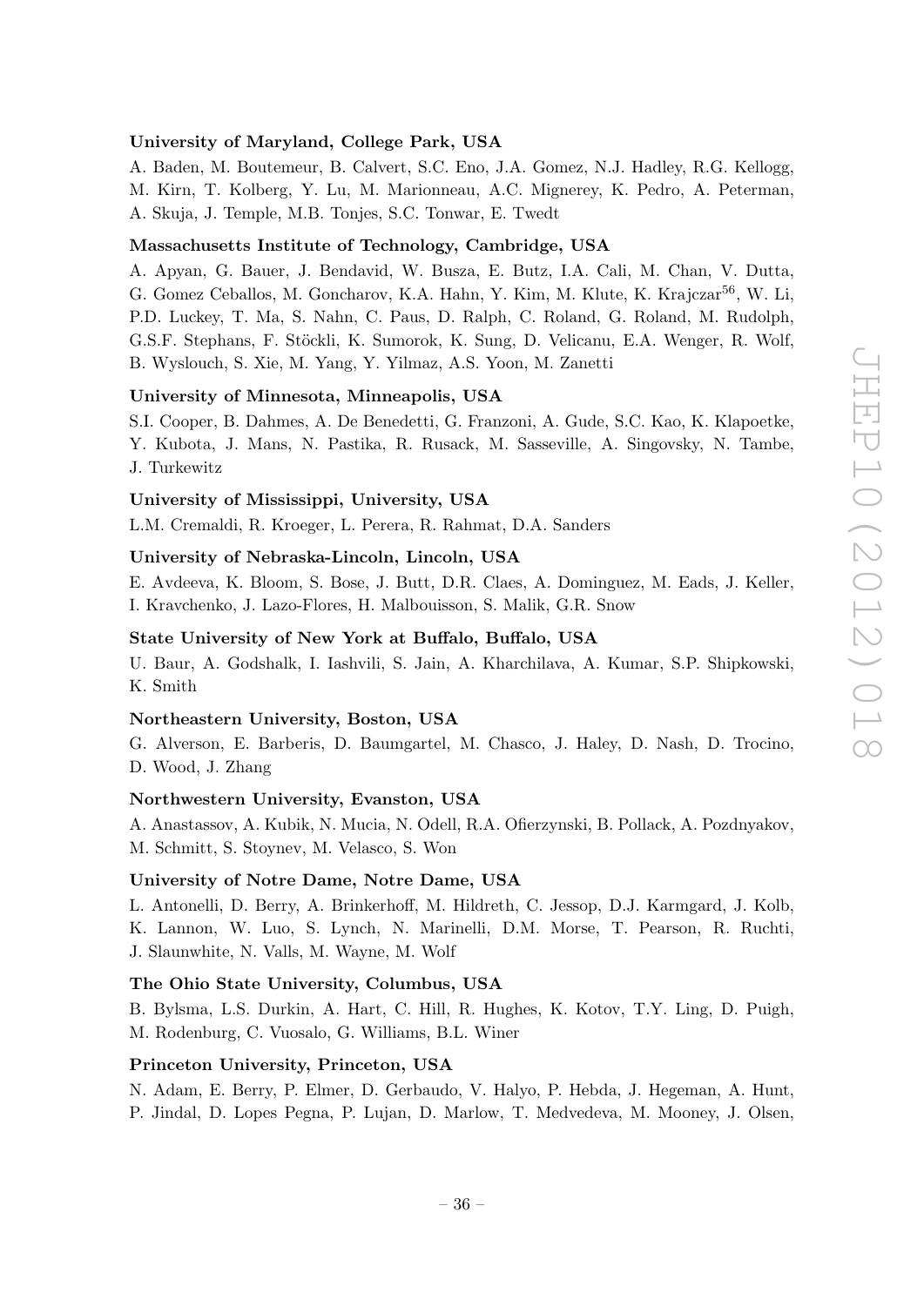**University of Maryland, College Park, USA**

A. Baden, M. Boutemeur, B. Calvert, S.C. Eno, J.A. Gomez, N.J. Hadley, R.G. Kellogg, M. Kirn, T. Kolberg, Y. Lu, M. Marionneau, A.C. Mignerey, K. Pedro, A. Peterman, A. Skuja, J. Temple, M.B. Tonjes, S.C. Tonwar, E. Twedt

**Massachusetts Institute of Technology, Cambridge, USA**

A. Apyan, G. Bauer, J. Bendavid, W. Busza, E. Butz, I.A. Cali, M. Chan, V. Dutta, G. Gomez Ceballos, M. Goncharov, K.A. Hahn, Y. Kim, M. Klute, K. Krajczar[56], W. Li, P.D. Luckey, T. Ma, S. Nahn, C. Paus, D. Ralph, C. Roland, G. Roland, M. Rudolph, G.S.F. Stephans, F. Stöckli, K. Sumorok, K. Sung, D. Velicanu, E.A. Wenger, R. Wolf, B. Wyslouch, S. Xie, M. Yang, Y. Yilmaz, A.S. Yoon, M. Zanetti

**University of Minnesota, Minneapolis, USA**

S.I. Cooper, B. Dahmes, A. De Benedetti, G. Franzoni, A. Gude, S.C. Kao, K. Klapoetke, Y. Kubota, J. Mans, N. Pastika, R. Rusack, M. Sasseville, A. Singovsky, N. Tambe, J. Turkewitz

**University of Mississippi, University, USA**

L.M. Cremaldi, R. Kroeger, L. Perera, R. Rahmat, D.A. Sanders

**University of Nebraska-Lincoln, Lincoln, USA**

E. Avdeeva, K. Bloom, S. Bose, J. Butt, D.R. Claes, A. Dominguez, M. Eads, J. Keller, I. Kravchenko, J. Lazo-Flores, H. Malbouisson, S. Malik, G.R. Snow

**State University of New York at Buffalo, Buffalo, USA**

U. Baur, A. Godshalk, I. Iashvili, S. Jain, A. Kharchilava, A. Kumar, S.P. Shipkowski, K. Smith

**Northeastern University, Boston, USA**

G. Alverson, E. Barberis, D. Baumgartel, M. Chasco, J. Haley, D. Nash, D. Trocino, D. Wood, J. Zhang

**Northwestern University, Evanston, USA**

A. Anastassov, A. Kubik, N. Mucia, N. Odell, R.A. Ofierzynski, B. Pollack, A. Pozdnyakov, M. Schmitt, S. Stoynev, M. Velasco, S. Won

**University of Notre Dame, Notre Dame, USA**

L. Antonelli, D. Berry, A. Brinkerhoff, M. Hildreth, C. Jessop, D.J. Karmgard, J. Kolb, K. Lannon, W. Luo, S. Lynch, N. Marinelli, D.M. Morse, T. Pearson, R. Ruchti, J. Slaunwhite, N. Valls, M. Wayne, M. Wolf

**The Ohio State University, Columbus, USA**

B. Bylsma, L.S. Durkin, A. Hart, C. Hill, R. Hughes, K. Kotov, T.Y. Ling, D. Puigh, M. Rodenburg, C. Vuosalo, G. Williams, B.L. Winer

**Princeton University, Princeton, USA**

N. Adam, E. Berry, P. Elmer, D. Gerbaudo, V. Halyo, P. Hebda, J. Hegeman, A. Hunt, P. Jindal, D. Lopes Pegna, P. Lujan, D. Marlow, T. Medvedeva, M. Mooney, J. Olsen,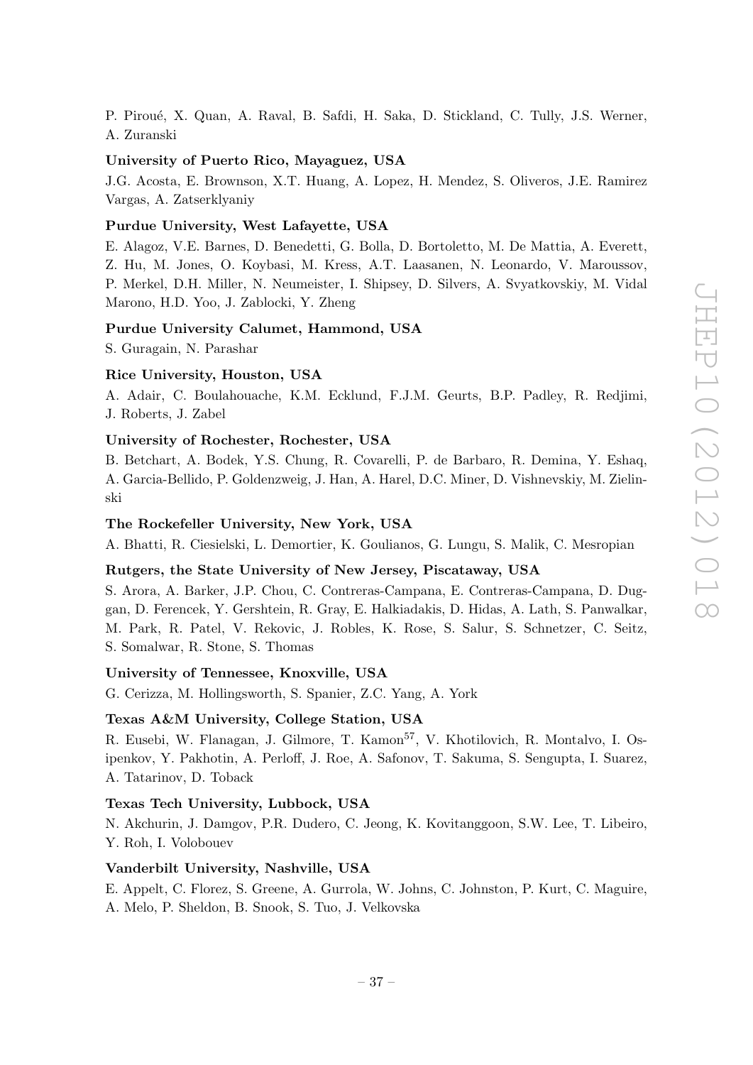P. Piroué, X. Quan, A. Raval, B. Safdi, H. Saka, D. Stickland, C. Tully, J.S. Werner, A. Zuranski

**University of Puerto Rico, Mayaguez, USA**

J.G. Acosta, E. Brownson, X.T. Huang, A. Lopez, H. Mendez, S. Oliveros, J.E. Ramirez Vargas, A. Zatserklyaniy

**Purdue University, West Lafayette, USA**

E. Alagoz, V.E. Barnes, D. Benedetti, G. Bolla, D. Bortoletto, M. De Mattia, A. Everett, Z. Hu, M. Jones, O. Koybasi, M. Kress, A.T. Laasanen, N. Leonardo, V. Maroussov, P. Merkel, D.H. Miller, N. Neumeister, I. Shipsey, D. Silvers, A. Svyatkovskiy, M. Vidal Marono, H.D. Yoo, J. Zablocki, Y. Zheng

**Purdue University Calumet, Hammond, USA**

S. Guragain, N. Parashar

**Rice University, Houston, USA**

A. Adair, C. Boulahouache, K.M. Ecklund, F.J.M. Geurts, B.P. Padley, R. Redjimi, J. Roberts, J. Zabel

**University of Rochester, Rochester, USA**

B. Betchart, A. Bodek, Y.S. Chung, R. Covarelli, P. de Barbaro, R. Demina, Y. Eshaq, A. Garcia-Bellido, P. Goldenzweig, J. Han, A. Harel, D.C. Miner, D. Vishnevskiy, M. Zielinski

**The Rockefeller University, New York, USA**

A. Bhatti, R. Ciesielski, L. Demortier, K. Goulianos, G. Lungu, S. Malik, C. Mesropian

**Rutgers, the State University of New Jersey, Piscataway, USA**

S. Arora, A. Barker, J.P. Chou, C. Contreras-Campana, E. Contreras-Campana, D. Duggan, D. Ferencek, Y. Gershtein, R. Gray, E. Halkiadakis, D. Hidas, A. Lath, S. Panwalkar, M. Park, R. Patel, V. Rekovic, J. Robles, K. Rose, S. Salur, S. Schnetzer, C. Seitz, S. Somalwar, R. Stone, S. Thomas

**University of Tennessee, Knoxville, USA**

G. Cerizza, M. Hollingsworth, S. Spanier, Z.C. Yang, A. York

**Texas A&M University, College Station, USA**

R. Eusebi, W. Flanagan, J. Gilmore, T. Kamon[57], V. Khotilovich, R. Montalvo, I. Osipenkov, Y. Pakhotin, A. Perloff, J. Roe, A. Safonov, T. Sakuma, S. Sengupta, I. Suarez, A. Tatarinov, D. Toback

**Texas Tech University, Lubbock, USA**

N. Akchurin, J. Damgov, P.R. Dudero, C. Jeong, K. Kovitanggoon, S.W. Lee, T. Libeiro, Y. Roh, I. Volobouev

**Vanderbilt University, Nashville, USA**

E. Appelt, C. Florez, S. Greene, A. Gurrola, W. Johns, C. Johnston, P. Kurt, C. Maguire, A. Melo, P. Sheldon, B. Snook, S. Tuo, J. Velkovska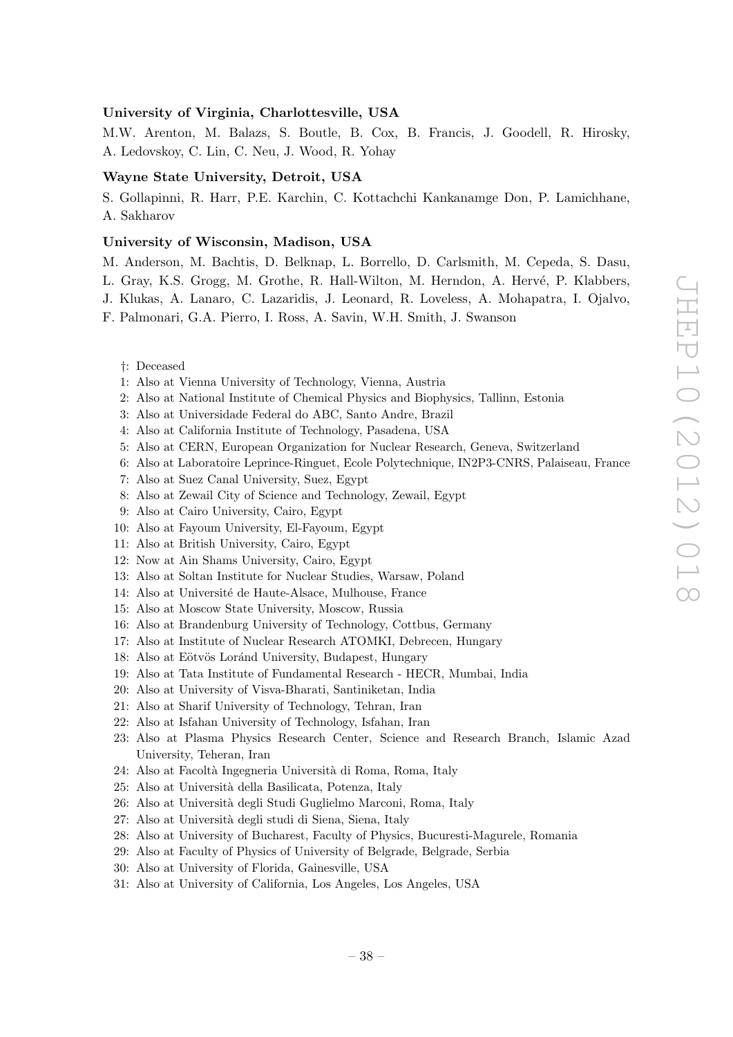### University of Virginia, Charlottesville, USA

M.W. Arenton, M. Balazs, S. Boutle, B. Cox, B. Francis, J. Goodell, R. Hirosky, A. Ledovskoy, C. Lin, C. Neu, J. Wood, R. Yohay

### Wayne State University, Detroit, USA

S. Gollapinni, R. Harr, P.E. Karchin, C. Kottachchi Kankanamge Don, P. Lamichhane, A. Sakharov

### University of Wisconsin, Madison, USA

M. Anderson, M. Bachtis, D. Belknap, L. Borrello, D. Carlsmith, M. Cepeda, S. Dasu, L. Gray, K.S. Grogg, M. Grothe, R. Hall-Wilton, M. Herndon, A. Hervé, P. Klabbers, J. Klukas, A. Lanaro, C. Lazaridis, J. Leonard, R. Loveless, A. Mohapatra, I. Ojalvo, F. Palmonari, G.A. Pierro, I. Ross, A. Savin, W.H. Smith, J. Swanson

†: Deceased
1: Also at Vienna University of Technology, Vienna, Austria
2: Also at National Institute of Chemical Physics and Biophysics, Tallinn, Estonia
3: Also at Universidade Federal do ABC, Santo Andre, Brazil
4: Also at California Institute of Technology, Pasadena, USA
5: Also at CERN, European Organization for Nuclear Research, Geneva, Switzerland
6: Also at Laboratoire Leprince-Ringuet, Ecole Polytechnique, IN2P3-CNRS, Palaiseau, France
7: Also at Suez Canal University, Suez, Egypt
8: Also at Zewail City of Science and Technology, Zewail, Egypt
9: Also at Cairo University, Cairo, Egypt
10: Also at Fayoum University, El-Fayoum, Egypt
11: Also at British University, Cairo, Egypt
12: Now at Ain Shams University, Cairo, Egypt
13: Also at Soltan Institute for Nuclear Studies, Warsaw, Poland
14: Also at Université de Haute-Alsace, Mulhouse, France
15: Also at Moscow State University, Moscow, Russia
16: Also at Brandenburg University of Technology, Cottbus, Germany
17: Also at Institute of Nuclear Research ATOMKI, Debrecen, Hungary
18: Also at Eötvös Loránd University, Budapest, Hungary
19: Also at Tata Institute of Fundamental Research - HECR, Mumbai, India
20: Also at University of Visva-Bharati, Santiniketan, India
21: Also at Sharif University of Technology, Tehran, Iran
22: Also at Isfahan University of Technology, Isfahan, Iran
23: Also at Plasma Physics Research Center, Science and Research Branch, Islamic Azad University, Teheran, Iran
24: Also at Facoltà Ingegneria Università di Roma, Roma, Italy
25: Also at Università della Basilicata, Potenza, Italy
26: Also at Università degli Studi Guglielmo Marconi, Roma, Italy
27: Also at Università degli studi di Siena, Siena, Italy
28: Also at University of Bucharest, Faculty of Physics, Bucuresti-Magurele, Romania
29: Also at Faculty of Physics of University of Belgrade, Belgrade, Serbia
30: Also at University of Florida, Gainesville, USA
31: Also at University of California, Los Angeles, Los Angeles, USA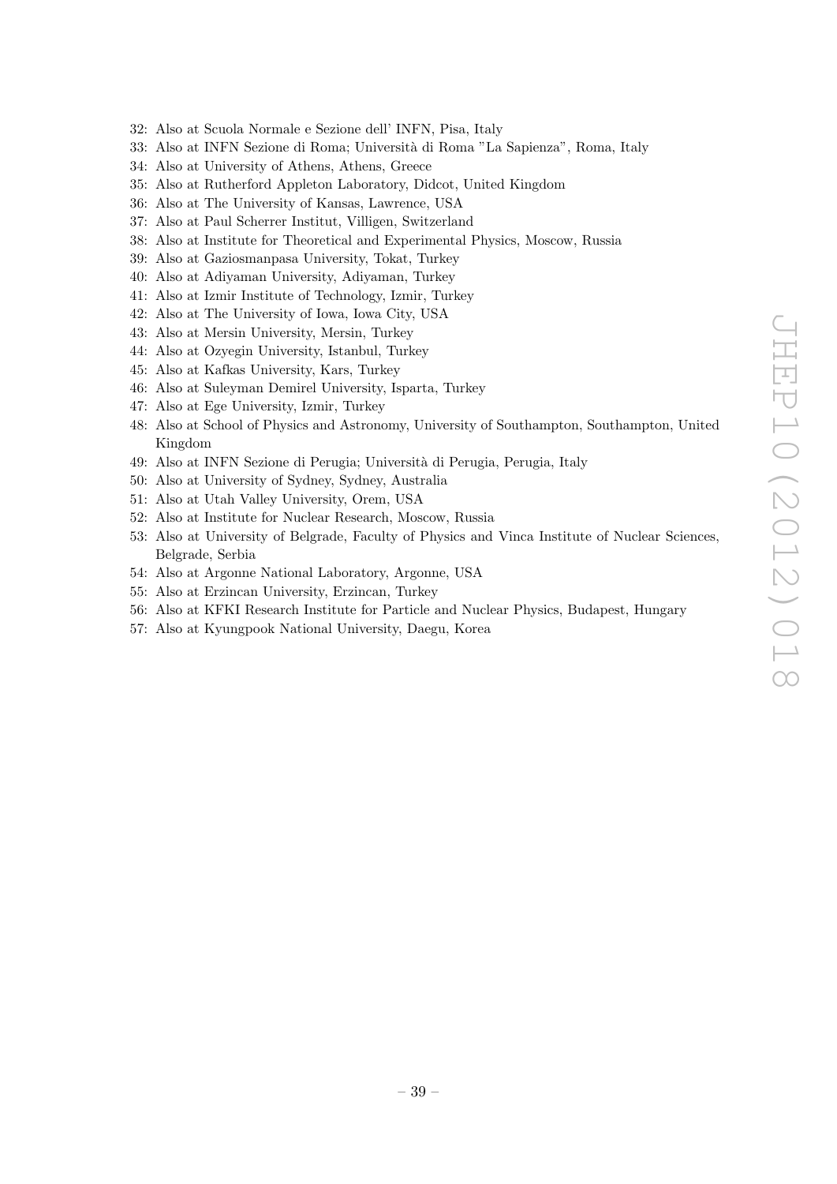32: Also at Scuola Normale e Sezione dell' INFN, Pisa, Italy
33: Also at INFN Sezione di Roma; Università di Roma "La Sapienza", Roma, Italy
34: Also at University of Athens, Athens, Greece
35: Also at Rutherford Appleton Laboratory, Didcot, United Kingdom
36: Also at The University of Kansas, Lawrence, USA
37: Also at Paul Scherrer Institut, Villigen, Switzerland
38: Also at Institute for Theoretical and Experimental Physics, Moscow, Russia
39: Also at Gaziosmanpasa University, Tokat, Turkey
40: Also at Adiyaman University, Adiyaman, Turkey
41: Also at Izmir Institute of Technology, Izmir, Turkey
42: Also at The University of Iowa, Iowa City, USA
43: Also at Mersin University, Mersin, Turkey
44: Also at Ozyegin University, Istanbul, Turkey
45: Also at Kafkas University, Kars, Turkey
46: Also at Suleyman Demirel University, Isparta, Turkey
47: Also at Ege University, Izmir, Turkey
48: Also at School of Physics and Astronomy, University of Southampton, Southampton, United Kingdom
49: Also at INFN Sezione di Perugia; Università di Perugia, Perugia, Italy
50: Also at University of Sydney, Sydney, Australia
51: Also at Utah Valley University, Orem, USA
52: Also at Institute for Nuclear Research, Moscow, Russia
53: Also at University of Belgrade, Faculty of Physics and Vinca Institute of Nuclear Sciences, Belgrade, Serbia
54: Also at Argonne National Laboratory, Argonne, USA
55: Also at Erzincan University, Erzincan, Turkey
56: Also at KFKI Research Institute for Particle and Nuclear Physics, Budapest, Hungary
57: Also at Kyungpook National University, Daegu, Korea